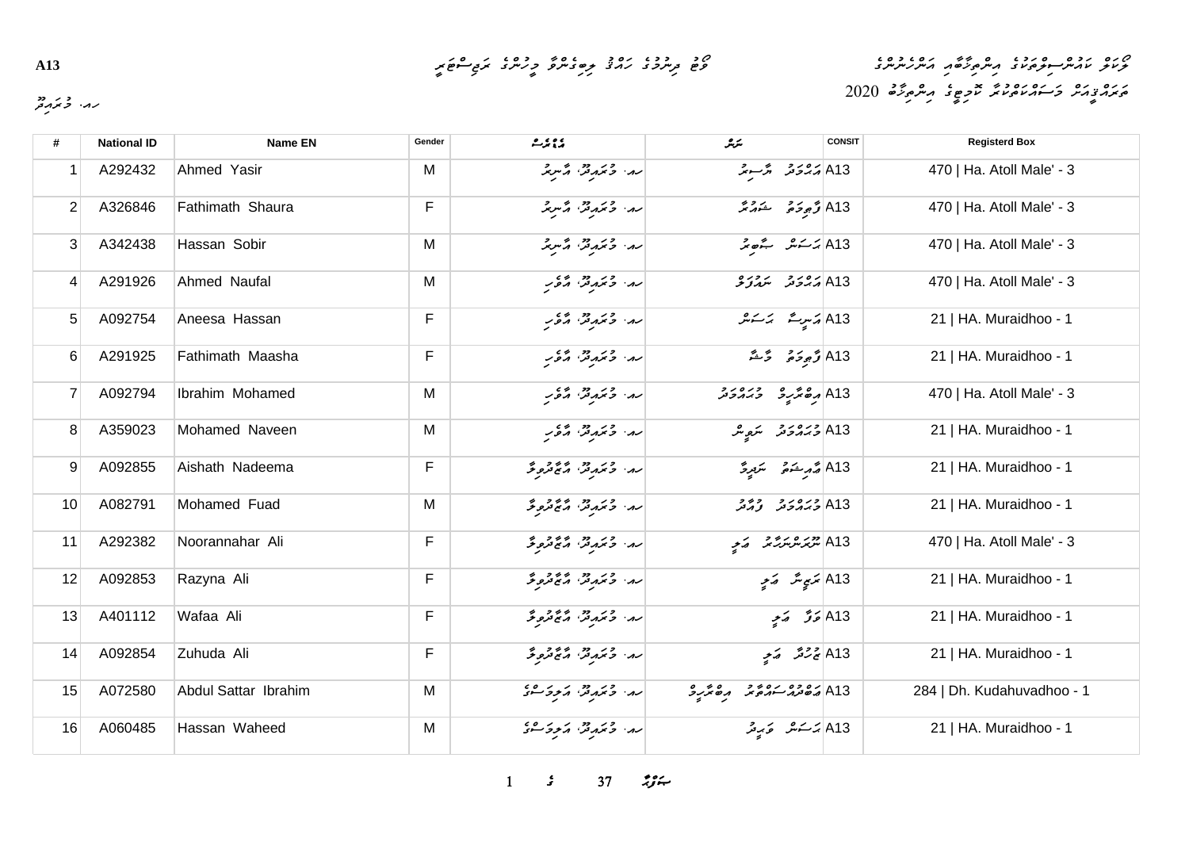# ލޯކަލް ކައުންސިލްތަކުގެ އިންތިޚާބާއި ވިމެންސް ޑިވެލޮޕްމަންޓް ކޮމިޓީގެ އިންތިޚާބު 2020 A13

ހއ. މުރައިދޫ

| # | National ID | Name EN | Gender | ގެއްގެ ނަން | ނަން | CONSIT | Registerd Box |
|---|---|---|---|---|---|---|---|
| 1 | A292432 | Ahmed Yasir | M | ހއ. މުރައިދޫ، އާސިރާ | އަހުމަދު ޔާސިރު | A13 | 470 \| Ha. Atoll Male' - 3 |
| 2 | A326846 | Fathimath Shaura | F | ހއ. މުރައިދޫ، އާސިރާ | ފާތިމަތު ޝައުރާ | A13 | 470 \| Ha. Atoll Male' - 3 |
| 3 | A342438 | Hassan Sobir | M | ހއ. މުރައިދޫ، އާސިރާ | ހަސަން ސާބިރު | A13 | 470 \| Ha. Atoll Male' - 3 |
| 4 | A291926 | Ahmed Naufal | M | ހއ. މުރައިދޫ، އާވަ | އަހުމަދު ނައުފަލް | A13 | 470 \| Ha. Atoll Male' - 3 |
| 5 | A092754 | Aneesa Hassan | F | ހއ. މުރައިދޫ، އާވަ | އަނީސާ ހަސަން | A13 | 21 \| HA. Muraidhoo - 1 |
| 6 | A291925 | Fathimath Maasha | F | ހއ. މުރައިދޫ، އާވަ | ފާތިމަތު މާޝާ | A13 | 21 \| HA. Muraidhoo - 1 |
| 7 | A092794 | Ibrahim Mohamed | M | ހއ. މުރައިދޫ، އާވަ | އިބްރާހީމް މުޙައްމަދު | A13 | 470 \| Ha. Atoll Male' - 3 |
| 8 | A359023 | Mohamed Naveen | M | ހއ. މުރައިދޫ، އާވަ | މުޙައްމަދު ނަވީން | A13 | 21 \| HA. Muraidhoo - 1 |
| 9 | A092855 | Aishath Nadeema | F | ހއ. މުރައިދޫ، އާޒާދުވިލާ | އާއިޝަތު ނަދީމާ | A13 | 21 \| HA. Muraidhoo - 1 |
| 10 | A082791 | Mohamed Fuad | M | ހއ. މުރައިދޫ، އާޒާދުވިލާ | މުޙައްމަދު ފުއާދު | A13 | 21 \| HA. Muraidhoo - 1 |
| 11 | A292382 | Noorannahar Ali | F | ހއ. މުރައިދޫ، އާޒާދުވިލާ | ނޫރަންނަހާރު ޢަލީ | A13 | 470 \| Ha. Atoll Male' - 3 |
| 12 | A092853 | Razyna Ali | F | ހއ. މުރައިދޫ، އާޒާދުވިލާ | ރަޒީނާ ޢަލީ | A13 | 21 \| HA. Muraidhoo - 1 |
| 13 | A401112 | Wafaa Ali | F | ހއ. މުރައިދޫ، އާޒާދުވިލާ | ވަފާ ޢަލީ | A13 | 21 \| HA. Muraidhoo - 1 |
| 14 | A092854 | Zuhuda Ali | F | ހއ. މުރައިދޫ، އާޒާދުވިލާ | ޒުހުދާ ޢަލީ | A13 | 21 \| HA. Muraidhoo - 1 |
| 15 | A072580 | Abdul Sattar Ibrahim | M | ހއ. މުރައިދޫ، އަލިވަސާގެ | ޢަބްދުއްސައްތާރު އިބްރާހީމް | A13 | 284 \| Dh. Kudahuvadhoo - 1 |
| 16 | A060485 | Hassan Waheed | M | ހއ. މުރައިދޫ، އަލިވަސާގެ | ހަސަން ވަހީދު | A13 | 21 \| HA. Muraidhoo - 1 |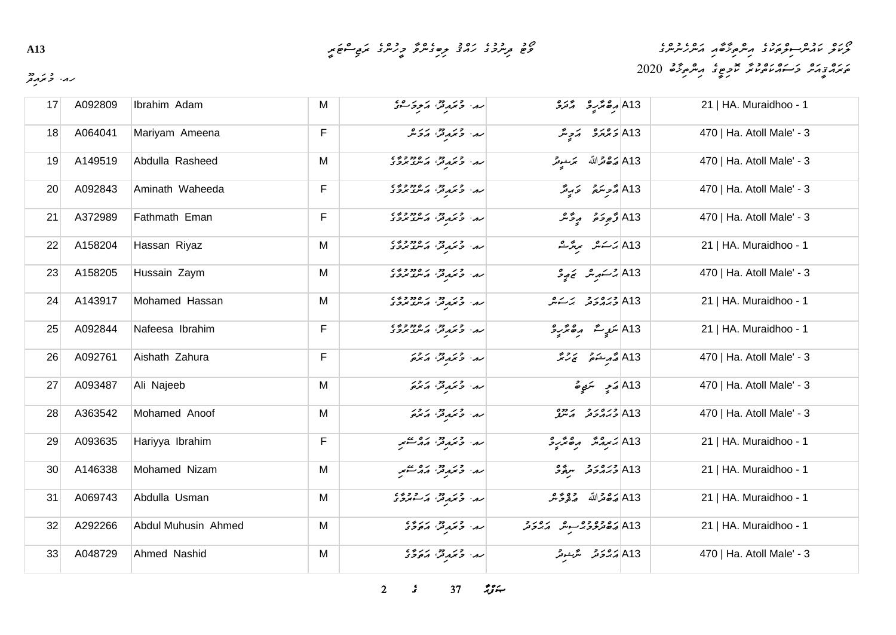| 17 | A092809 | Ibrahim Adam | M | رہ. وحتمدِ ترٗ، مَحْرِحَ سُوءَ | A13 مِرْھَمْرِرْ مُرْمَرْ | 21 \| HA. Muraidhoo - 1 |
|---|---|---|---|---|---|---|
| 18 | A064041 | Mariyam Ameena | F | رہ. وحتمدِ ترٗ، مَرَسَر | A13 دَمَرْمَرْدُ مَرِیْرَ | 470 \| Ha. Atoll Male' - 3 |
| 19 | A149519 | Abdulla Rasheed | M | رہ. وحتمدِ ترٗ، مَسْرَة مُرَوَّدَ | A13 مَەْقْرُاللّٰہ مَرْشِیْرُ | 470 \| Ha. Atoll Male' - 3 |
| 20 | A092843 | Aminath Waheeda | F | رہ. وحتمدِ ترٗ، مَسْرَة مُرَوَّدَ | A13 مُّرِسَمَرْ وَرِیَرُ | 470 \| Ha. Atoll Male' - 3 |
| 21 | A372989 | Fathmath Eman | F | رہ. وحتمدِ ترٗ، مَسْرَة مُرَوَّدَ | A13 زُّبُوحَمْ مِرِحَسْر | 470 \| Ha. Atoll Male' - 3 |
| 22 | A158204 | Hassan Riyaz | M | رہ. وحتمدِ ترٗ، مَسْرَة مُرَوَّدَ | A13 بَرَسَسْر مِرِمُرْسْہ | 21 \| HA. Muraidhoo - 1 |
| 23 | A158205 | Hussain Zaym | M | رہ. وحتمدِ ترٗ، مَسْرَة مُرَوَّدَ | A13 بُرْسَمَرِسْر يَمِرِدُ | 470 \| Ha. Atoll Male' - 3 |
| 24 | A143917 | Mohamed Hassan | M | رہ. وحتمدِ ترٗ، مَسْرَة مُرَوَّدَ | A13 وُبَرْمَرْوَدْ بَرَسَسْر | 21 \| HA. Muraidhoo - 1 |
| 25 | A092844 | Nafeesa Ibrahim | F | رہ. وحتمدِ ترٗ، مَسْرَة مُرَوَّدَ | A13 سَرِبِسْہ مِرْھَمْرِرْ | 21 \| HA. Muraidhoo - 1 |
| 26 | A092761 | Aishath Zahura | F | رہ. وحتمدِ ترٗ، مَرْمَرَ | A13 مُّرِسْدَمْ يَرْيَرُ | 470 \| Ha. Atoll Male' - 3 |
| 27 | A093487 | Ali Najeeb | M | رہ. وحتمدِ ترٗ، مَرْمَرَ | A13 مَرِ سَرِبِھْ | 470 \| Ha. Atoll Male' - 3 |
| 28 | A363542 | Mohamed Anoof | M | رہ. وحتمدِ ترٗ، مَرْمَرَ | A13 وُبَرْمَرْوَدْ مَسْرُرْ | 470 \| Ha. Atoll Male' - 3 |
| 29 | A093635 | Hariyya Ibrahim | F | رہ. وحتمدِ ترٗ، مَمْسَمْر | A13 بَرِمُرْمُرْ مِرْھَمْرِرْ | 21 \| HA. Muraidhoo - 1 |
| 30 | A146338 | Mohamed Nizam | M | رہ. وحتمدِ ترٗ، مَمْسَمْر | A13 وُبَرْمَرْوَدْ سِرْمَرْ | 21 \| HA. Muraidhoo - 1 |
| 31 | A069743 | Abdulla Usman | M | رہ. وحتمدِ ترٗ، مَسْعُرْوَدْ | A13 مَەْقْرُاللّٰہ مُرْمُرْسْر | 21 \| HA. Muraidhoo - 1 |
| 32 | A292266 | Abdul Muhusin Ahmed | M | رہ. وحتمدِ ترٗ، مَمْوَدْ | A13 مَەْمْرُوْرْمُرْسِسْر مَرْمَرْدُ | 21 \| HA. Muraidhoo - 1 |
| 33 | A048729 | Ahmed Nashid | M | رہ. وحتمدِ ترٗ، مَمْوَدْ | A13 مَرْمَرْدُ سَرْسْمُرْ | 470 \| Ha. Atoll Male' - 3 |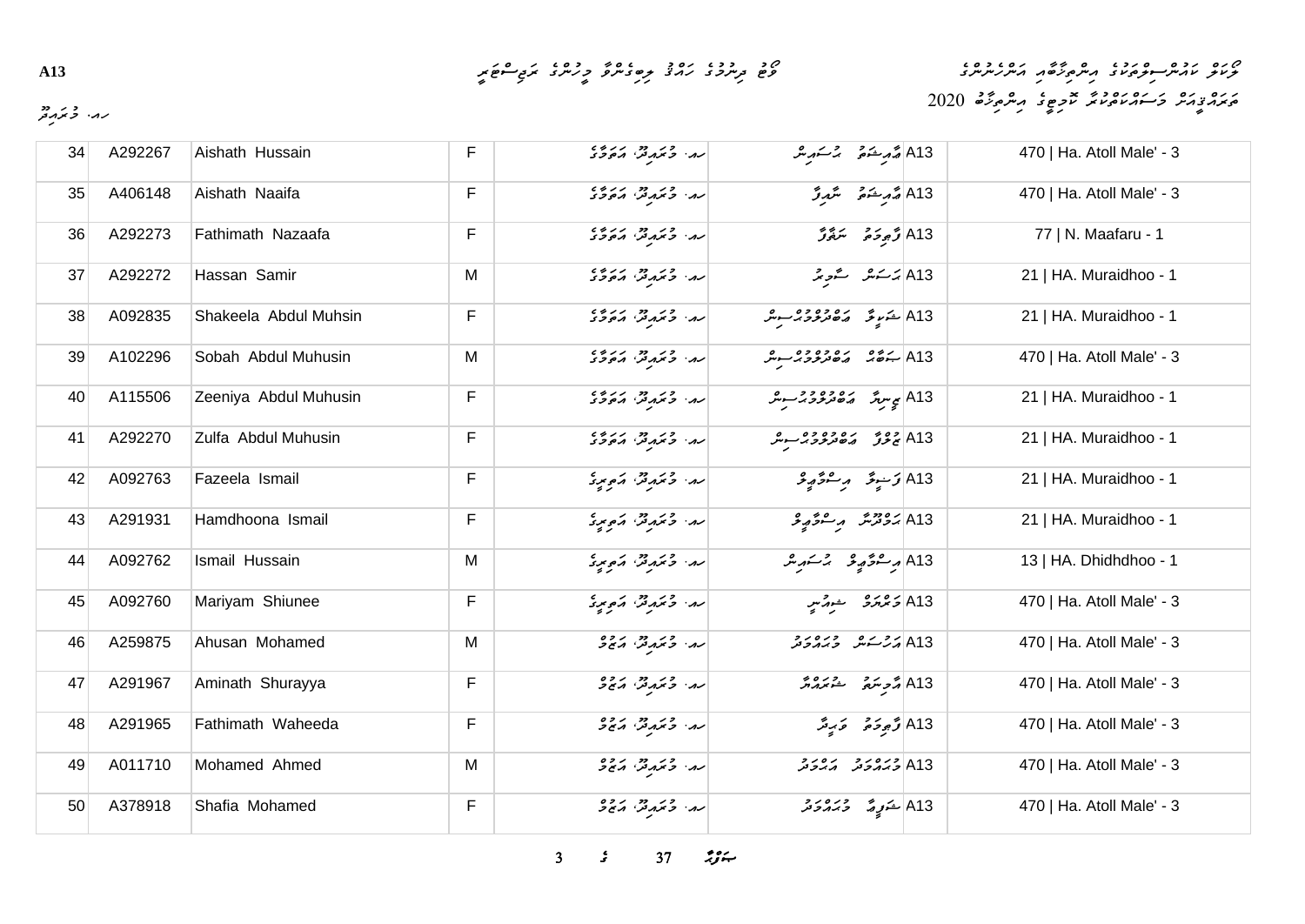| 34 | A292267 | Aishath Hussain | F | ހއ. މުރައިދޫ، އަވަގާގެ | A13 އާއިޝަތު ހުސައިން | 470 \| Ha. Atoll Male' - 3 |
|---|---|---|---|---|---|---|
| 35 | A406148 | Aishath Naaifa | F | ހއ. މުރައިދޫ، އަވަގާގެ | A13 އާއިޝަތު ނާއިފާ | 470 \| Ha. Atoll Male' - 3 |
| 36 | A292273 | Fathimath Nazaafa | F | ހއ. މުރައިދޫ، އަވަގާގެ | A13 ފާތިމަތު ނަޒާފާ | 77 \| N. Maafaru - 1 |
| 37 | A292272 | Hassan Samir | M | ހއ. މުރައިދޫ، އަވަގާގެ | A13 ހަސަން ސާމިރު | 21 \| HA. Muraidhoo - 1 |
| 38 | A092835 | Shakeela Abdul Muhsin | F | ހއ. މުރައިދޫ، އަވަގާގެ | A13 ޝަކީލާ އަބްދުލްމުޙްސިން | 21 \| HA. Muraidhoo - 1 |
| 39 | A102296 | Sobah Abdul Muhusin | M | ހއ. މުރައިދޫ، އަވަގާގެ | A13 ޞަބާޙް އަބްދުލްމުޙުސިން | 470 \| Ha. Atoll Male' - 3 |
| 40 | A115506 | Zeeniya Abdul Muhusin | F | ހއ. މުރައިދޫ، އަވަގާގެ | A13 ޒީނިޔާ އަބްދުލްމުޙުސިން | 21 \| HA. Muraidhoo - 1 |
| 41 | A292270 | Zulfa Abdul Muhusin | F | ހއ. މުރައިދޫ، އަވަގާގެ | A13 ޒުލްފާ އަބްދުލްމުޙުސިން | 21 \| HA. Muraidhoo - 1 |
| 42 | A092763 | Fazeela Ismail | F | ހއ. މުރައިދޫ، އަލިރީގެ | A13 ފަޒީލާ އިސްމާޢީލު | 21 \| HA. Muraidhoo - 1 |
| 43 | A291931 | Hamdhoona Ismail | F | ހއ. މުރައިދޫ، އަލިރީގެ | A13 ހަމްދޫނާ އިސްމާޢީލު | 21 \| HA. Muraidhoo - 1 |
| 44 | A092762 | Ismail Hussain | M | ހއ. މުރައިދޫ، އަލިރީގެ | A13 އިސްމާޢީލު ހުސައިން | 13 \| HA. Dhidhdhoo - 1 |
| 45 | A092760 | Mariyam Shiunee | F | ހއ. މުރައިދޫ، އަލިރީގެ | A13 މަރިޔަމް ޝިއުނީ | 470 \| Ha. Atoll Male' - 3 |
| 46 | A259875 | Ahusan Mohamed | M | ހއ. މުރައިދޫ، އަޖުވާ | A13 އަޙުސަން މުޙައްމަދު | 470 \| Ha. Atoll Male' - 3 |
| 47 | A291967 | Aminath Shurayya | F | ހއ. މުރައިދޫ، އަޖުވާ | A13 އާމިނަތު ޝުރައްޔާ | 470 \| Ha. Atoll Male' - 3 |
| 48 | A291965 | Fathimath Waheeda | F | ހއ. މުރައިދޫ، އަޖުވާ | A13 ފާތިމަތު ވަޙީދާ | 470 \| Ha. Atoll Male' - 3 |
| 49 | A011710 | Mohamed Ahmed | M | ހއ. މުރައިދޫ، އަޖުވާ | A13 މުޙައްމަދު އަޙްމަދު | 470 \| Ha. Atoll Male' - 3 |
| 50 | A378918 | Shafia Mohamed | F | ހއ. މުރައިދޫ، އަޖުވާ | A13 ޝަފިއާ މުޙައްމަދު | 470 \| Ha. Atoll Male' - 3 |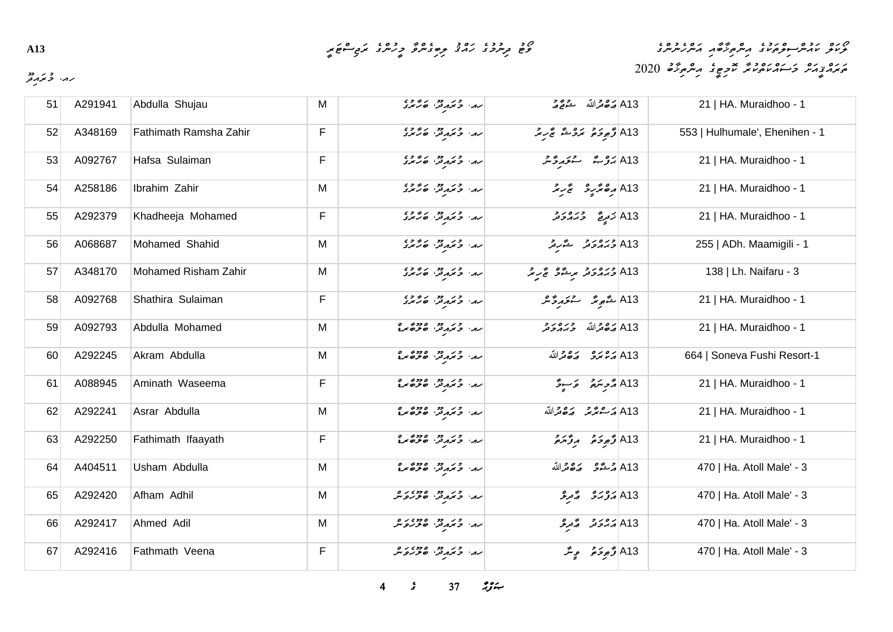| 51 | A291941 | Abdulla Shujau | M | ހއ. މުރައިދޫ، ބަހާރު | A13 އަބްދުﷲ ޝުޖާޢު | 21 \| HA. Muraidhoo - 1 |
|---|---|---|---|---|---|---|
| 52 | A348169 | Fathimath Ramsha Zahir | F | ހއ. މުރައިދޫ، ބަހާރު | A13 ފާތިމަތު ރަމްޝާ ޒާހިރު | 553 \| Hulhumale', Ehenihen - 1 |
| 53 | A092767 | Hafsa Sulaiman | F | ހއ. މުރައިދޫ، ބަހާރު | A13 ހަފްޞާ ސުލައިމާން | 21 \| HA. Muraidhoo - 1 |
| 54 | A258186 | Ibrahim Zahir | M | ހއ. މުރައިދޫ، ބަހާރު | A13 އިބްރާހީމް ޒާހިރު | 21 \| HA. Muraidhoo - 1 |
| 55 | A292379 | Khadheeja Mohamed | F | ހއ. މުރައިދޫ، ބަހާރު | A13 ޚަދީޖާ މުހައްމަދު | 21 \| HA. Muraidhoo - 1 |
| 56 | A068687 | Mohamed Shahid | M | ހއ. މުރައިދޫ، ބަހާރު | A13 މުހައްމަދު ޝާހިދު | 255 \| ADh. Maamigili - 1 |
| 57 | A348170 | Mohamed Risham Zahir | M | ހއ. މުރައިދޫ، ބަހާރު | A13 މުހައްމަދު ރިޝާމް ޒާހިރު | 138 \| Lh. Naifaru - 3 |
| 58 | A092768 | Shathira Sulaiman | F | ހއ. މުރައިދޫ، ބަހާރު | A13 ޝާތިރާ ސުލައިމާން | 21 \| HA. Muraidhoo - 1 |
| 59 | A092793 | Abdulla Mohamed | M | ހއ. މުރައިދޫ، ބުރުޒުގެ | A13 އަބްދުﷲ މުހައްމަދު | 21 \| HA. Muraidhoo - 1 |
| 60 | A292245 | Akram Abdulla | M | ހއ. މުރައިދޫ، ބުރުޒުގެ | A13 އަކްރަމް އަބްދުﷲ | 664 \| Soneva Fushi Resort-1 |
| 61 | A088945 | Aminath Waseema | F | ހއ. މުރައިދޫ، ބުރުޒުގެ | A13 އާމިނަތު ވަސީމާ | 21 \| HA. Muraidhoo - 1 |
| 62 | A292241 | Asrar Abdulla | M | ހއ. މުރައިދޫ، ބުރުޒުގެ | A13 އަސްރާރު އަބްދުﷲ | 21 \| HA. Muraidhoo - 1 |
| 63 | A292250 | Fathimath Ifaayath | F | ހއ. މުރައިދޫ، ބުރުޒުގެ | A13 ފާތިމަތު އިފާޔަތު | 21 \| HA. Muraidhoo - 1 |
| 64 | A404511 | Usham Abdulla | M | ހއ. މުރައިދޫ، ބުރުޒުގެ | A13 އުޝާމް އަބްދުﷲ | 470 \| Ha. Atoll Male' - 3 |
| 65 | A292420 | Afham Adhil | M | ހއ. މުރައިދޫ، ބުރުޒުވަން | A13 އަފްހަމް އާދިލް | 470 \| Ha. Atoll Male' - 3 |
| 66 | A292417 | Ahmed Adil | M | ހއ. މުރައިދޫ، ބުރުޒުވަން | A13 އަހްމަދު އާދިލް | 470 \| Ha. Atoll Male' - 3 |
| 67 | A292416 | Fathmath Veena | F | ހއ. މުރައިދޫ، ބުރުޒުވަން | A13 ފާތިމަތު ވީނާ | 470 \| Ha. Atoll Male' - 3 |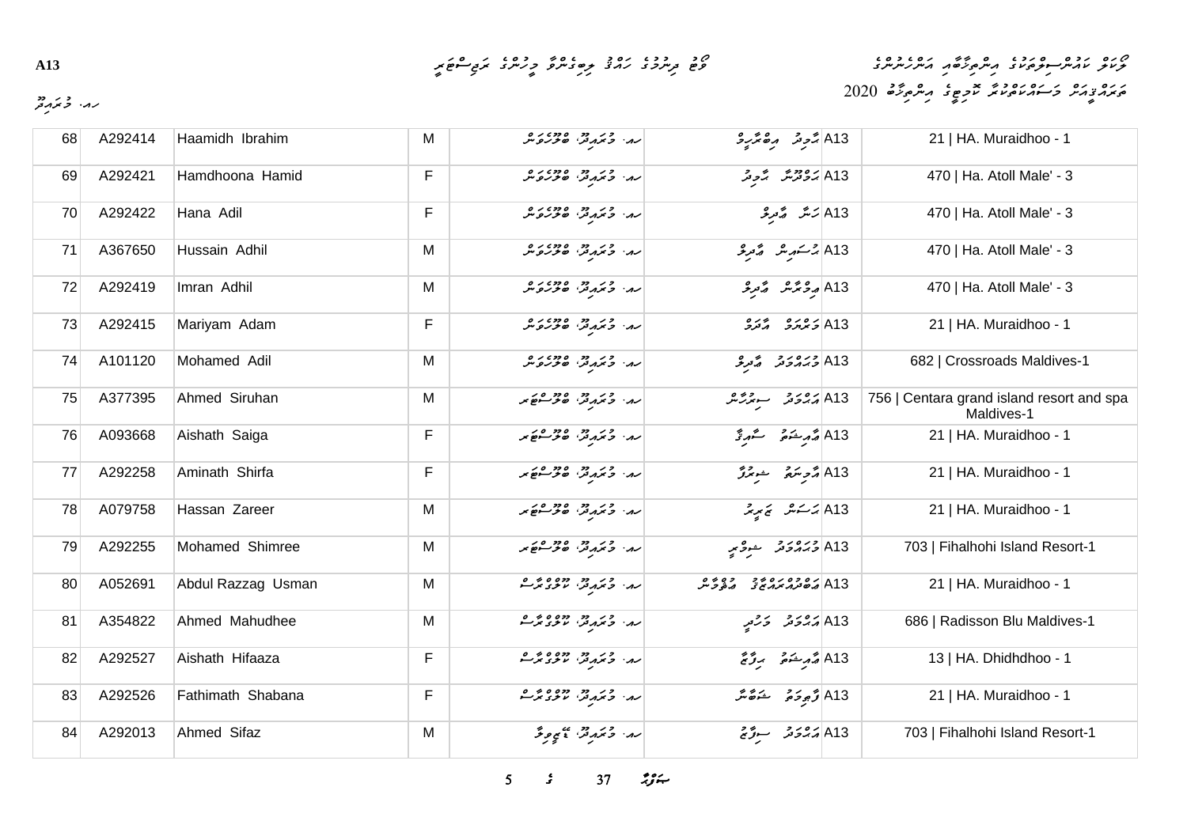رە. دىمەتر

| 68 | A292414 | Haamidh Ibrahim | M | رە. دىمەتر، ھەدرىرى | A13 ئەرىتر مەھەتمەرد | 21 \| HA. Muraidhoo - 1 |
|---|---|---|---|---|---|---|
| 69 | A292421 | Hamdhoona Hamid | F | رە. دىمەتر، ھەدرىرى | A13 ئەدەترىتر ئەدەتر | 470 \| Ha. Atoll Male' - 3 |
| 70 | A292422 | Hana Adil | F | رە. دىمەتر، ھەدرىرى | A13 ئەتر ئەترى | 470 \| Ha. Atoll Male' - 3 |
| 71 | A367650 | Hussain Adhil | M | رە. دىمەتر، ھەدرىرى | A13 ئەسەرىتر ئەترى | 470 \| Ha. Atoll Male' - 3 |
| 72 | A292419 | Imran Adhil | M | رە. دىمەتر، ھەدرىرى | A13 مەدىتر ئەترى | 470 \| Ha. Atoll Male' - 3 |
| 73 | A292415 | Mariyam Adam | F | رە. دىمەتر، ھەدرىرى | A13 دىمەرە ئەترى | 21 \| HA. Muraidhoo - 1 |
| 74 | A101120 | Mohamed Adil | M | رە. دىمەتر، ھەدرىرى | A13 دىمەدىر ئەترى | 682 \| Crossroads Maldives-1 |
| 75 | A377395 | Ahmed Siruhan | M | رە. دىمەتر، ھەدرىرى | A13 ئەرەدىر سىترىتر | 756 \| Centara grand island resort and spa Maldives-1 |
| 76 | A093668 | Aishath Saiga | F | رە. دىمەتر، ھەدرىرى | A13 ئەرىشەھ سەرىتى | 21 \| HA. Muraidhoo - 1 |
| 77 | A292258 | Aminath Shirfa | F | رە. دىمەتر، ھەدرىرى | A13 ئەرىتىھ شىترى | 21 \| HA. Muraidhoo - 1 |
| 78 | A079758 | Hassan Zareer | M | رە. دىمەتر، ھەدرىرى | A13 ئەسەتر تىمەتر | 21 \| HA. Muraidhoo - 1 |
| 79 | A292255 | Mohamed Shimree | M | رە. دىمەتر، ھەدرىرى | A13 دىمەدىر شىدىر | 703 \| Fihalhohi Island Resort-1 |
| 80 | A052691 | Abdul Razzag Usman | M | رە. دىمەتر، ھەدرىرى | A13 ئەھەترەتمەدى دىيەترىتر | 21 \| HA. Muraidhoo - 1 |
| 81 | A354822 | Ahmed Mahudhee | M | رە. دىمەتر، ھەدرىرى | A13 ئەرەدىر دىدىر | 686 \| Radisson Blu Maldives-1 |
| 82 | A292527 | Aishath Hifaaza | F | رە. دىمەتر، ھەدرىرى | A13 ئەرىشەھ بىرىتى | 13 \| HA. Dhidhdhoo - 1 |
| 83 | A292526 | Fathimath Shabana | F | رە. دىمەتر، ھەدرىرى | A13 ئەدەدە شەھەتر | 21 \| HA. Muraidhoo - 1 |
| 84 | A292013 | Ahmed Sifaz | M | رە. دىمەتر، ھەدرىرى | A13 ئەرەدىر سىرىتى | 703 \| Fihalhohi Island Resort-1 |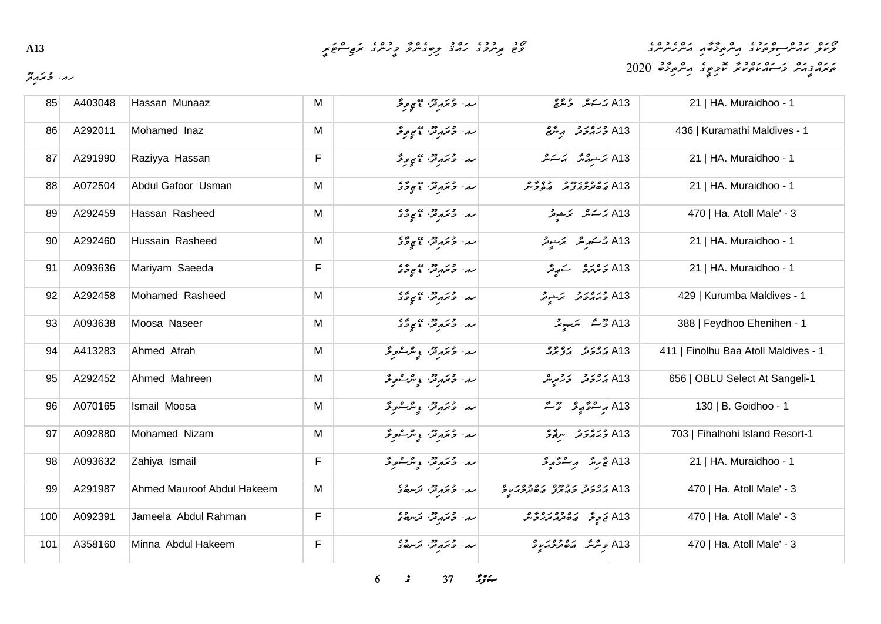| 85 | A403048 | Hassan Munaaz | M | ހއ. މުރައިދޫ، ޤުރިއްޔާ | A13 ހަސަން މުނާޒް | 21 \| HA. Muraidhoo - 1 |
|---|---|---|---|---|---|---|
| 86 | A292011 | Mohamed Inaz | M | ހއ. މުރައިދޫ، ޤުރިއްޔާ | A13 މުހައްމަދު އިނާޒް | 436 \| Kuramathi Maldives - 1 |
| 87 | A291990 | Raziyya Hassan | F | ހއ. މުރައިދޫ، ޤުރިއްޔާ | A13 ރަޒިއްޔާ ހަސަން | 21 \| HA. Muraidhoo - 1 |
| 88 | A072504 | Abdul Gafoor Usman | M | ހއ. މުރައިދޫ، ޤުރިމާގެ | A13 އަބްދުލްޣަފޫރު އުސްމާން | 21 \| HA. Muraidhoo - 1 |
| 89 | A292459 | Hassan Rasheed | M | ހއ. މުރައިދޫ، ޤުރިމާގެ | A13 ހަސަން ރަޝީދު | 470 \| Ha. Atoll Male' - 3 |
| 90 | A292460 | Hussain Rasheed | M | ހއ. މުރައިދޫ، ޤުރިމާގެ | A13 ހުސައިން ރަޝީދު | 21 \| HA. Muraidhoo - 1 |
| 91 | A093636 | Mariyam Saeeda | F | ހއ. މުރައިދޫ، ޤުރިމާގެ | A13 މަރިޔަމް ސަޢީދާ | 21 \| HA. Muraidhoo - 1 |
| 92 | A292458 | Mohamed Rasheed | M | ހއ. މުރައިދޫ، ޤުރިމާގެ | A13 މުހައްމަދު ރަޝީދު | 429 \| Kurumba Maldives - 1 |
| 93 | A093638 | Moosa Naseer | M | ހއ. މުރައިދޫ، ޤުރިމާގެ | A13 މޫސާ ނަސީރު | 388 \| Feydhoo Ehenihen - 1 |
| 94 | A413283 | Ahmed Afrah | M | ހއ. މުރައިދޫ، ފިނިފެންމާގެ | A13 އަހްމަދު އަފްރާހް | 411 \| Finolhu Baa Atoll Maldives - 1 |
| 95 | A292452 | Ahmed Mahreen | M | ހއ. މުރައިދޫ، ފިނިފެންމާގެ | A13 އަހްމަދު މަހްރީން | 656 \| OBLU Select At Sangeli-1 |
| 96 | A070165 | Ismail Moosa | M | ހއ. މުރައިދޫ، ފިނިފެންމާގެ | A13 އިސްމާއީލް މޫސާ | 130 \| B. Goidhoo - 1 |
| 97 | A092880 | Mohamed Nizam | M | ހއ. މުރައިދޫ، ފިނިފެންމާގެ | A13 މުހައްމަދު ނިޒާމް | 703 \| Fihalhohi Island Resort-1 |
| 98 | A093632 | Zahiya Ismail | F | ހއ. މުރައިދޫ، ފިނިފެންމާގެ | A13 ޒާހިޔާ އިސްމާއީލް | 21 \| HA. Muraidhoo - 1 |
| 99 | A291987 | Ahmed Mauroof Abdul Hakeem | M | ހއ. މުރައިދޫ، ފަސްޖެހޭ | A13 އަހްމަދު މަޢްރޫފް އަބްދުލްޙަކީމް | 470 \| Ha. Atoll Male' - 3 |
| 100 | A092391 | Jameela Abdul Rahman | F | ހއ. މުރައިދޫ، ފަސްޖެހޭ | A13 ޖަމީލާ އަބްދުއްރަޙްމާން | 470 \| Ha. Atoll Male' - 3 |
| 101 | A358160 | Minna Abdul Hakeem | F | ހއ. މުރައިދޫ، ފަސްޖެހޭ | A13 މިންނާ އަބްދުލްޙަކީމް | 470 \| Ha. Atoll Male' - 3 |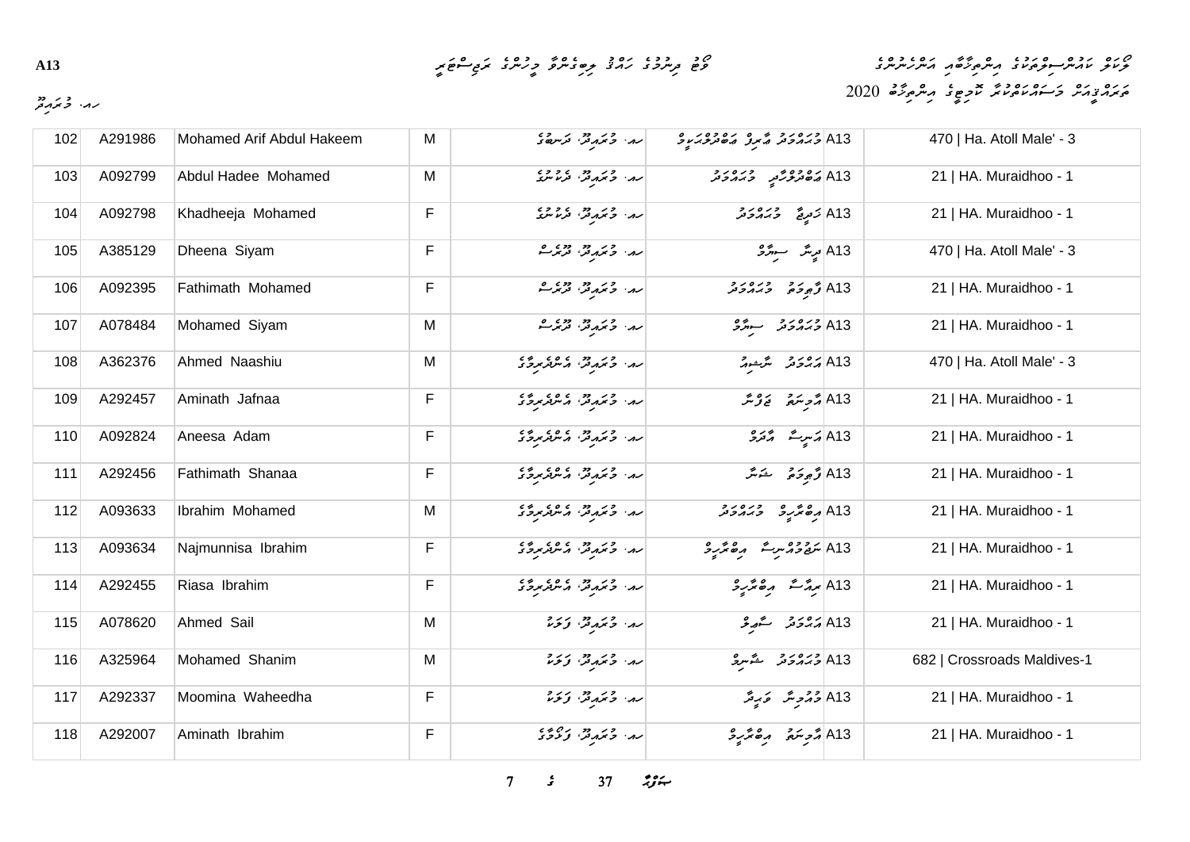| 102 | A291986 | Mohamed Arif Abdul Hakeem | M | ހދ. މުރައިދޫ، ދަސްވަގު | A13 މުޙައްމަދު އާރިފް ޢަބްދުލްޙަކީމް | 470 \| Ha. Atoll Male' - 3 |
|---|---|---|---|---|---|---|
| 103 | A092799 | Abdul Hadee Mohamed | M | ހދ. މުރައިދޫ، ދޫނިސް | A13 ޢަބްދުލްހާދީ މުޙައްމަދު | 21 \| HA. Muraidhoo - 1 |
| 104 | A092798 | Khadheeja Mohamed | F | ހދ. މުރައިދޫ، ދޫނިސް | A13 ޚަދީޖާ މުޙައްމަދު | 21 \| HA. Muraidhoo - 1 |
| 105 | A385129 | Dheena Siyam | F | ހދ. މުރައިދޫ، ދޫރެސް | A13 ދީނާ ސިޔާމް | 470 \| Ha. Atoll Male' - 3 |
| 106 | A092395 | Fathimath Mohamed | F | ހދ. މުރައިދޫ، ދޫރެސް | A13 ފާތިމަތު މުޙައްމަދު | 21 \| HA. Muraidhoo - 1 |
| 107 | A078484 | Mohamed Siyam | M | ހދ. މުރައިދޫ، ދޫރެސް | A13 މުޙައްމަދު ސިޔާމް | 21 \| HA. Muraidhoo - 1 |
| 108 | A362376 | Ahmed Naashiu | M | ހދ. މުރައިދޫ، އެންދެރިވާގެ | A13 އަޙްމަދު ނާޝިއު | 470 \| Ha. Atoll Male' - 3 |
| 109 | A292457 | Aminath Jafnaa | F | ހދ. މުރައިދޫ، އެންދެރިވާގެ | A13 އާމިނަތު ޖަފްނާ | 21 \| HA. Muraidhoo - 1 |
| 110 | A092824 | Aneesa Adam | F | ހދ. މުރައިދޫ، އެންދެރިވާގެ | A13 އަނީސާ އާދަމް | 21 \| HA. Muraidhoo - 1 |
| 111 | A292456 | Fathimath Shanaa | F | ހދ. މުރައިދޫ، އެންދެރިވާގެ | A13 ފާތިމަތު ޝަނާ | 21 \| HA. Muraidhoo - 1 |
| 112 | A093633 | Ibrahim Mohamed | M | ހދ. މުރައިދޫ، އެންދެރިވާގެ | A13 އިބްރާހީމް މުޙައްމަދު | 21 \| HA. Muraidhoo - 1 |
| 113 | A093634 | Najmunnisa Ibrahim | F | ހދ. މުރައިދޫ، އެންދެރިވާގެ | A13 ނަޖްމުންނިސާ އިބްރާހީމް | 21 \| HA. Muraidhoo - 1 |
| 114 | A292455 | Riasa Ibrahim | F | ހދ. މުރައިދޫ، އެންދެރިވާގެ | A13 ރިއާސާ އިބްރާހީމް | 21 \| HA. Muraidhoo - 1 |
| 115 | A078620 | Ahmed Sail | M | ހދ. މުރައިދޫ، ވަވަހު | A13 އަޙްމަދު ސާއިލް | 21 \| HA. Muraidhoo - 1 |
| 116 | A325964 | Mohamed Shanim | M | ހދ. މުރައިދޫ، ވަވަހު | A13 މުޙައްމަދު ޝާނިމް | 682 \| Crossroads Maldives-1 |
| 117 | A292337 | Moomina Waheedha | F | ހދ. މުރައިދޫ، ވަވަހު | A13 މޫމިނާ ވަޙީދާ | 21 \| HA. Muraidhoo - 1 |
| 118 | A292007 | Aminath Ibrahim | F | ހދ. މުރައިދޫ، ވެލްވާގެ | A13 އާމިނަތު އިބްރާހީމް | 21 \| HA. Muraidhoo - 1 |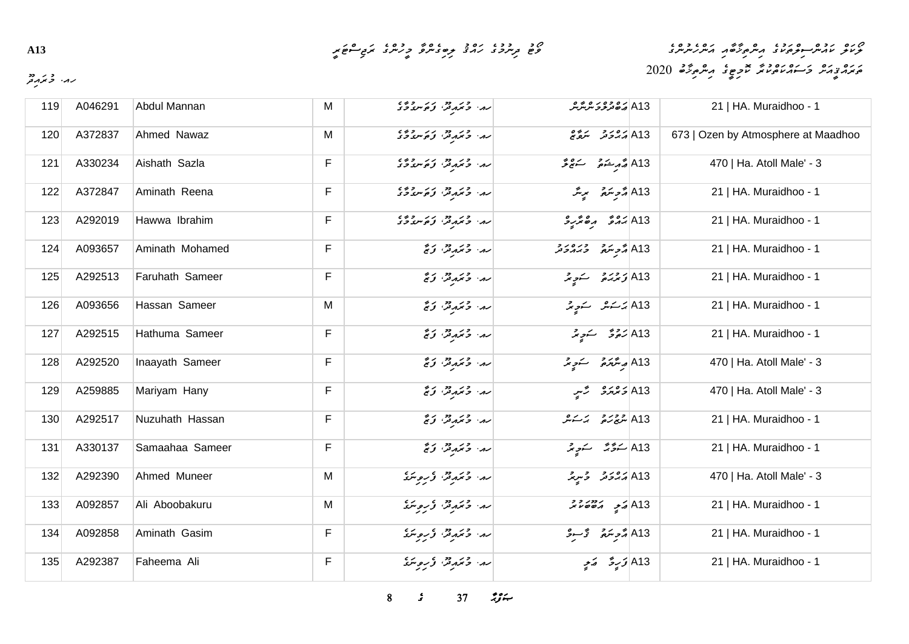| 119 | A046291 | Abdul Mannan | M | رە. دىمەدىر. ۆكەسدى | A13 ئەھ ترىزە ئەرسىرىشى | 21 \| HA. Muraidhoo - 1 |
|---|---|---|---|---|---|---|
| 120 | A372837 | Ahmed Nawaz | M | رە. دىمەدىر. ۆكەسدى | A13 ئەبرى تىرگە | 673 \| Ozen by Atmosphere at Maadhoo |
| 121 | A330234 | Aishath Sazla | F | رە. دىمەدىر. ۆكەسدى | A13 ئەمەشكى سەھىم | 470 \| Ha. Atoll Male' - 3 |
| 122 | A372847 | Aminath Reena | F | رە. دىمەدىر. ۆكەسدى | A13 ئەرسىم بىرى | 21 \| HA. Muraidhoo - 1 |
| 123 | A292019 | Hawwa Ibrahim | F | رە. دىمەدىر. ۆكەسدى | A13 ئەدە رەھىرىۋ | 21 \| HA. Muraidhoo - 1 |
| 124 | A093657 | Aminath Mohamed | F | رە. دىمەدىر. ۆكى | A13 ئەرسىم دىرەدىر | 21 \| HA. Muraidhoo - 1 |
| 125 | A292513 | Faruhath Sameer | F | رە. دىمەدىر. ۆكى | A13 ۆىرىم سىرىر | 21 \| HA. Muraidhoo - 1 |
| 126 | A093656 | Hassan Sameer | M | رە. دىمەدىر. ۆكى | A13 بەسەش سىرىر | 21 \| HA. Muraidhoo - 1 |
| 127 | A292515 | Hathuma Sameer | F | رە. دىمەدىر. ۆكى | A13 ئەۋە سىرىر | 21 \| HA. Muraidhoo - 1 |
| 128 | A292520 | Inaayath Sameer | F | رە. دىمەدىر. ۆكى | A13 مەشرى سىرىر | 470 \| Ha. Atoll Male' - 3 |
| 129 | A259885 | Mariyam Hany | F | رە. دىمەدىر. ۆكى | A13 ۆىرىدۇ ئەسپ | 470 \| Ha. Atoll Male' - 3 |
| 130 | A292517 | Nuzuhath Hassan | F | رە. دىمەدىر. ۆكى | A13 سرىرم ئەسەش | 21 \| HA. Muraidhoo - 1 |
| 131 | A330137 | Samaahaa Sameer | F | رە. دىمەدىر. ۆكى | A13 سەۋىر سىرىر | 21 \| HA. Muraidhoo - 1 |
| 132 | A292390 | Ahmed Muneer | M | رە. دىمەدىر. ۆرىرىرى | A13 ئەبرى دىبر | 470 \| Ha. Atoll Male' - 3 |
| 133 | A092857 | Ali Aboobakuru | M | رە. دىمەدىر. ۆرىرىرى | A13 ئەبر ئەھھىر | 21 \| HA. Muraidhoo - 1 |
| 134 | A092858 | Aminath Gasim | F | رە. دىمەدىر. ۆرىرىرى | A13 ئەرسىم ئۆسو | 21 \| HA. Muraidhoo - 1 |
| 135 | A292387 | Faheema Ali | F | رە. دىمەدىر. ۆرىرىرى | A13 ۆرىۋ ئەبر | 21 \| HA. Muraidhoo - 1 |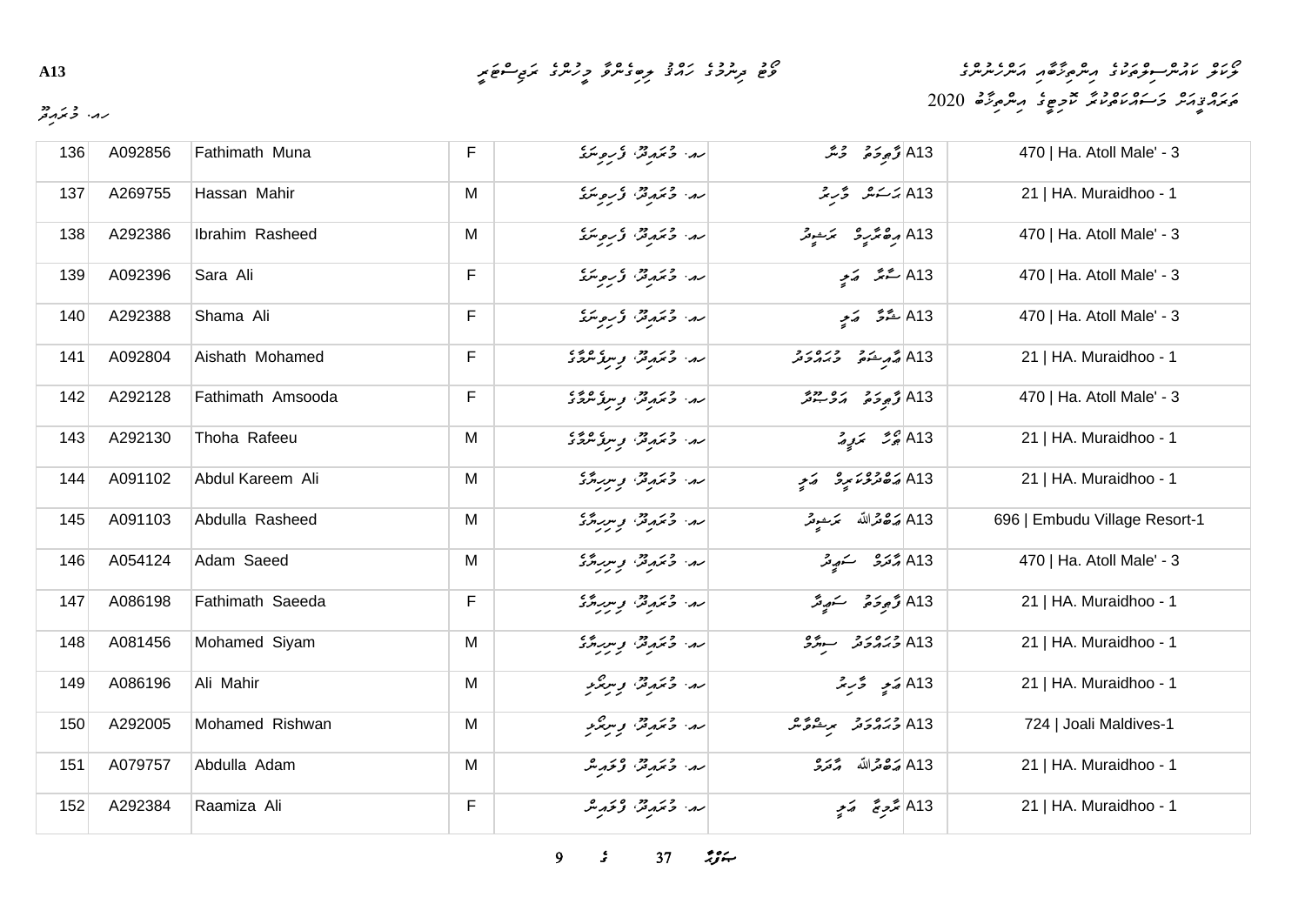| 136 | A092856 | Fathimath Muna | F | رە. ۋىترەقر، ۋىرەسرە | A13 ۋە ۋە ۋىر | 470 \| Ha. Atoll Male' - 3 |
|---|---|---|---|---|---|---|
| 137 | A269755 | Hassan Mahir | M | رە. ۋىترەقر، ۋىرەسرە | A13 ئەسەر ۋرىز | 21 \| HA. Muraidhoo - 1 |
| 138 | A292386 | Ibrahim Rasheed | M | رە. ۋىترەقر، ۋىرەسرە | A13 مەھەر پەن ترىشىدى | 470 \| Ha. Atoll Male' - 3 |
| 139 | A092396 | Sara Ali | F | رە. ۋىترەقر، ۋىرەسرە | A13 سەتىر ەكىر | 470 \| Ha. Atoll Male' - 3 |
| 140 | A292388 | Shama Ali | F | رە. ۋىترەقر، ۋىرەسرە | A13 شەق ەكىر | 470 \| Ha. Atoll Male' - 3 |
| 141 | A092804 | Aishath Mohamed | F | رە. ۋىترەقر، ۋىرەتروگ | A13 ەكرىشە دىرەدىر | 21 \| HA. Muraidhoo - 1 |
| 142 | A292128 | Fathimath Amsooda | F | رە. ۋىترەقر، ۋىرەتروگ | A13 ۋەدە ەروسور | 470 \| Ha. Atoll Male' - 3 |
| 143 | A292130 | Thoha Rafeeu | M | رە. ۋىترەقر، ۋىرەتروگ | A13 ئەر بروبە | 21 \| HA. Muraidhoo - 1 |
| 144 | A091102 | Abdul Kareem Ali | M | رە. ۋىترەقر، وىررىرگ | A13 ەھەرۋىرو ەكىر | 21 \| HA. Muraidhoo - 1 |
| 145 | A091103 | Abdulla Rasheed | M | رە. ۋىترەقر، وىررىرگ | A13 ەھەتراللە ترىشىدى | 696 \| Embudu Village Resort-1 |
| 146 | A054124 | Adam Saeed | M | رە. ۋىترەقر، وىررىرگ | A13 ەترە سەدى | 470 \| Ha. Atoll Male' - 3 |
| 147 | A086198 | Fathimath Saeeda | F | رە. ۋىترەقر، وىررىرگ | A13 ۋەدە سەدىر | 21 \| HA. Muraidhoo - 1 |
| 148 | A081456 | Mohamed Siyam | M | رە. ۋىترەقر، وىررىرگ | A13 دىرەدىر سىرگ | 21 \| HA. Muraidhoo - 1 |
| 149 | A086196 | Ali Mahir | M | رە. ۋىترەقر، وىرىگى | A13 ەكىر ۋرىز | 21 \| HA. Muraidhoo - 1 |
| 150 | A292005 | Mohamed Rishwan | M | رە. ۋىترەقر، وىرىگى | A13 دىرەدىر برىشۇتر | 724 \| Joali Maldives-1 |
| 151 | A079757 | Abdulla Adam | M | رە. ۋىترەقر، ۋۋەر | A13 ەھەتراللە ەترە | 21 \| HA. Muraidhoo - 1 |
| 152 | A292384 | Raamiza Ali | F | رە. ۋىترەقر، ۋۋەر | A13 ترىج ەكىر | 21 \| HA. Muraidhoo - 1 |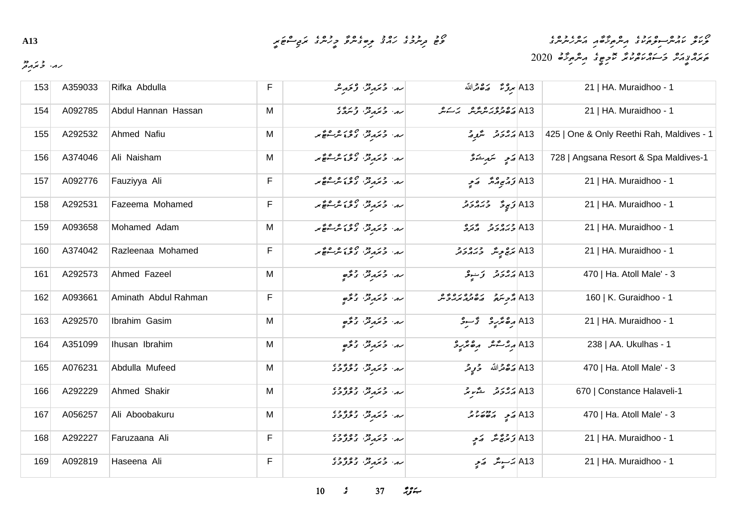| 153 | A359033 | Rifka Abdulla | F | ހއ. މުރައިދޫ، ފެހިމަގު | A13 ރިފްޤާ އަބްދުﷲ | 21 \| HA. Muraidhoo - 1 |
|---|---|---|---|---|---|---|
| 154 | A092785 | Abdul Hannan Hassan | M | ހއ. މުރައިދޫ، ފްލަވަރގޯ | A13 އަބްދުލްހަންނާން ހަސަން | 21 \| HA. Muraidhoo - 1 |
| 155 | A292532 | Ahmed Nafiu | M | ހއ. މުރައިދޫ، ގްރީންސްޓާރ | A13 އަޙްމަދު ނާފިޢު | 425 \| One & Only Reethi Rah, Maldives - 1 |
| 156 | A374046 | Ali Naisham | M | ހއ. މުރައިދޫ، ގްރީންސްޓާރ | A13 އަލި ނައިޝަމް | 728 \| Angsana Resort & Spa Maldives-1 |
| 157 | A092776 | Fauziyya Ali | F | ހއ. މުރައިދޫ، ގްރީންސްޓާރ | A13 ފައުޒިއްޔާ އަލި | 21 \| HA. Muraidhoo - 1 |
| 158 | A292531 | Fazeema Mohamed | F | ހއ. މުރައިދޫ، ގްރީންސްޓާރ | A13 ފަޒީމާ މުޙައްމަދު | 21 \| HA. Muraidhoo - 1 |
| 159 | A093658 | Mohamed Adam | M | ހއ. މުރައިދޫ، ގްރީންސްޓާރ | A13 މުޙައްމަދު އާދަމް | 21 \| HA. Muraidhoo - 1 |
| 160 | A374042 | Razleenaa Mohamed | F | ހއ. މުރައިދޫ، ގްރީންސްޓާރ | A13 ރަޒްލީނާ މުޙައްމަދު | 21 \| HA. Muraidhoo - 1 |
| 161 | A292573 | Ahmed Fazeel | M | ހއ. މުރައިދޫ، ގުލްޝަން | A13 އަޙްމަދު ފަޟީލު | 470 \| Ha. Atoll Male' - 3 |
| 162 | A093661 | Aminath Abdul Rahman | F | ހއ. މުރައިދޫ، ގުލްޝަން | A13 އާމިނަތު އަބްދުއްރަޙްމާން | 160 \| K. Guraidhoo - 1 |
| 163 | A292570 | Ibrahim Gasim | M | ހއ. މުރައިދޫ، ގުލްޝަން | A13 އިބްރާހީމް ޤާސިމް | 21 \| HA. Muraidhoo - 1 |
| 164 | A351099 | Ihusan Ibrahim | M | ހއ. މުރައިދޫ، ގުލްޝަން | A13 އިޙްސާން އިބްރާހީމް | 238 \| AA. Ukulhas - 1 |
| 165 | A076231 | Abdulla Mufeed | M | ހއ. މުރައިދޫ، ގުލްފާމާގެ | A13 އަބްދުﷲ މުފީދު | 470 \| Ha. Atoll Male' - 3 |
| 166 | A292229 | Ahmed Shakir | M | ހއ. މުރައިދޫ، ގުލްފާމާގެ | A13 އަޙްމަދު ޝާކިރު | 670 \| Constance Halaveli-1 |
| 167 | A056257 | Ali Aboobakuru | M | ހއ. މުރައިދޫ، ގުލްފާމާގެ | A13 އަލި އަބޫބަކުރު | 470 \| Ha. Atoll Male' - 3 |
| 168 | A292227 | Faruzaana Ali | F | ހއ. މުރައިދޫ، ގުލްފާމާގެ | A13 ފަރުޒާނާ އަލި | 21 \| HA. Muraidhoo - 1 |
| 169 | A092819 | Haseena Ali | F | ހއ. މުރައިދޫ، ގުލްފާމާގެ | A13 ހަސީނާ އަލި | 21 \| HA. Muraidhoo - 1 |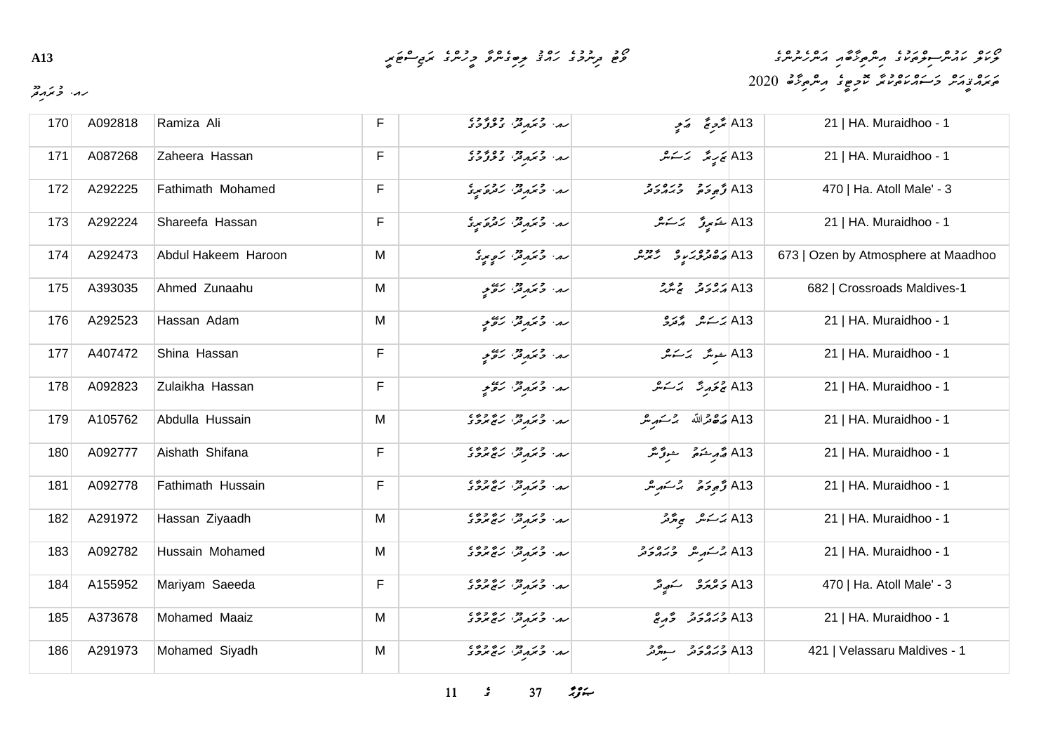| 170 | A092818 | Ramiza Ali | F | ހއ. މުރައިދޫ، ގުލްފާމާގެ | A13 ރާމިޒާ ޢަލި | 21 \| HA. Muraidhoo - 1 |
|---|---|---|---|---|---|---|
| 171 | A087268 | Zaheera Hassan | F | ހއ. މުރައިދޫ، ގުލްފާމާގެ | A13 ޒަހީރާ ހަސަން | 21 \| HA. Muraidhoo - 1 |
| 172 | A292225 | Fathimath Mohamed | F | ހއ. މުރައިދޫ، ހަދަވަރީގެ | A13 ފާތިމަތު މުހައްމަދު | 470 \| Ha. Atoll Male' - 3 |
| 173 | A292224 | Shareefa Hassan | F | ހއ. މުރައިދޫ، ހަދަވަރީގެ | A13 ޝަރީފާ ހަސަން | 21 \| HA. Muraidhoo - 1 |
| 174 | A292473 | Abdul Hakeem Haroon | M | ހއ. މުރައިދޫ، ހަވީރީގެ | A13 އަބްދުލްހަކީމް ހާރޫން | 673 \| Ozen by Atmosphere at Maadhoo |
| 175 | A393035 | Ahmed Zunaahu | M | ހއ. މުރައިދޫ، ހޯމް | A13 އަހްމަދު ޒުނާހު | 682 \| Crossroads Maldives-1 |
| 176 | A292523 | Hassan Adam | M | ހއ. މުރައިދޫ، ހޯމް | A13 ހަސަން އާދަމް | 21 \| HA. Muraidhoo - 1 |
| 177 | A407472 | Shina Hassan | F | ހއ. މުރައިދޫ، ހޯމް | A13 ޝީނާ ހަސަން | 21 \| HA. Muraidhoo - 1 |
| 178 | A092823 | Zulaikha Hassan | F | ހއ. މުރައިދޫ، ހޯމް | A13 ޒުލައިހާ ހަސަން | 21 \| HA. Muraidhoo - 1 |
| 179 | A105762 | Abdulla Hussain | M | ހއ. މުރައިދޫ، ހޯރަފުގެ | A13 އަބްދުﷲ ހުސައިން | 21 \| HA. Muraidhoo - 1 |
| 180 | A092777 | Aishath Shifana | F | ހއ. މުރައިދޫ، ހޯރަފުގެ | A13 އާއިޝަތު ޝިފާނާ | 21 \| HA. Muraidhoo - 1 |
| 181 | A092778 | Fathimath Hussain | F | ހއ. މުރައިދޫ، ހޯރަފުގެ | A13 ފާތިމަތު ހުސައިން | 21 \| HA. Muraidhoo - 1 |
| 182 | A291972 | Hassan Ziyaadh | M | ހއ. މުރައިދޫ، ހޯރަފުގެ | A13 ހަސަން ޒިޔާދު | 21 \| HA. Muraidhoo - 1 |
| 183 | A092782 | Hussain Mohamed | M | ހއ. މުރައިދޫ، ހޯރަފުގެ | A13 ހުސައިން މުހައްމަދު | 21 \| HA. Muraidhoo - 1 |
| 184 | A155952 | Mariyam Saeeda | F | ހއ. މުރައިދޫ، ހޯރަފުގެ | A13 މަރިޔަމް ސައީދާ | 470 \| Ha. Atoll Male' - 3 |
| 185 | A373678 | Mohamed Maaiz | M | ހއ. މުރައިދޫ، ހޯރަފުގެ | A13 މުހައްމަދު މާއިޒް | 21 \| HA. Muraidhoo - 1 |
| 186 | A291973 | Mohamed Siyadh | M | ހއ. މުރައިދޫ، ހޯރަފުގެ | A13 މުހައްމަދު ސިޔާދު | 421 \| Velassaru Maldives - 1 |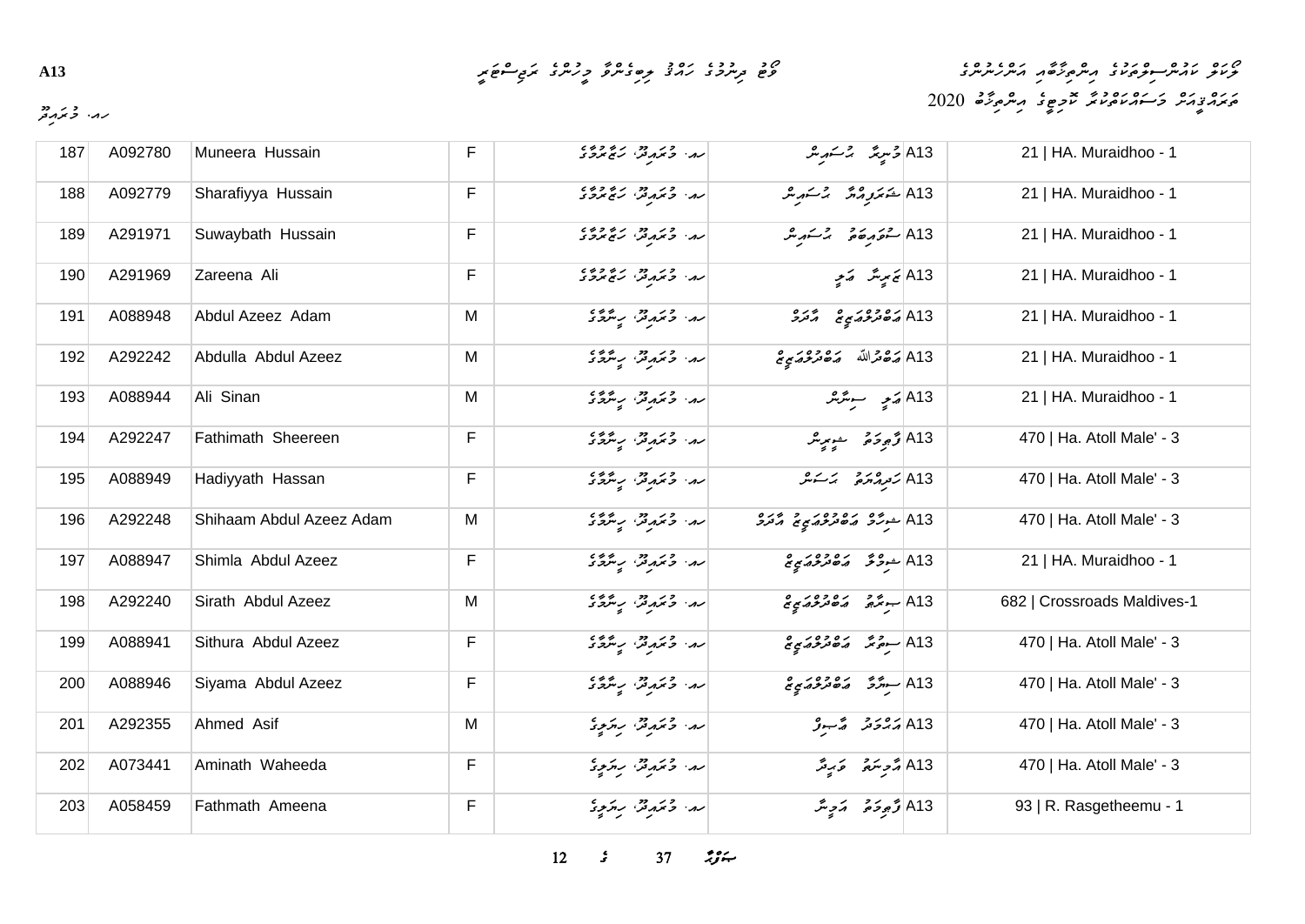| 187 | A092780 | Muneera Hussain | F | رە. ۋىترەتر، ئەنزىرۇۋ | A13 ۋسرىتر ئەسىمەسر | 21 \| HA. Muraidhoo - 1 |
|---|---|---|---|---|---|---|
| 188 | A092779 | Sharafiyya Hussain | F | رە. ۋىترەتر، ئەنزىرۇۋ | A13 شەترۇھەتر ئەسىمەسر | 21 \| HA. Muraidhoo - 1 |
| 189 | A291971 | Suwaybath Hussain | F | رە. ۋىترەتر، ئەنزىرۇۋ | A13 سىۋەرەتر ئەسىمەسر | 21 \| HA. Muraidhoo - 1 |
| 190 | A291969 | Zareena Ali | F | رە. ۋىترەتر، ئەنزىرۇۋ | A13 ئىمپىتر ئەمىي | 21 \| HA. Muraidhoo - 1 |
| 191 | A088948 | Abdul Azeez Adam | M | رە. ۋىترەتر، رىترۇۋ | A13 ئەھەترۇئەيي ئەترۇ | 21 \| HA. Muraidhoo - 1 |
| 192 | A292242 | Abdulla Abdul Azeez | M | رە. ۋىترەتر، رىترۇۋ | A13 ئەھەتراللە ئەھەترۇئەيي | 21 \| HA. Muraidhoo - 1 |
| 193 | A088944 | Ali Sinan | M | رە. ۋىترەتر، رىترۇۋ | A13 ئەمىي سىترىتر | 21 \| HA. Muraidhoo - 1 |
| 194 | A292247 | Fathimath Sheereen | F | رە. ۋىترەتر، رىترۇۋ | A13 ۋەۋۇۋ شىيىتر | 470 \| Ha. Atoll Male' - 3 |
| 195 | A088949 | Hadiyyath Hassan | F | رە. ۋىترەتر، رىترۇۋ | A13 ئەيرەترۇ ئەسەتر | 470 \| Ha. Atoll Male' - 3 |
| 196 | A292248 | Shihaam Abdul Azeez Adam | M | رە. ۋىترەتر، رىترۇۋ | A13 شىرۇ ئەھەترۇئەيي ئەترۇ | 470 \| Ha. Atoll Male' - 3 |
| 197 | A088947 | Shimla Abdul Azeez | F | رە. ۋىترەتر، رىترۇۋ | A13 شىۋۇ ئەھەترۇئەيي | 21 \| HA. Muraidhoo - 1 |
| 198 | A292240 | Sirath Abdul Azeez | M | رە. ۋىترەتر، رىترۇۋ | A13 سىترۇ ئەھەترۇئەيي | 682 \| Crossroads Maldives-1 |
| 199 | A088941 | Sithura Abdul Azeez | F | رە. ۋىترەتر، رىترۇۋ | A13 سىۋىتر ئەھەترۇئەيي | 470 \| Ha. Atoll Male' - 3 |
| 200 | A088946 | Siyama Abdul Azeez | F | رە. ۋىترەتر، رىترۇۋ | A13 سىترۇ ئەھەترۇئەيي | 470 \| Ha. Atoll Male' - 3 |
| 201 | A292355 | Ahmed Asif | M | رە. ۋىترەتر، رىترۇۋ | A13 ئەبرۇتر ئەسىۋ | 470 \| Ha. Atoll Male' - 3 |
| 202 | A073441 | Aminath Waheeda | F | رە. ۋىترەتر، رىترۇۋ | A13 ئەۋىترۇ ۋەيىتر | 470 \| Ha. Atoll Male' - 3 |
| 203 | A058459 | Fathmath Ameena | F | رە. ۋىترەتر، رىترۇۋ | A13 ۋەۋۇۋ ئەۋىتر | 93 \| R. Rasgetheemu - 1 |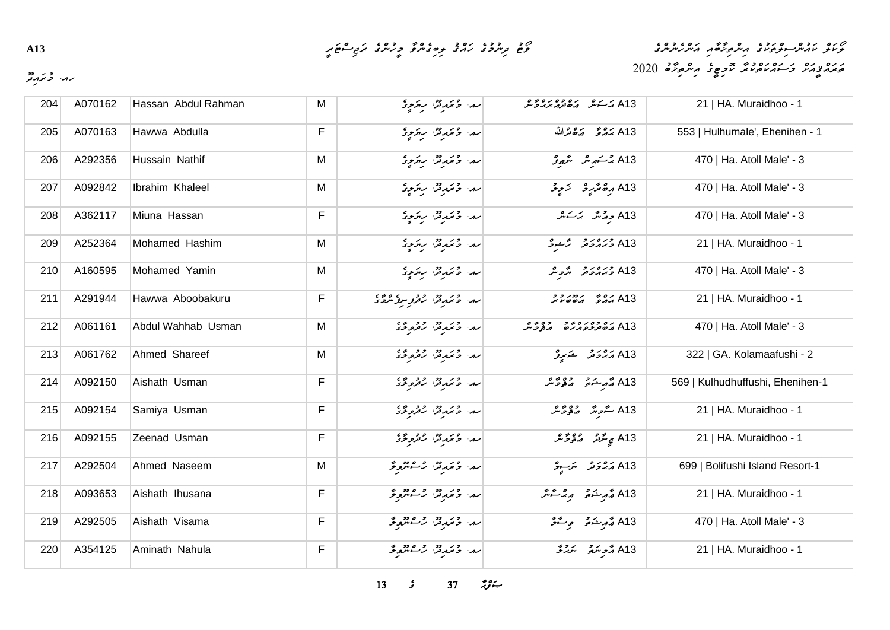| 204 | A070162 | Hassan Abdul Rahman | M | رە. ۋىترەتر، رىترىرى | A13 بزسەنلار مەھەرمەترىرەگەنلار | 21 \| HA. Muraidhoo - 1 |
|---|---|---|---|---|---|---|
| 205 | A070163 | Hawwa Abdulla | F | رە. ۋىترەتر، رىترىرى | A13 بەرمۇ مەھەقراللە | 553 \| Hulhumale', Ehenihen - 1 |
| 206 | A292356 | Hussain Nathif | M | رە. ۋىترەتر، رىترىرى | A13 بر سەمرىنگ سەھوتى | 470 \| Ha. Atoll Male' - 3 |
| 207 | A092842 | Ibrahim Khaleel | M | رە. ۋىترەتر، رىترىرى | A13 مەھتەرىرى ئەمبوقى | 470 \| Ha. Atoll Male' - 3 |
| 208 | A362117 | Miuna Hassan | F | رە. ۋىترەتر، رىترىرى | A13 جەمەتتر برسەنلار | 470 \| Ha. Atoll Male' - 3 |
| 209 | A252364 | Mohamed Hashim | M | رە. ۋىترەتر، رىترىرى | A13 ۋىزەرەتر گەشوۋ | 21 \| HA. Muraidhoo - 1 |
| 210 | A160595 | Mohamed Yamin | M | رە. ۋىترەتر، رىترىرى | A13 ۋىزەرەتر مۇجەنلار | 470 \| Ha. Atoll Male' - 3 |
| 211 | A291944 | Hawwa Aboobakuru | F | رە. ۋىترەتر، رىترىرسۇ ئىرگەئى | A13 بەرمۇ مەھەمىر | 21 \| HA. Muraidhoo - 1 |
| 212 | A061161 | Abdul Wahhab Usman | M | رە. ۋىترەتر، رىترومۇئى | A13 مەھەترومەرگە مەۋگەنلار | 470 \| Ha. Atoll Male' - 3 |
| 213 | A061762 | Ahmed Shareef | M | رە. ۋىترەتر، رىترومۇئى | A13 مەرەرتر شەمرو | 322 \| GA. Kolamaafushi - 2 |
| 214 | A092150 | Aishath Usman | F | رە. ۋىترەتر، رىترومۇئى | A13 مەرسكەم مەۋگەنلار | 569 \| Kulhudhuffushi, Ehenihen-1 |
| 215 | A092154 | Samiya Usman | F | رە. ۋىترەتر، رىترومۇئى | A13 سگوپر مەۋگەنلار | 21 \| HA. Muraidhoo - 1 |
| 216 | A092155 | Zeenad Usman | F | رە. ۋىترەتر، رىترومۇئى | A13 يېنترىتر مەۋگەنلار | 21 \| HA. Muraidhoo - 1 |
| 217 | A292504 | Ahmed Naseem | M | رە. ۋىترەتر، رىسىترومۇ | A13 مەرەرتر سربىرو | 699 \| Bolifushi Island Resort-1 |
| 218 | A093653 | Aishath Ihusana | F | رە. ۋىترەتر، رىسىترومۇ | A13 مەرسكەم مەرسكەنگر | 21 \| HA. Muraidhoo - 1 |
| 219 | A292505 | Aishath Visama | F | رە. ۋىترەتر، رىسىترومۇ | A13 مەرسكەم موسگەۋ | 470 \| Ha. Atoll Male' - 3 |
| 220 | A354125 | Aminath Nahula | F | رە. ۋىترەتر، رىسىترومۇ | A13 مەرسرە سربرۇ | 21 \| HA. Muraidhoo - 1 |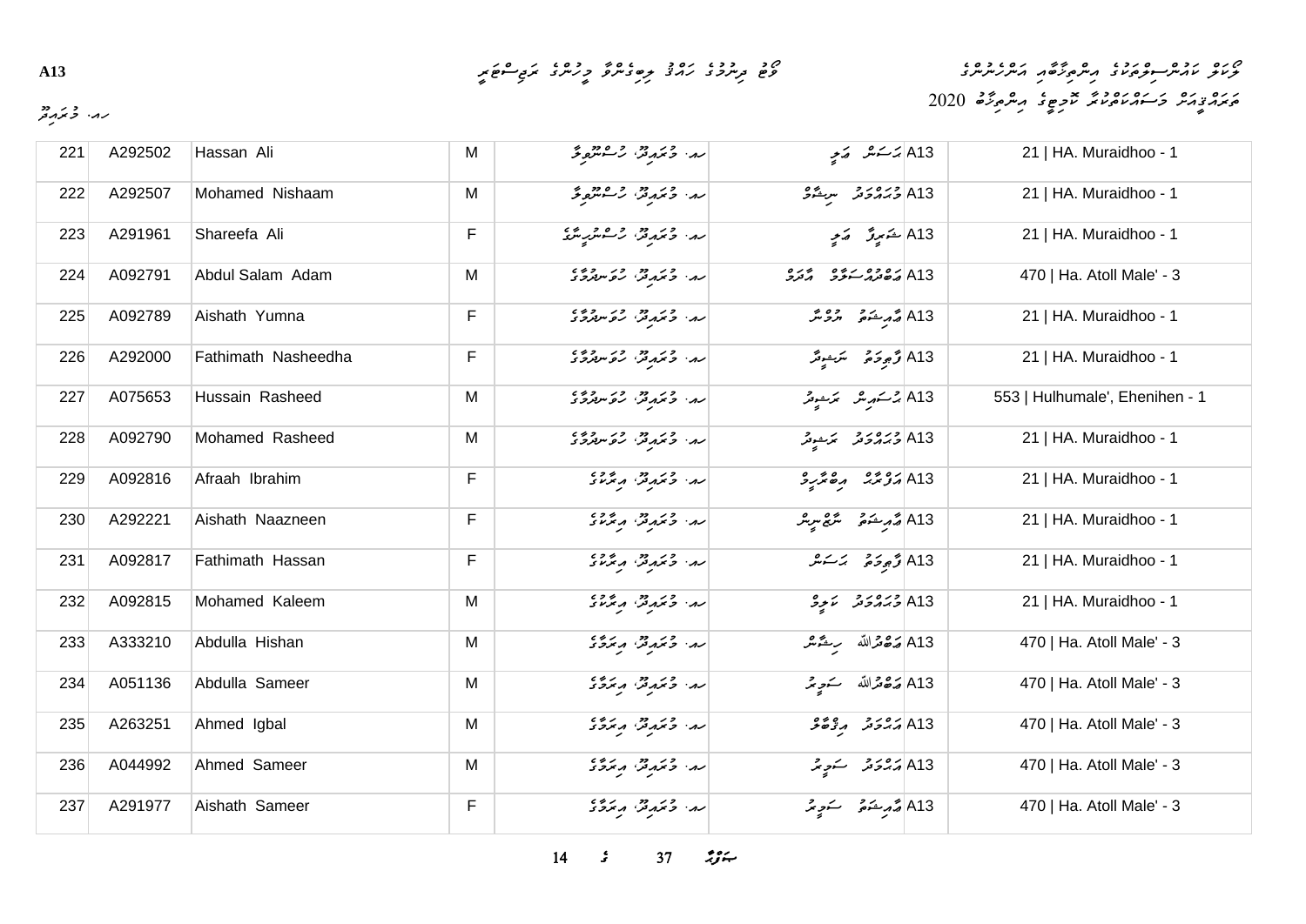| 221 | A292502 | Hassan Ali | M | ހއ. މުރައިދޫ، ހުސްނުމާވާ | A13 ހަސަން ޢަލީ | 21 \| HA. Muraidhoo - 1 |
|---|---|---|---|---|---|---|
| 222 | A292507 | Mohamed Nishaam | M | ހއ. މުރައިދޫ، ހުސްނުމާވާ | A13 މުހައްމަދު ނިޝާމް | 21 \| HA. Muraidhoo - 1 |
| 223 | A291961 | Shareefa Ali | F | ހއ. މުރައިދޫ، ހުސްނުހިޔާ | A13 ޝަރީފާ ޢަލީ | 21 \| HA. Muraidhoo - 1 |
| 224 | A092791 | Abdul Salam Adam | M | ހއ. މުރައިދޫ، ހުވަނދުމާގެ | A13 ޢަބްދުއްސަލާމް އާދަމް | 470 \| Ha. Atoll Male' - 3 |
| 225 | A092789 | Aishath Yumna | F | ހއ. މުރައިދޫ، ހުވަނދުމާގެ | A13 އާއިޝަތު ޔުމްނާ | 21 \| HA. Muraidhoo - 1 |
| 226 | A292000 | Fathimath Nasheedha | F | ހއ. މުރައިދޫ، ހުވަނދުމާގެ | A13 ފާތިމަތު ނަޝީދާ | 21 \| HA. Muraidhoo - 1 |
| 227 | A075653 | Hussain Rasheed | M | ހއ. މުރައިދޫ، ހުވަނދުމާގެ | A13 ހުސައިން ރަޝީދު | 553 \| Hulhumale', Ehenihen - 1 |
| 228 | A092790 | Mohamed Rasheed | M | ހއ. މުރައިދޫ، ހުވަނދުމާގެ | A13 މުހައްމަދު ރަޝީދު | 21 \| HA. Muraidhoo - 1 |
| 229 | A092816 | Afraah Ibrahim | F | ހއ. މުރައިދޫ، އިރާކުގެ | A13 އަފްރާހް އިބްރާހީމް | 21 \| HA. Muraidhoo - 1 |
| 230 | A292221 | Aishath Naazneen | F | ހއ. މުރައިދޫ، އިރާކުގެ | A13 އާއިޝަތު ނާޒްނީން | 21 \| HA. Muraidhoo - 1 |
| 231 | A092817 | Fathimath Hassan | F | ހއ. މުރައިދޫ، އިރާކުގެ | A13 ފާތިމަތު ހަސަން | 21 \| HA. Muraidhoo - 1 |
| 232 | A092815 | Mohamed Kaleem | M | ހއ. މުރައިދޫ، އިރާކުގެ | A13 މުހައްމަދު ކަލީމް | 21 \| HA. Muraidhoo - 1 |
| 233 | A333210 | Abdulla Hishan | M | ހއ. މުރައިދޫ، އިރަވާގެ | A13 ޢަބްދުﷲ ހިޝާން | 470 \| Ha. Atoll Male' - 3 |
| 234 | A051136 | Abdulla Sameer | M | ހއ. މުރައިދޫ، އިރަވާގެ | A13 ޢަބްދުﷲ ސަމީރު | 470 \| Ha. Atoll Male' - 3 |
| 235 | A263251 | Ahmed Igbal | M | ހއ. މުރައިދޫ، އިރަވާގެ | A13 އަޙްމަދު އިގްބާލް | 470 \| Ha. Atoll Male' - 3 |
| 236 | A044992 | Ahmed Sameer | M | ހއ. މުރައިދޫ، އިރަވާގެ | A13 އަޙްމަދު ސަމީރު | 470 \| Ha. Atoll Male' - 3 |
| 237 | A291977 | Aishath Sameer | F | ހއ. މުރައިދޫ، އިރަވާގެ | A13 އާއިޝަތު ސަމީރު | 470 \| Ha. Atoll Male' - 3 |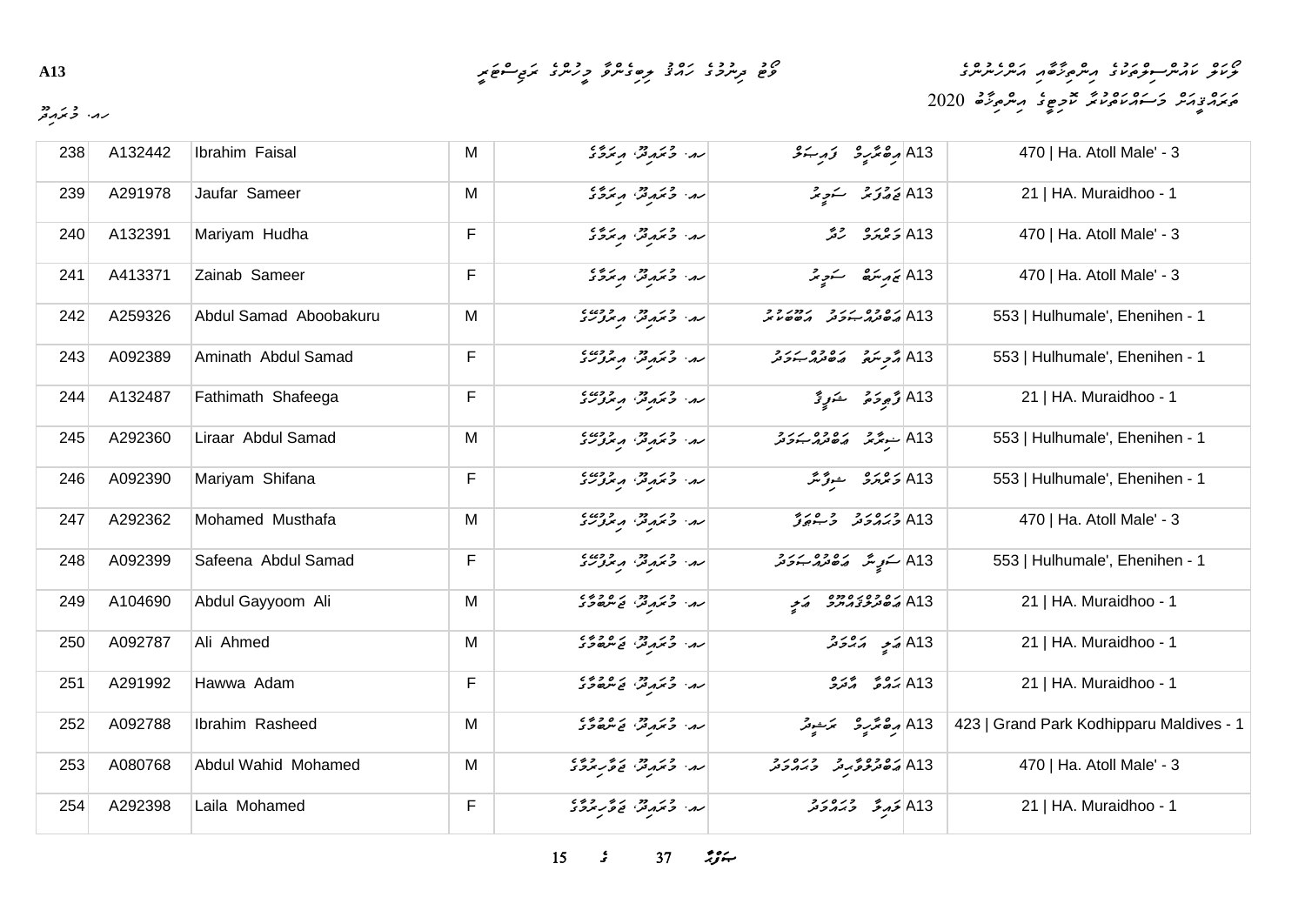| 238 | A132442 | Ibrahim Faisal | M | رھ. މުރައިދޫ، އިރަމާގެ | A13 އިބްރާހީމް ފައިސަލް | 470 \| Ha. Atoll Male' - 3 |
|---|---|---|---|---|---|---|
| 239 | A291978 | Jaufar Sameer | M | رھ. މުރައިދޫ، އިރަމާގެ | A13 ޖައުފަރު ސަމީރު | 21 \| HA. Muraidhoo - 1 |
| 240 | A132391 | Mariyam Hudha | F | رھ. މުރައިދޫ، އިރަމާގެ | A13 މަރިޔަމް ހުދާ | 470 \| Ha. Atoll Male' - 3 |
| 241 | A413371 | Zainab Sameer | F | رھ. މުރައިދޫ، އިރަމާގެ | A13 ޒައިނަބް ސަމީރު | 470 \| Ha. Atoll Male' - 3 |
| 242 | A259326 | Abdul Samad Aboobakuru | M | رھ. މުރައިދޫ، އިރުފުށީގެ | A13 އަބްދުލްސަމަދު އަބޫބަކުރު | 553 \| Hulhumale', Ehenihen - 1 |
| 243 | A092389 | Aminath Abdul Samad | F | رھ. މުރައިދޫ، އިރުފުށީގެ | A13 އާމިނަތު އަބްދުލްސަމަދު | 553 \| Hulhumale', Ehenihen - 1 |
| 244 | A132487 | Fathimath Shafeega | F | رھ. މުރައިދޫ، އިރުފުށީގެ | A13 ފާތިމަތު ޝަފީގާ | 21 \| HA. Muraidhoo - 1 |
| 245 | A292360 | Liraar Abdul Samad | M | رھ. މުރައިދޫ، އިރުފުށީގެ | A13 ލިރާރު އަބްދުލްސަމަދު | 553 \| Hulhumale', Ehenihen - 1 |
| 246 | A092390 | Mariyam Shifana | F | رھ. މުރައިދޫ، އިރުފުށީގެ | A13 މަރިޔަމް ޝިފާނާ | 553 \| Hulhumale', Ehenihen - 1 |
| 247 | A292362 | Mohamed Musthafa | M | رھ. މުރައިދޫ، އިރުފުށީގެ | A13 މުހައްމަދު މުސްތަފާ | 470 \| Ha. Atoll Male' - 3 |
| 248 | A092399 | Safeena Abdul Samad | F | رھ. މުރައިދޫ، އިރުފުށީގެ | A13 ސަފީނާ އަބްދުލްސަމަދު | 553 \| Hulhumale', Ehenihen - 1 |
| 249 | A104690 | Abdul Gayyoom Ali | M | رھ. މުރައިދޫ، ޖަންބުމާގެ | A13 އަބްދުލްޤައްޔޫމް ޢަލީ | 21 \| HA. Muraidhoo - 1 |
| 250 | A092787 | Ali Ahmed | M | رھ. މުރައިދޫ، ޖަންބުމާގެ | A13 ޢަލީ އަޙްމަދު | 21 \| HA. Muraidhoo - 1 |
| 251 | A291992 | Hawwa Adam | F | رھ. މުރައިދޫ، ޖަންބުމާގެ | A13 ހައްވާ އާދަމް | 21 \| HA. Muraidhoo - 1 |
| 252 | A092788 | Ibrahim Rasheed | M | رھ. މުރައިދޫ، ޖަންބުމާގެ | A13 އިބްރާހީމް ރަޝީދު | 423 \| Grand Park Kodhipparu Maldives - 1 |
| 253 | A080768 | Abdul Wahid Mohamed | M | رھ. މުރައިދޫ، ޖަވާހިރުގެ | A13 އަބްދުލްވާހިދު މުހައްމަދު | 470 \| Ha. Atoll Male' - 3 |
| 254 | A292398 | Laila Mohamed | F | رھ. މުރައިދޫ، ޖަވާހިރުގެ | A13 ލައިލާ މުހައްމަދު | 21 \| HA. Muraidhoo - 1 |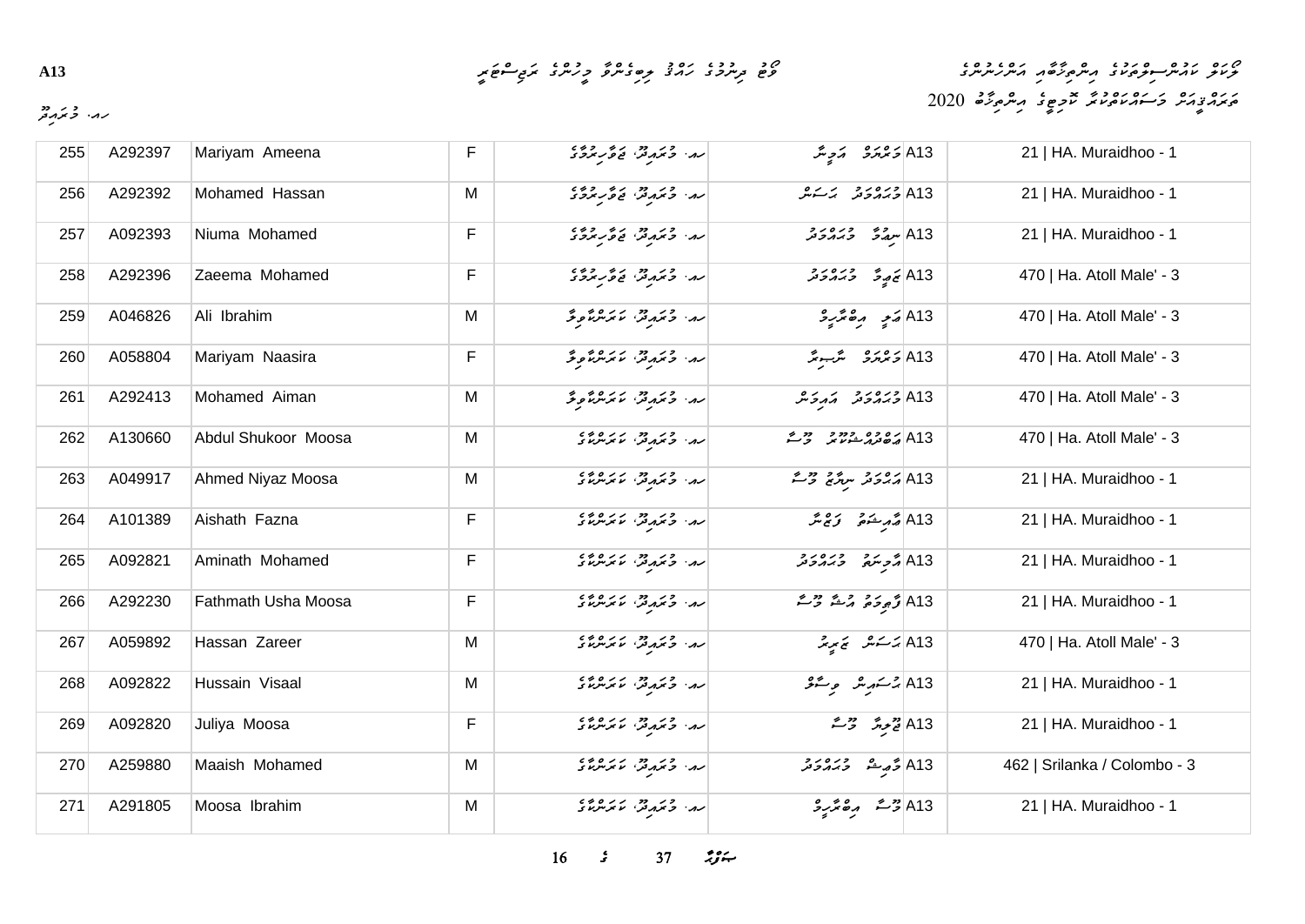| 255 | A292397 | Mariyam Ameena | F | رە. ۇىترەتر، ق ۋىرىترۇ | A13 ۋىترىرۇ مۇچىتر | 21 \| HA. Muraidhoo - 1 |
|---|---|---|---|---|---|---|
| 256 | A292392 | Mohamed Hassan | M | رە. ۇىترەتر، ق ۋىرىترۇ | A13 ۋىرەۋىر بەسەر | 21 \| HA. Muraidhoo - 1 |
| 257 | A092393 | Niuma Mohamed | F | رە. ۇىترەتر، ق ۋىرىترۇ | A13 سەۋ ۋىرەۋىر | 21 \| HA. Muraidhoo - 1 |
| 258 | A292396 | Zaeema Mohamed | F | رە. ۇىترەتر، ق ۋىرىترۇ | A13 ئەرۇ ۋىرەۋىر | 470 \| Ha. Atoll Male' - 3 |
| 259 | A046826 | Ali Ibrahim | M | رە. ۇىترەتر، ئىرسىرىۋۇ | A13 ئەمپ ئەھىرۋ | 470 \| Ha. Atoll Male' - 3 |
| 260 | A058804 | Mariyam Naasira | F | رە. ۇىترەتر، ئىرسىرىۋۇ | A13 ۋىترىرۇ ئىربىر | 470 \| Ha. Atoll Male' - 3 |
| 261 | A292413 | Mohamed Aiman | M | رە. ۇىترەتر، ئىرسىرىۋۇ | A13 ۋىرەۋىر ئەرۋىر | 470 \| Ha. Atoll Male' - 3 |
| 262 | A130660 | Abdul Shukoor Moosa | M | رە. ۇىترەتر، ئىرسىرىۇ | A13 ئەھەرەشىمىر ۋىە | 470 \| Ha. Atoll Male' - 3 |
| 263 | A049917 | Ahmed Niyaz Moosa | M | رە. ۇىترەتر، ئىرسىرىۇ | A13 ئەرەۋىر سرىر ۋىە | 21 \| HA. Muraidhoo - 1 |
| 264 | A101389 | Aishath Fazna | F | رە. ۇىترەتر، ئىرسىرىۇ | A13 ئەرشەۋ ۋىر | 21 \| HA. Muraidhoo - 1 |
| 265 | A092821 | Aminath Mohamed | F | رە. ۇىترەتر، ئىرسىرىۇ | A13 ئەرسۇ ۋىرەۋىر | 21 \| HA. Muraidhoo - 1 |
| 266 | A292230 | Fathmath Usha Moosa | F | رە. ۇىترەتر، ئىرسىرىۇ | A13 ۋەۋۇ ئەشە ۋىە | 21 \| HA. Muraidhoo - 1 |
| 267 | A059892 | Hassan Zareer | M | رە. ۇىترەتر، ئىرسىرىۇ | A13 بەسەر ئەبرىر | 470 \| Ha. Atoll Male' - 3 |
| 268 | A092822 | Hussain Visaal | M | رە. ۇىترەتر، ئىرسىرىۇ | A13 بەسەرىر ۋىەۋ | 21 \| HA. Muraidhoo - 1 |
| 269 | A092820 | Juliya Moosa | F | رە. ۇىترەتر، ئىرسىرىۇ | A13 ۋىرىر ۋىە | 21 \| HA. Muraidhoo - 1 |
| 270 | A259880 | Maaish Mohamed | M | رە. ۇىترەتر، ئىرسىرىۇ | A13 ۋەرشە ۋىرەۋىر | 462 \| Srilanka / Colombo - 3 |
| 271 | A291805 | Moosa Ibrahim | M | رە. ۇىترەتر، ئىرسىرىۇ | A13 ۋىە ئەھىرۋ | 21 \| HA. Muraidhoo - 1 |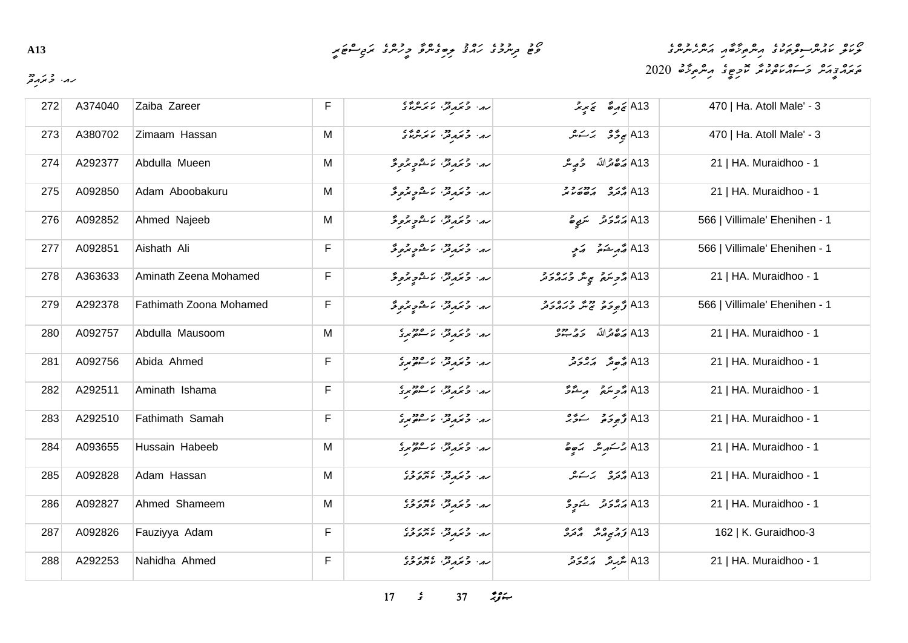| 272 | A374040 | Zaiba Zareer | F | ހދ. މުރައިދޫ، ކަރަންކާގެ | A13 ޒައިބާ ޒަރީރު | 470 \| Ha. Atoll Male' - 3 |
|---|---|---|---|---|---|---|
| 273 | A380702 | Zimaam Hassan | M | ހދ. މުރައިދޫ، ކަރަންކާގެ | A13 ޒިމާމް ހަސަން | 470 \| Ha. Atoll Male' - 3 |
| 274 | A292377 | Abdulla Mueen | M | ހދ. މުރައިދޫ، ކަސްތޫރިވިލާ | A13 އަބްދުﷲ މުޢީން | 21 \| HA. Muraidhoo - 1 |
| 275 | A092850 | Adam Aboobakuru | M | ހދ. މުރައިދޫ، ކަސްތޫރިވިލާ | A13 އާދަމް އަބޫބަކުރު | 21 \| HA. Muraidhoo - 1 |
| 276 | A092852 | Ahmed Najeeb | M | ހދ. މުރައިދޫ، ކަސްތޫރިވިލާ | A13 އަޙްމަދު ނަޖީބު | 566 \| Villimale' Ehenihen - 1 |
| 277 | A092851 | Aishath Ali | F | ހދ. މުރައިދޫ، ކަސްތޫރިވިލާ | A13 އާއިޝަތު އަލި | 566 \| Villimale' Ehenihen - 1 |
| 278 | A363633 | Aminath Zeena Mohamed | F | ހދ. މުރައިދޫ، ކަސްތޫރިވިލާ | A13 އާމިނަތު ޒީނާ މުޙައްމަދު | 21 \| HA. Muraidhoo - 1 |
| 279 | A292378 | Fathimath Zoona Mohamed | F | ހދ. މުރައިދޫ، ކަސްތޫރިވިލާ | A13 ފާތިމަތު ޒޫނާ މުޙައްމަދު | 566 \| Villimale' Ehenihen - 1 |
| 280 | A092757 | Abdulla Mausoom | M | ހދ. މުރައިދޫ، ކަސްތޫރީގެ | A13 އަބްދުﷲ މައުޞޫމް | 21 \| HA. Muraidhoo - 1 |
| 281 | A092756 | Abida Ahmed | F | ހދ. މުރައިދޫ، ކަސްތޫރީގެ | A13 އާބިދާ އަޙްމަދު | 21 \| HA. Muraidhoo - 1 |
| 282 | A292511 | Aminath Ishama | F | ހދ. މުރައިދޫ، ކަސްތޫރީގެ | A13 އާމިނަތު އިޝާމާ | 21 \| HA. Muraidhoo - 1 |
| 283 | A292510 | Fathimath Samah | F | ހދ. މުރައިދޫ، ކަސްތޫރީގެ | A13 ފާތިމަތު ސަމާޙް | 21 \| HA. Muraidhoo - 1 |
| 284 | A093655 | Hussain Habeeb | M | ހދ. މުރައިދޫ، ކަސްތޫރީގެ | A13 ޙުސައިން ޙަބީބު | 21 \| HA. Muraidhoo - 1 |
| 285 | A092828 | Adam Hassan | M | ހދ. މުރައިދޫ، ކާރުވަލުގެ | A13 އާދަމް ޙަސަން | 21 \| HA. Muraidhoo - 1 |
| 286 | A092827 | Ahmed Shameem | M | ހދ. މުރައިދޫ، ކާރުވަލުގެ | A13 އަޙްމަދު ޝަމީމް | 21 \| HA. Muraidhoo - 1 |
| 287 | A092826 | Fauziyya Adam | F | ހދ. މުރައިދޫ، ކާރުވަލުގެ | A13 ފައުޒިއްޔާ އާދަމް | 162 \| K. Guraidhoo-3 |
| 288 | A292253 | Nahidha Ahmed | F | ހދ. މުރައިދޫ، ކާރުވަލުގެ | A13 ނާހިދާ އަޙްމަދު | 21 \| HA. Muraidhoo - 1 |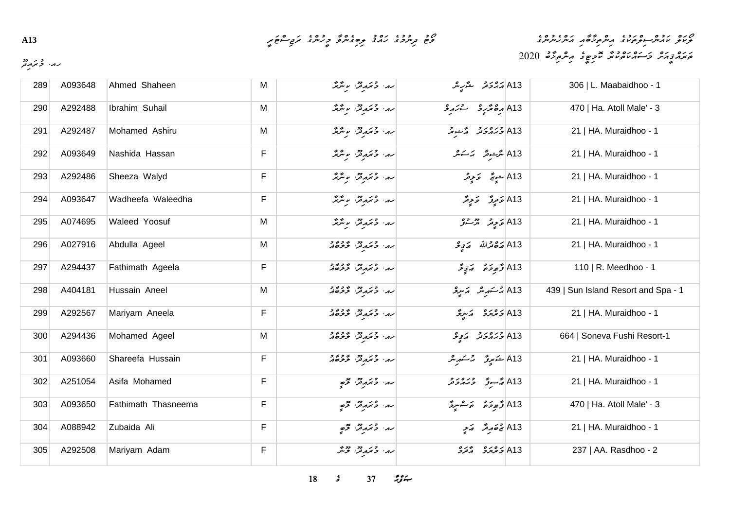| 289 | A093648 | Ahmed Shaheen | M | ހއ. މުރައިދޫ، ޖަނަތާ | A13 އަޙްމަދު ޝާހީން | 306 \| L. Maabaidhoo - 1 |
|---|---|---|---|---|---|---|
| 290 | A292488 | Ibrahim Suhail | M | ހއ. މުރައިދޫ، ޖަނަތާ | A13 އިބްރާހީމް ސުހައިލް | 470 \| Ha. Atoll Male' - 3 |
| 291 | A292487 | Mohamed Ashiru | M | ހއ. މުރައިދޫ، ޖަނަތާ | A13 މުޙައްމަދު އާޝިރު | 21 \| HA. Muraidhoo - 1 |
| 292 | A093649 | Nashida Hassan | F | ހއ. މުރައިދޫ، ޖަނަތާ | A13 ނާޝިދާ ހަސަން | 21 \| HA. Muraidhoo - 1 |
| 293 | A292486 | Sheeza Walyd | F | ހއ. މުރައިދޫ، ޖަނަތާ | A13 ޝީޒާ ވަލީދު | 21 \| HA. Muraidhoo - 1 |
| 294 | A093647 | Wadheefa Waleedha | F | ހއ. މުރައިދޫ، ޖަނަތާ | A13 ވަދީފާ ވަލީދާ | 21 \| HA. Muraidhoo - 1 |
| 295 | A074695 | Waleed Yoosuf | M | ހއ. މުރައިދޫ، ޖަނަތާ | A13 ވަލީދު ޔޫސުފް | 21 \| HA. Muraidhoo - 1 |
| 296 | A027916 | Abdulla Ageel | M | ހއ. މުރައިދޫ، ގުލްޝަން | A13 އަބްދުﷲ އަޤީލް | 21 \| HA. Muraidhoo - 1 |
| 297 | A294437 | Fathimath Ageela | F | ހއ. މުރައިދޫ، ގުލްޝަން | A13 ފާތިމަތު އަޤީލާ | 110 \| R. Meedhoo - 1 |
| 298 | A404181 | Hussain Aneel | M | ހއ. މުރައިދޫ، ގުލްޝަން | A13 ހުސައިން އަނީލް | 439 \| Sun Island Resort and Spa - 1 |
| 299 | A292567 | Mariyam Aneela | F | ހއ. މުރައިދޫ، ގުލްޝަން | A13 މަރިޔަމް އަނީލާ | 21 \| HA. Muraidhoo - 1 |
| 300 | A294436 | Mohamed Ageel | M | ހއ. މުރައިދޫ، ގުލްޝަން | A13 މުޙައްމަދު އަޤީލް | 664 \| Soneva Fushi Resort-1 |
| 301 | A093660 | Shareefa Hussain | F | ހއ. މުރައިދޫ، ގުލްޝަން | A13 ޝަރީފާ ހުސައިން | 21 \| HA. Muraidhoo - 1 |
| 302 | A251054 | Asifa Mohamed | F | ހއ. މުރައިދޫ، ތާޖް | A13 އާސިފާ މުޙައްމަދު | 21 \| HA. Muraidhoo - 1 |
| 303 | A093650 | Fathimath Thasneema | F | ހއ. މުރައިދޫ، ތާޖް | A13 ފާތިމަތު ތަސްނީމާ | 470 \| Ha. Atoll Male' - 3 |
| 304 | A088942 | Zubaida Ali | F | ހއ. މުރައިދޫ، ތާޖް | A13 ޒުބައިދާ އަލި | 21 \| HA. Muraidhoo - 1 |
| 305 | A292508 | Mariyam Adam | F | ހއ. މުރައިދޫ، ދޫރެސް | A13 މަރިޔަމް އާދަމް | 237 \| AA. Rasdhoo - 2 |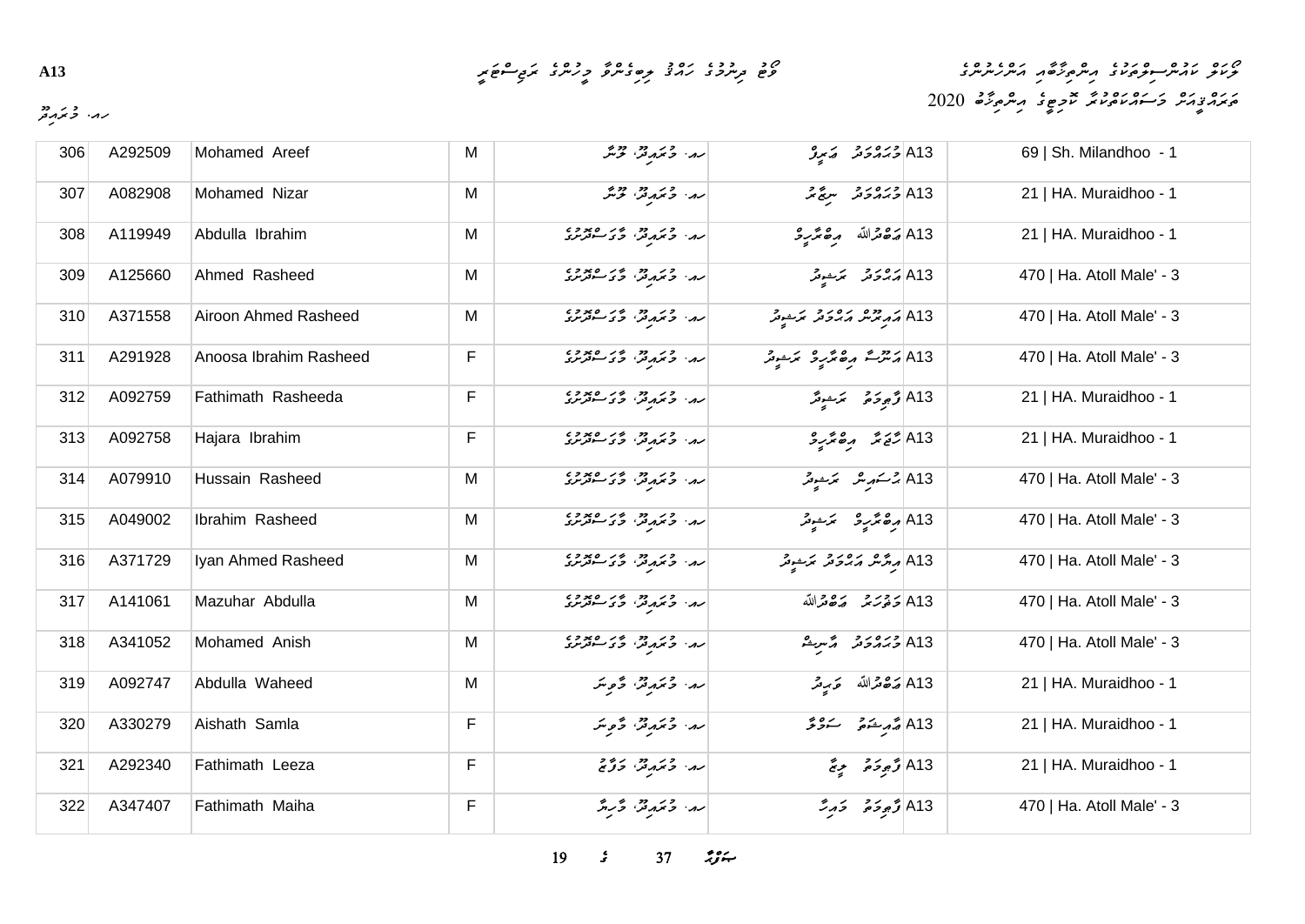| 306 | A292509 | Mohamed Areef | M | رد. وبرړ پر، وګر | A13 وبرړوبر رسرو | 69 \| Sh. Milandhoo - 1 |
|---|---|---|---|---|---|---|
| 307 | A082908 | Mohamed Nizar | M | رد. وبرړ پر، وګر | A13 وبرړوبر سرځ بر | 21 \| HA. Muraidhoo - 1 |
| 308 | A119949 | Abdulla Ibrahim | M | رد. وبرړ پر، وګر ښوتري | A13 رځوترالله ره ټرو | 21 \| HA. Muraidhoo - 1 |
| 309 | A125660 | Ahmed Rasheed | M | رد. وبرړ پر، وګر ښوتري | A13 رکبرور برشوتر | 470 \| Ha. Atoll Male' - 3 |
| 310 | A371558 | Airoon Ahmed Rasheed | M | رد. وبرړ پر، وګر ښوتري | A13 رربرتر رکبرور برشوتر | 470 \| Ha. Atoll Male' - 3 |
| 311 | A291928 | Anoosa Ibrahim Rasheed | F | رد. وبرړ پر، وګر ښوتري | A13 رتر ښه ره ټرو برشوتر | 470 \| Ha. Atoll Male' - 3 |
| 312 | A092759 | Fathimath Rasheeda | F | رد. وبرړ پر، وګر ښوتري | A13 ژّجو ځو برشوتر | 21 \| HA. Muraidhoo - 1 |
| 313 | A092758 | Hajara Ibrahim | F | رد. وبرړ پر، وګر ښوتري | A13 رح بر ره ټرو | 21 \| HA. Muraidhoo - 1 |
| 314 | A079910 | Hussain Rasheed | M | رد. وبرړ پر، وګر ښوتري | A13 بر ښوتر برشوتر | 470 \| Ha. Atoll Male' - 3 |
| 315 | A049002 | Ibrahim Rasheed | M | رد. وبرړ پر، وګر ښوتري | A13 ره ټرو برشوتر | 470 \| Ha. Atoll Male' - 3 |
| 316 | A371729 | Iyan Ahmed Rasheed | M | رد. وبرړ پر، وګر ښوتري | A13 رمرتر رکبرور برشوتر | 470 \| Ha. Atoll Male' - 3 |
| 317 | A141061 | Mazuhar Abdulla | M | رد. وبرړ پر، وګر ښوتري | A13 ځځرتر رځوترالله | 470 \| Ha. Atoll Male' - 3 |
| 318 | A341052 | Mohamed Anish | M | رد. وبرړ پر، وګر ښوتري | A13 وبرړوبر رسرشه | 470 \| Ha. Atoll Male' - 3 |
| 319 | A092747 | Abdulla Waheed | M | رد. وبرړ پر، وګوبر | A13 رځوترالله ځبرتر | 21 \| HA. Muraidhoo - 1 |
| 320 | A330279 | Aishath Samla | F | رد. وبرړ پر، وګوبر | A13 رګرشځو سځوګ | 21 \| HA. Muraidhoo - 1 |
| 321 | A292340 | Fathimath Leeza | F | رد. وبرړ پر، ځوګج | A13 ژّجو ځو موځ | 21 \| HA. Muraidhoo - 1 |
| 322 | A347407 | Fathimath Maiha | F | رد. وبرړ پر، ځربر | A13 ژّجو ځو ځربر | 470 \| Ha. Atoll Male' - 3 |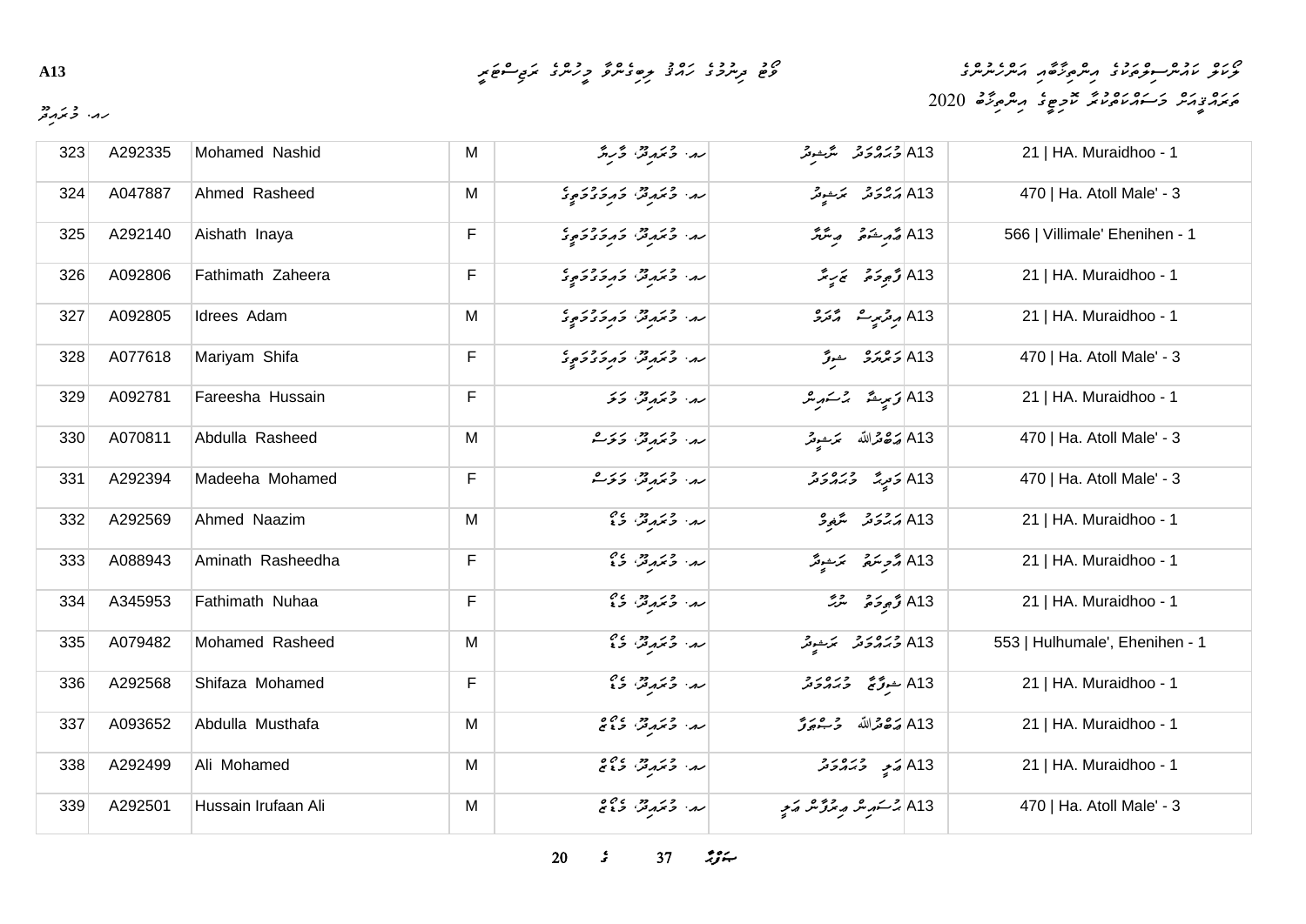| 323 | A292335 | Mohamed Nashid | M | ހދ. މުރައިދޫ، މާރިސް | A13 މުހައްމަދު ނާޝިދު | 21 \| HA. Muraidhoo - 1 |
|---|---|---|---|---|---|---|
| 324 | A047887 | Ahmed Rasheed | M | ހދ. މުރައިދޫ، މައިމަގުމަތިގެ | A13 އަހުމަދު ރަޝީދު | 470 \| Ha. Atoll Male' - 3 |
| 325 | A292140 | Aishath Inaya | F | ހދ. މުރައިދޫ، މައިމަގުމަތިގެ | A13 އާއިޝަތު އިނާޔާ | 566 \| Villimale' Ehenihen - 1 |
| 326 | A092806 | Fathimath Zaheera | F | ހދ. މުރައިދޫ، މައިމަގުމަތިގެ | A13 ފާތިމަތު ޒަހީރާ | 21 \| HA. Muraidhoo - 1 |
| 327 | A092805 | Idrees Adam | M | ހދ. މުރައިދޫ، މައިމަގުމަތިގެ | A13 އިދްރީސް އާދަމް | 21 \| HA. Muraidhoo - 1 |
| 328 | A077618 | Mariyam Shifa | F | ހދ. މުރައިދޫ، މައިމަގުމަތިގެ | A13 މަރިޔަމް ޝިފާ | 470 \| Ha. Atoll Male' - 3 |
| 329 | A092781 | Fareesha Hussain | F | ހދ. މުރައިދޫ، މަވަ | A13 ފަރީޝާ ހުސައިން | 21 \| HA. Muraidhoo - 1 |
| 330 | A070811 | Abdulla Rasheed | M | ހދ. މުރައިދޫ، މަވަސް | A13 އަބްދުﷲ ރަޝީދު | 470 \| Ha. Atoll Male' - 3 |
| 331 | A292394 | Madeeha Mohamed | F | ހދ. މުރައިދޫ، މަވަސް | A13 މަދީހާ މުހައްމަދު | 470 \| Ha. Atoll Male' - 3 |
| 332 | A292569 | Ahmed Naazim | M | ހދ. މުރައިދޫ، މޯޖެ | A13 އަހުމަދު ނާޒިމް | 21 \| HA. Muraidhoo - 1 |
| 333 | A088943 | Aminath Rasheedha | F | ހދ. މުރައިދޫ، މޯޖެ | A13 އާމިނަތު ރަޝީދާ | 21 \| HA. Muraidhoo - 1 |
| 334 | A345953 | Fathimath Nuhaa | F | ހދ. މުރައިދޫ، މޯޖެ | A13 ފާތިމަތު ނުހާ | 21 \| HA. Muraidhoo - 1 |
| 335 | A079482 | Mohamed Rasheed | M | ހދ. މުރައިދޫ، މޯޖެ | A13 މުހައްމަދު ރަޝީދު | 553 \| Hulhumale', Ehenihen - 1 |
| 336 | A292568 | Shifaza Mohamed | F | ހދ. މުރައިދޫ، މޯޖެ | A13 ޝިފާޒާ މުހައްމަދު | 21 \| HA. Muraidhoo - 1 |
| 337 | A093652 | Abdulla Musthafa | M | ހދ. މުރައިދޫ، މޯޖެޖ | A13 އަބްދުﷲ މުސްތަފާ | 21 \| HA. Muraidhoo - 1 |
| 338 | A292499 | Ali Mohamed | M | ހދ. މުރައިދޫ، މޯޖެޖ | A13 އަލި މުހައްމަދު | 21 \| HA. Muraidhoo - 1 |
| 339 | A292501 | Hussain Irufaan Ali | M | ހދ. މުރައިދޫ، މޯޖެޖ | A13 ހުސައިން އިރުފާން އަލި | 470 \| Ha. Atoll Male' - 3 |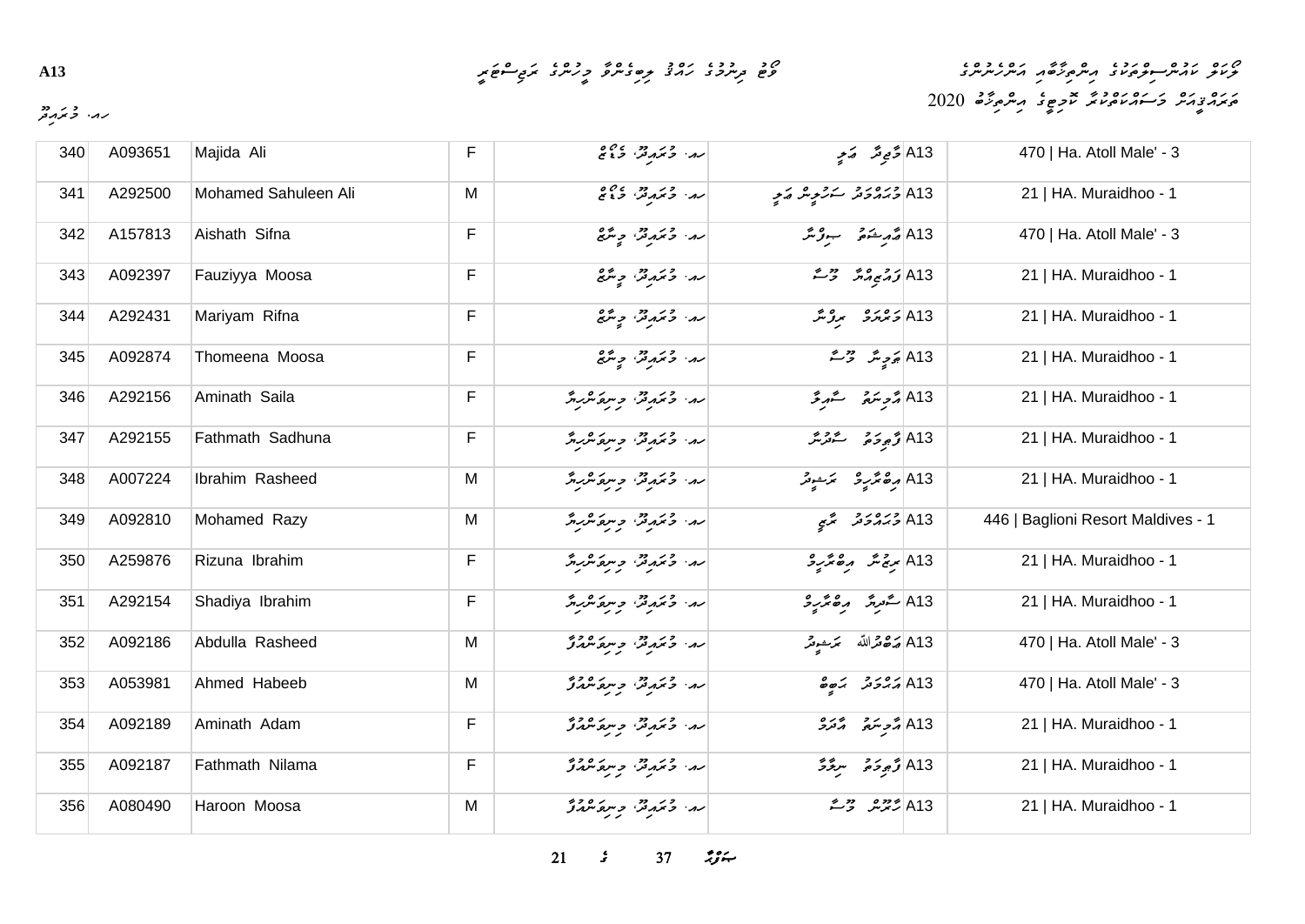| 340 | A093651 | Majida Ali | F | رە. ۇ ئىزمرىژ، ئەقەتى | A13 ۇَّمِعِ مَرِ | 470 \| Ha. Atoll Male' - 3 |
|---|---|---|---|---|---|---|
| 341 | A292500 | Mohamed Sahuleen Ali | M | رە. ۇ ئىزمرىژ، ئەقەتى | A13 ۇترەۋتر سەرۇمە مَرِ | 21 \| HA. Muraidhoo - 1 |
| 342 | A157813 | Aishath Sifna | F | رە. ۇ ئىزمرىژ، ۋىترى | A13 مەرشەم سوۋىر | 470 \| Ha. Atoll Male' - 3 |
| 343 | A092397 | Fauziyya Moosa | F | رە. ۇ ئىزمرىژ، ۋىترى | A13 ۇترىمەرە ۋىت | 21 \| HA. Muraidhoo - 1 |
| 344 | A292431 | Mariyam Rifna | F | رە. ۇ ئىزمرىژ، ۋىترى | A13 ۇترىرۋ بروگر | 21 \| HA. Muraidhoo - 1 |
| 345 | A092874 | Thomeena Moosa | F | رە. ۇ ئىزمرىژ، ۋىترى | A13 ەۋىتر ۋىت | 21 \| HA. Muraidhoo - 1 |
| 346 | A292156 | Aminath Saila | F | رە. ۇ ئىزمرىژ، ۋسرۇسرىر | A13 مەۋىترە سەرۇ | 21 \| HA. Muraidhoo - 1 |
| 347 | A292155 | Fathmath Sadhuna | F | رە. ۇ ئىزمرىژ، ۋسرۇسرىر | A13 ۇجۇدە سەترىر | 21 \| HA. Muraidhoo - 1 |
| 348 | A007224 | Ibrahim Rasheed | M | رە. ۇ ئىزمرىژ، ۋسرۇسرىر | A13 مەھترىرۋ ىرشوتر | 21 \| HA. Muraidhoo - 1 |
| 349 | A092810 | Mohamed Razy | M | رە. ۇ ئىزمرىژ، ۋسرۇسرىر | A13 ۇترەۋتر ىرىي | 446 \| Baglioni Resort Maldives - 1 |
| 350 | A259876 | Rizuna Ibrahim | F | رە. ۇ ئىزمرىژ، ۋسرۇسرىر | A13 برىج تر مەھترىرۋ | 21 \| HA. Muraidhoo - 1 |
| 351 | A292154 | Shadiya Ibrahim | F | رە. ۇ ئىزمرىژ، ۋسرۇسرىر | A13 شەترىر مەھترىرۋ | 21 \| HA. Muraidhoo - 1 |
| 352 | A092186 | Abdulla Rasheed | M | رە. ۇ ئىزمرىژ، ۋسرۇسرەۋ | A13 مەھقراللە ىرشوتر | 470 \| Ha. Atoll Male' - 3 |
| 353 | A053981 | Ahmed Habeeb | M | رە. ۇ ئىزمرىژ، ۋسرۇسرەۋ | A13 مەرۇتر ىرەھ | 470 \| Ha. Atoll Male' - 3 |
| 354 | A092189 | Aminath Adam | F | رە. ۇ ئىزمرىژ، ۋسرۇسرەۋ | A13 مەۋىترە مەترە | 21 \| HA. Muraidhoo - 1 |
| 355 | A092187 | Fathmath Nilama | F | رە. ۇ ئىزمرىژ، ۋسرۇسرەۋ | A13 ۇجۇدە سرۇۇ | 21 \| HA. Muraidhoo - 1 |
| 356 | A080490 | Haroon Moosa | M | رە. ۇ ئىزمرىژ، ۋسرۇسرەۋ | A13 ىرترىر ۋىت | 21 \| HA. Muraidhoo - 1 |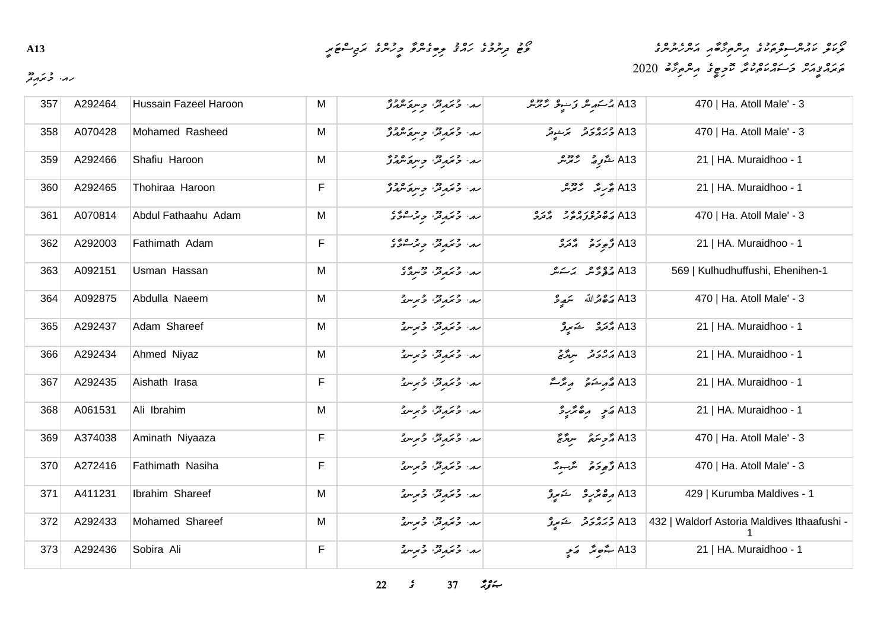| 357 | A292464 | Hussain Fazeel Haroon | M | ހއ. މުރައިދޫ، މިނިވަންގެ | A13 ހުސައިން ފަޒީލު ހާރޫން | 470 \| Ha. Atoll Male' - 3 |
|---|---|---|---|---|---|---|
| 358 | A070428 | Mohamed Rasheed | M | ހއ. މުރައިދޫ، މިނިވަންގެ | A13 މުހައްމަދު ރަޝީދު | 470 \| Ha. Atoll Male' - 3 |
| 359 | A292466 | Shafiu Haroon | M | ހއ. މުރައިދޫ، މިނިވަންގެ | A13 ޝާފިއު ހާރޫން | 21 \| HA. Muraidhoo - 1 |
| 360 | A292465 | Thohiraa Haroon | F | ހއ. މުރައިދޫ، މިނިވަންގެ | A13 ޠާހިރާ ހާރޫން | 21 \| HA. Muraidhoo - 1 |
| 361 | A070814 | Abdul Fathaahu Adam | M | ހއ. މުރައިދޫ، މިރުސްމާގެ | A13 އަބްދުލްފައްތާހު އާދަމް | 470 \| Ha. Atoll Male' - 3 |
| 362 | A292003 | Fathimath Adam | F | ހއ. މުރައިދޫ، މިރުސްމާގެ | A13 ފާތިމަތު އާދަމް | 21 \| HA. Muraidhoo - 1 |
| 363 | A092151 | Usman Hassan | M | ހއ. މުރައިދޫ، މޫނިމާގެ | A13 އުސްމާން ހަސަން | 569 \| Kulhudhuffushi, Ehenihen-1 |
| 364 | A092875 | Abdulla Naeem | M | ހއ. މުރައިދޫ، މުރިނގު | A13 އަބްދުﷲ ނައީމް | 470 \| Ha. Atoll Male' - 3 |
| 365 | A292437 | Adam Shareef | M | ހއ. މުރައިދޫ، މުރިނގު | A13 އާދަމް ޝަރީފު | 21 \| HA. Muraidhoo - 1 |
| 366 | A292434 | Ahmed Niyaz | M | ހއ. މުރައިދޫ، މުރިނގު | A13 އަހްމަދު ނިޔާޒު | 21 \| HA. Muraidhoo - 1 |
| 367 | A292435 | Aishath Irasa | F | ހއ. މުރައިދޫ، މުރިނގު | A13 އާއިޝަތު އިރާސާ | 21 \| HA. Muraidhoo - 1 |
| 368 | A061531 | Ali Ibrahim | M | ހއ. މުރައިދޫ، މުރިނގު | A13 އަލި އިބްރާހީމް | 21 \| HA. Muraidhoo - 1 |
| 369 | A374038 | Aminath Niyaaza | F | ހއ. މުރައިދޫ، މުރިނގު | A13 އާމިނަތު ނިޔާޒާ | 470 \| Ha. Atoll Male' - 3 |
| 370 | A272416 | Fathimath Nasiha | F | ހއ. މުރައިދޫ، މުރިނގު | A13 ފާތިމަތު ނާސިހާ | 470 \| Ha. Atoll Male' - 3 |
| 371 | A411231 | Ibrahim Shareef | M | ހއ. މުރައިދޫ، މުރިނގު | A13 އިބްރާހީމް ޝަރީފު | 429 \| Kurumba Maldives - 1 |
| 372 | A292433 | Mohamed Shareef | M | ހއ. މުރައިދޫ، މުރިނގު | A13 މުހައްމަދު ޝަރީފު | 432 \| Waldorf Astoria Maldives Ithaafushi - 1 |
| 373 | A292436 | Sobira Ali | F | ހއ. މުރައިދޫ، މުރިނގު | A13 ޞާބިރާ އަލި | 21 \| HA. Muraidhoo - 1 |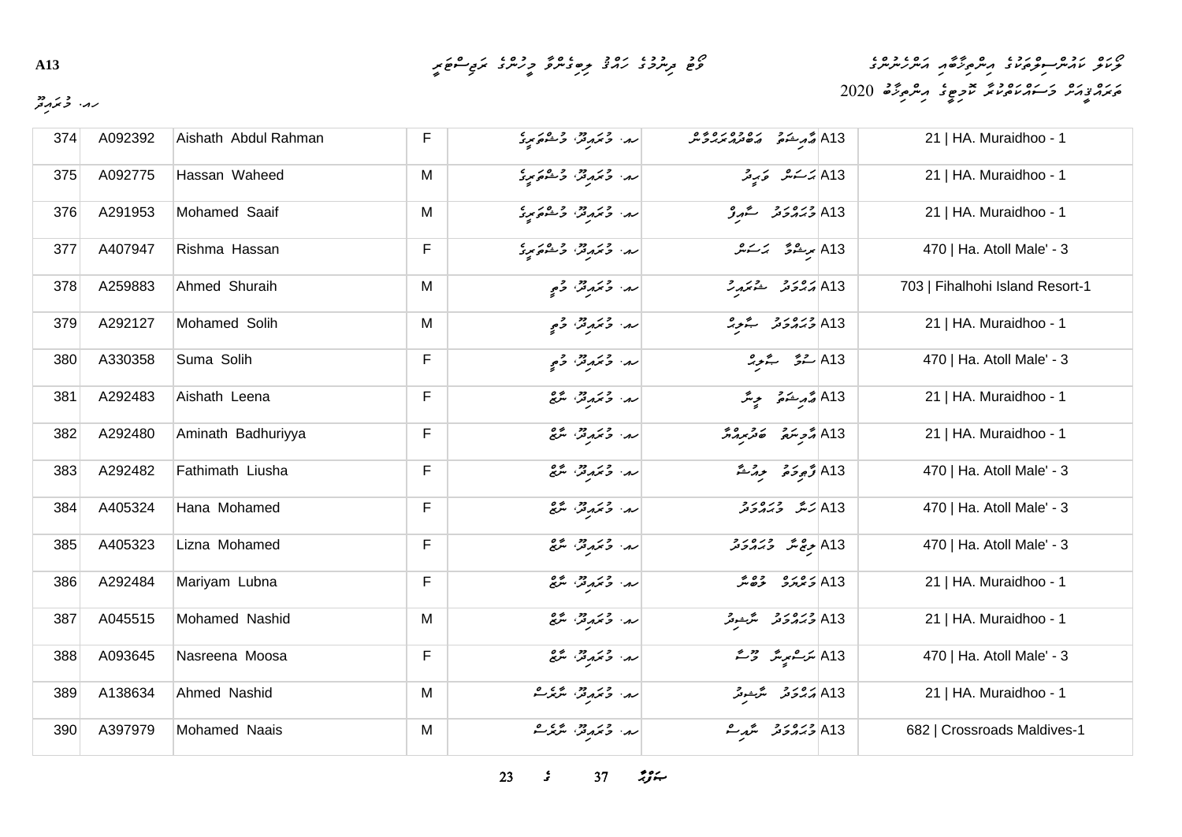| 374 | A092392 | Aishath Abdul Rahman | F | ﺭﻫ. ﻣﻮﺭﺍﻳﺪﻫﻮ، ﻣﻮﺷﻮﺑﻴﺮﻯ | A13 ﻋﺎﺋﺸﺖ ﻋﺒﺪﺍﻟﺮﺣﻤﺎﻥ | 21 \| HA. Muraidhoo - 1 |
|---|---|---|---|---|---|---|
| 375 | A092775 | Hassan Waheed | M | ﺭﻫ. ﻣﻮﺭﺍﻳﺪﻫﻮ، ﻣﻮﺷﻮﺑﻴﺮﻯ | A13 ﺣﺴﻦ ﻭﺣﻴﺪ | 21 \| HA. Muraidhoo - 1 |
| 376 | A291953 | Mohamed Saaif | M | ﺭﻫ. ﻣﻮﺭﺍﻳﺪﻫﻮ، ﻣﻮﺷﻮﺑﻴﺮﻯ | A13 ﻣﺤﻤﺪ ﺳﺎﺋﻒ | 21 \| HA. Muraidhoo - 1 |
| 377 | A407947 | Rishma Hassan | F | ﺭﻫ. ﻣﻮﺭﺍﻳﺪﻫﻮ، ﻣﻮﺷﻮﺑﻴﺮﻯ | A13 ﺭﺷﻤﺎ ﺣﺴﻦ | 470 \| Ha. Atoll Male' - 3 |
| 378 | A259883 | Ahmed Shuraih | M | ﺭﻫ. ﻣﻮﺭﺍﻳﺪﻫﻮ، ﻣﻮﻯ | A13 ﺍﺣﻤﺪ ﺷﺮﻳﺢ | 703 \| Fihalhohi Island Resort-1 |
| 379 | A292127 | Mohamed Solih | M | ﺭﻫ. ﻣﻮﺭﺍﻳﺪﻫﻮ، ﻣﻮﻯ | A13 ﻣﺤﻤﺪ ﺻﺎﻟﺢ | 21 \| HA. Muraidhoo - 1 |
| 380 | A330358 | Suma Solih | F | ﺭﻫ. ﻣﻮﺭﺍﻳﺪﻫﻮ، ﻣﻮﻯ | A13 ﺳﻮﻣﺎ ﺻﺎﻟﺢ | 470 \| Ha. Atoll Male' - 3 |
| 381 | A292483 | Aishath Leena | F | ﺭﻫ. ﻣﻮﺭﺍﻳﺪﻫﻮ، ﻧﺎﺝ | A13 ﻋﺎﺋﺸﺖ ﻟﻴﻨﺎ | 21 \| HA. Muraidhoo - 1 |
| 382 | A292480 | Aminath Badhuriyya | F | ﺭﻫ. ﻣﻮﺭﺍﻳﺪﻫﻮ، ﻧﺎﺝ | A13 ﺁﻣﻨﺖ ﺑﺪﺭﻳﺔ | 21 \| HA. Muraidhoo - 1 |
| 383 | A292482 | Fathimath Liusha | F | ﺭﻫ. ﻣﻮﺭﺍﻳﺪﻫﻮ، ﻧﺎﺝ | A13 ﻓﺎﻃﻤﺔ ﻟﻴﺆﺷﺎ | 470 \| Ha. Atoll Male' - 3 |
| 384 | A405324 | Hana Mohamed | F | ﺭﻫ. ﻣﻮﺭﺍﻳﺪﻫﻮ، ﻧﺎﺝ | A13 ﻫﻨﺎ ﻣﺤﻤﺪ | 470 \| Ha. Atoll Male' - 3 |
| 385 | A405323 | Lizna Mohamed | F | ﺭﻫ. ﻣﻮﺭﺍﻳﺪﻫﻮ، ﻧﺎﺝ | A13 ﻟﺰﻧﺎ ﻣﺤﻤﺪ | 470 \| Ha. Atoll Male' - 3 |
| 386 | A292484 | Mariyam Lubna | F | ﺭﻫ. ﻣﻮﺭﺍﻳﺪﻫﻮ، ﻧﺎﺝ | A13 ﻣﺮﻳﻢ ﻟﺒﻨﻰ | 21 \| HA. Muraidhoo - 1 |
| 387 | A045515 | Mohamed Nashid | M | ﺭﻫ. ﻣﻮﺭﺍﻳﺪﻫﻮ، ﻧﺎﺝ | A13 ﻣﺤﻤﺪ ﻧﺎﺷﺪ | 21 \| HA. Muraidhoo - 1 |
| 388 | A093645 | Nasreena Moosa | F | ﺭﻫ. ﻣﻮﺭﺍﻳﺪﻫﻮ، ﻧﺎﺝ | A13 ﻧﺴﺮﻳﻨﺎ ﻣﻮﺳﻰ | 470 \| Ha. Atoll Male' - 3 |
| 389 | A138634 | Ahmed Nashid | M | ﺭﻫ. ﻣﻮﺭﺍﻳﺪﻫﻮ، ﻧﺎﺭﻧﺞ | A13 ﺍﺣﻤﺪ ﻧﺎﺷﺪ | 21 \| HA. Muraidhoo - 1 |
| 390 | A397979 | Mohamed Naais | M | ﺭﻫ. ﻣﻮﺭﺍﻳﺪﻫﻮ، ﻧﺎﺭﻧﺞ | A13 ﻣﺤﻤﺪ ﻧﺎﺋﺲ | 682 \| Crossroads Maldives-1 |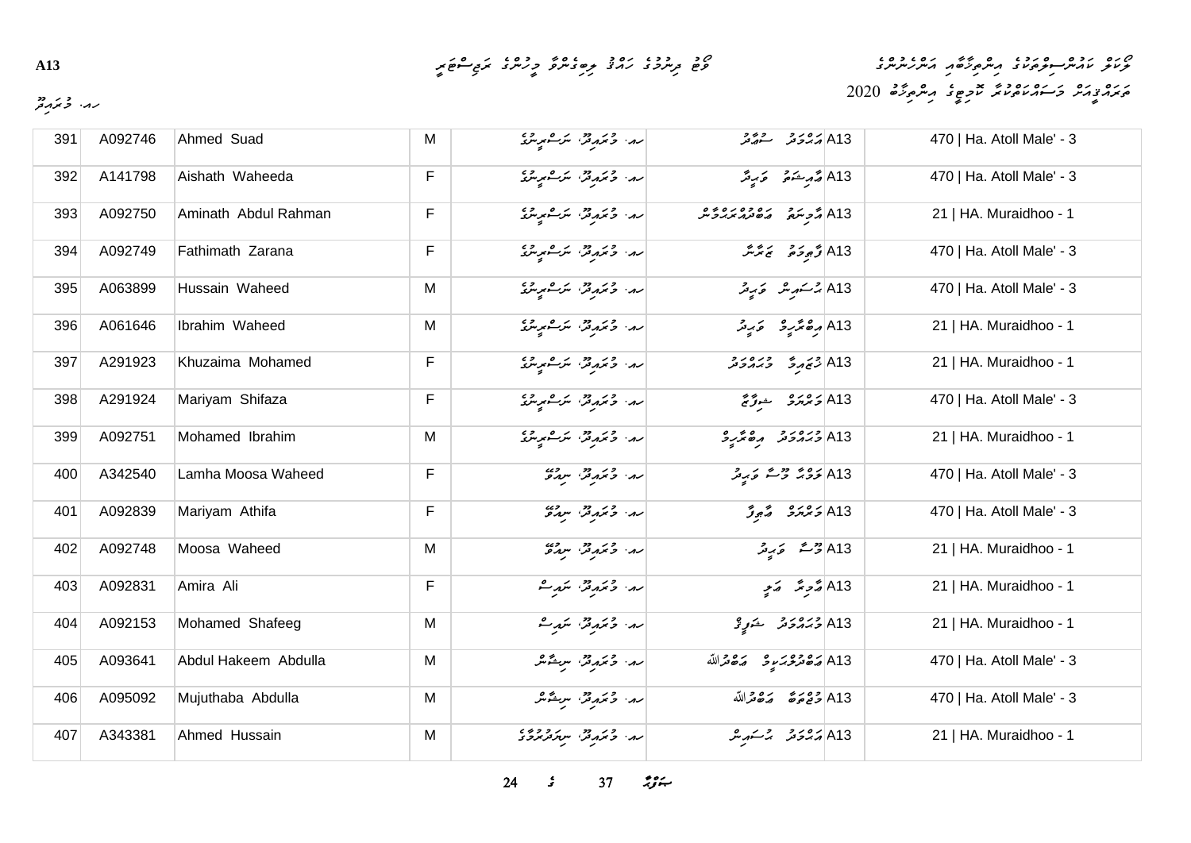| 391 | A092746 | Ahmed Suad | M | ހއ. މުރައިދޫ، ނަސްތިރީނގެ | A13 އަހުމަދު ސުއާދު | 470 \| Ha. Atoll Male' - 3 |
|---|---|---|---|---|---|---|
| 392 | A141798 | Aishath Waheeda | F | ހއ. މުރައިދޫ، ނަސްތިރީނގެ | A13 އާއިޝަތު ވަހީދާ | 470 \| Ha. Atoll Male' - 3 |
| 393 | A092750 | Aminath Abdul Rahman | F | ހއ. މުރައިދޫ، ނަސްތިރީނގެ | A13 އާމިނަތު އަބްދުއްރަޙްމާން | 21 \| HA. Muraidhoo - 1 |
| 394 | A092749 | Fathimath Zarana | F | ހއ. މުރައިދޫ، ނަސްތިރީނގެ | A13 ފާތިމަތު ޒަރާނާ | 470 \| Ha. Atoll Male' - 3 |
| 395 | A063899 | Hussain Waheed | M | ހއ. މުރައިދޫ، ނަސްތިރީނގެ | A13 ހުސައިން ވަހީދު | 470 \| Ha. Atoll Male' - 3 |
| 396 | A061646 | Ibrahim Waheed | M | ހއ. މުރައިދޫ، ނަސްތިރީނގެ | A13 އިބްރާހީމް ވަހީދު | 21 \| HA. Muraidhoo - 1 |
| 397 | A291923 | Khuzaima Mohamed | F | ހއ. މުރައިދޫ، ނަސްތިރީނގެ | A13 ޚުޒައިމާ މުޙައްމަދު | 21 \| HA. Muraidhoo - 1 |
| 398 | A291924 | Mariyam Shifaza | F | ހއ. މުރައިދޫ، ނަސްތިރީނގެ | A13 މަރިޔަމް ޝިފާޒާ | 470 \| Ha. Atoll Male' - 3 |
| 399 | A092751 | Mohamed Ibrahim | M | ހއ. މުރައިދޫ، ނަސްތިރީނގެ | A13 މުޙައްމަދު އިބްރާހީމް | 21 \| HA. Muraidhoo - 1 |
| 400 | A342540 | Lamha Moosa Waheed | F | ހއ. މުރައިދޫ، ނިއުމާ | A13 ލަމްޙާ މޫސާ ވަހީދު | 470 \| Ha. Atoll Male' - 3 |
| 401 | A092839 | Mariyam Athifa | F | ހއ. މުރައިދޫ، ނިއުމާ | A13 މަރިޔަމް އާތިފާ | 470 \| Ha. Atoll Male' - 3 |
| 402 | A092748 | Moosa Waheed | M | ހއ. މުރައިދޫ، ނިއުމާ | A13 މޫސާ ވަހީދު | 21 \| HA. Muraidhoo - 1 |
| 403 | A092831 | Amira Ali | F | ހއ. މުރައިދޫ، ނަރިސް | A13 އާމިރާ އަލީ | 21 \| HA. Muraidhoo - 1 |
| 404 | A092153 | Mohamed Shafeeg | M | ހއ. މުރައިދޫ، ނަރިސް | A13 މުޙައްމަދު ޝަފީގު | 21 \| HA. Muraidhoo - 1 |
| 405 | A093641 | Abdul Hakeem Abdulla | M | ހއ. މުރައިދޫ، ނިޝާން | A13 އަބްދުލްޙަކީމް އަބްދުﷲ | 470 \| Ha. Atoll Male' - 3 |
| 406 | A095092 | Mujuthaba Abdulla | M | ހއ. މުރައިދޫ، ނިޝާން | A13 މުޖުތަބާ އަބްދުﷲ | 470 \| Ha. Atoll Male' - 3 |
| 407 | A343381 | Ahmed Hussain | M | ހއ. މުރައިދޫ، ނިޔަދުރުވާގެ | A13 އަހުމަދު ހުސައިން | 21 \| HA. Muraidhoo - 1 |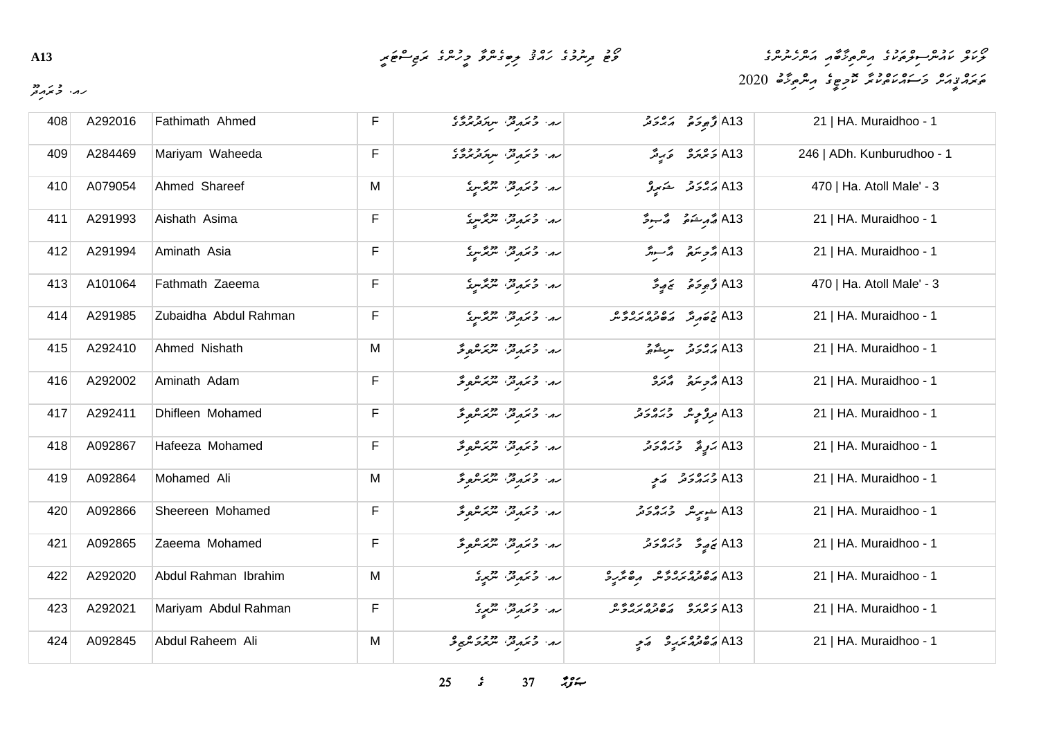| 408 | A292016 | Fathimath Ahmed | F | ހދ. މުރައިދޫ، ނިޔަދުރުމާގެ | A13 ފާތިމަތު އަހުމަދު | 21 \| HA. Muraidhoo - 1 |
|---|---|---|---|---|---|---|
| 409 | A284469 | Mariyam Waheeda | F | ހދ. މުރައިދޫ، ނިޔަދުރުމާގެ | A13 މަރިޔަމް ވަޙީދާ | 246 \| ADh. Kunburudhoo - 1 |
| 410 | A079054 | Ahmed Shareef | M | ހދ. މުރައިދޫ، ނޫރާނީގެ | A13 އަހުމަދު ޝަރީފު | 470 \| Ha. Atoll Male' - 3 |
| 411 | A291993 | Aishath Asima | F | ހދ. މުރައިދޫ، ނޫރާނީގެ | A13 އާއިޝަތު އާސިމާ | 21 \| HA. Muraidhoo - 1 |
| 412 | A291994 | Aminath Asia | F | ހދ. މުރައިދޫ، ނޫރާނީގެ | A13 އާމިނަތު އާސިޔާ | 21 \| HA. Muraidhoo - 1 |
| 413 | A101064 | Fathmath Zaeema | F | ހދ. މުރައިދޫ، ނޫރާނީގެ | A13 ފާތިމަތު ޒަޢީމާ | 470 \| Ha. Atoll Male' - 3 |
| 414 | A291985 | Zubaidha Abdul Rahman | F | ހދ. މުރައިދޫ، ނޫރާނީގެ | A13 ޒުބައިދާ އަބްދުއްރަޙްމާން | 21 \| HA. Muraidhoo - 1 |
| 415 | A292410 | Ahmed Nishath | M | ހދ. މުރައިދޫ، ނޫރަންތިލާ | A13 އަހުމަދު ނިޝާތު | 21 \| HA. Muraidhoo - 1 |
| 416 | A292002 | Aminath Adam | F | ހދ. މުރައިދޫ، ނޫރަންތިލާ | A13 އާމިނަތު އާދަމް | 21 \| HA. Muraidhoo - 1 |
| 417 | A292411 | Dhifleen Mohamed | F | ހދ. މުރައިދޫ، ނޫރަންތިލާ | A13 ދިފްލީން މުޙައްމަދު | 21 \| HA. Muraidhoo - 1 |
| 418 | A092867 | Hafeeza Mohamed | F | ހދ. މުރައިދޫ، ނޫރަންތިލާ | A13 ހަފީޒާ މުޙައްމަދު | 21 \| HA. Muraidhoo - 1 |
| 419 | A092864 | Mohamed Ali | M | ހދ. މުރައިދޫ، ނޫރަންތިލާ | A13 މުޙައްމަދު އަލި | 21 \| HA. Muraidhoo - 1 |
| 420 | A092866 | Sheereen Mohamed | F | ހދ. މުރައިދޫ، ނޫރަންތިލާ | A13 ޝީރީން މުޙައްމަދު | 21 \| HA. Muraidhoo - 1 |
| 421 | A092865 | Zaeema Mohamed | F | ހދ. މުރައިދޫ، ނޫރަންތިލާ | A13 ޒަޢީމާ މުޙައްމަދު | 21 \| HA. Muraidhoo - 1 |
| 422 | A292020 | Abdul Rahman Ibrahim | M | ހދ. މުރައިދޫ، ނޫރީގެ | A13 އަބްދުއްރަޙްމާން އިބްރާހީމް | 21 \| HA. Muraidhoo - 1 |
| 423 | A292021 | Mariyam Abdul Rahman | F | ހދ. މުރައިދޫ، ނޫރީގެ | A13 މަރިޔަމް އަބްދުއްރަޙްމާން | 21 \| HA. Muraidhoo - 1 |
| 424 | A092845 | Abdul Raheem Ali | M | ހދ. މުރައިދޫ، ނޫރުމަސްޖިދު | A13 އަބްދުއްރަޙީމް އަލި | 21 \| HA. Muraidhoo - 1 |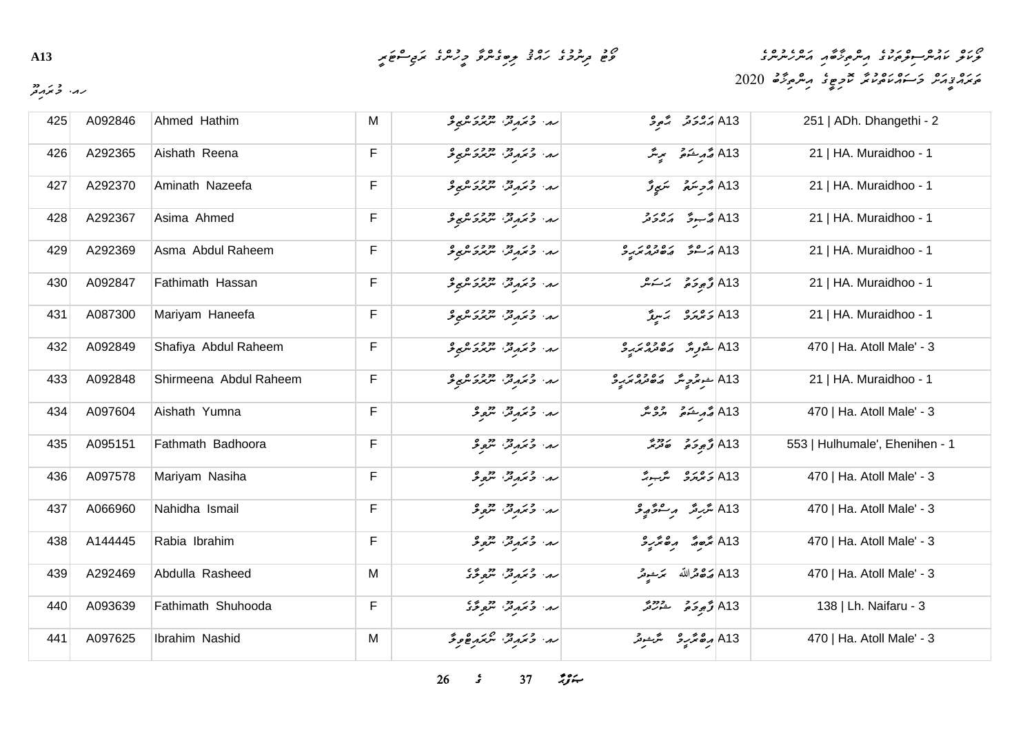| 425 | A092846 | Ahmed Hathim | M | رە. ۇ ئىرەتر، سرىرۇ سرىي ۋ | A13 ئەبرى ئەرقىنى ئىشلىك | 251 \| ADh. Dhangethi - 2 |
|---|---|---|---|---|---|---|
| 426 | A292365 | Aishath Reena | F | رە. ۇ ئىرەتر، سرىرۇ سرىي ۋ | A13 ئەرشكى بىرىتى | 21 \| HA. Muraidhoo - 1 |
| 427 | A292370 | Aminath Nazeefa | F | رە. ۇ ئىرەتر، سرىرۇ سرىي ۋ | A13 ئەچ سرىكى سرىپ ۋ | 21 \| HA. Muraidhoo - 1 |
| 428 | A292367 | Asima Ahmed | F | رە. ۇ ئىرەتر، سرىرۇ سرىي ۋ | A13 ئەسىرى ئەرەرتر | 21 \| HA. Muraidhoo - 1 |
| 429 | A292369 | Asma Abdul Raheem | F | رە. ۇ ئىرەتر، سرىرۇ سرىي ۋ | A13 ئەسىرى ئەھەرەبرىرى | 21 \| HA. Muraidhoo - 1 |
| 430 | A092847 | Fathimath Hassan | F | رە. ۇ ئىرەتر، سرىرۇ سرىي ۋ | A13 ۇچرۇ بەسەس | 21 \| HA. Muraidhoo - 1 |
| 431 | A087300 | Mariyam Haneefa | F | رە. ۇ ئىرەتر، سرىرۇ سرىي ۋ | A13 ۇبرىرى بەسرىتى | 21 \| HA. Muraidhoo - 1 |
| 432 | A092849 | Shafiya Abdul Raheem | F | رە. ۇ ئىرەتر، سرىرۇ سرىي ۋ | A13 ىشگورى ئەھەرەبرىرى | 470 \| Ha. Atoll Male' - 3 |
| 433 | A092848 | Shirmeena Abdul Raheem | F | رە. ۇ ئىرەتر، سرىرۇ سرىي ۋ | A13 ىشوبرىچ سر ئەھەرەبرىرى | 21 \| HA. Muraidhoo - 1 |
| 434 | A097604 | Aishath Yumna | F | رە. ۇ ئىرەتر، سرىي ۋ | A13 ئەرشكى بىرۇس | 470 \| Ha. Atoll Male' - 3 |
| 435 | A095151 | Fathmath Badhoora | F | رە. ۇ ئىرەتر، سرىي ۋ | A13 ۇچرۇ ەتربر | 553 \| Hulhumale', Ehenihen - 1 |
| 436 | A097578 | Mariyam Nasiha | F | رە. ۇ ئىرەتر، سرىي ۋ | A13 ۇبرىرى سرىسىر | 470 \| Ha. Atoll Male' - 3 |
| 437 | A066960 | Nahidha Ismail | F | رە. ۇ ئىرەتر، سرىي ۋ | A13 سرىرتر مرسىۋىرى | 470 \| Ha. Atoll Male' - 3 |
| 438 | A144445 | Rabia Ibrahim | F | رە. ۇ ئىرەتر، سرىي ۋ | A13 بىرەم مرەبرىرى | 470 \| Ha. Atoll Male' - 3 |
| 439 | A292469 | Abdulla Rasheed | M | رە. ۇ ئىرەتر، سرىي ۋى | A13 ئەھەراللە بىرشوتر | 470 \| Ha. Atoll Male' - 3 |
| 440 | A093639 | Fathimath Shuhooda | F | رە. ۇ ئىرەتر، سرىي ۋى | A13 ۇچرۇ شۇرتر | 138 \| Lh. Naifaru - 3 |
| 441 | A097625 | Ibrahim Nashid | M | رە. ۇ ئىرەتر، سرىرەھ ۋ ۋ | A13 مرەبرىرى سرشوتر | 470 \| Ha. Atoll Male' - 3 |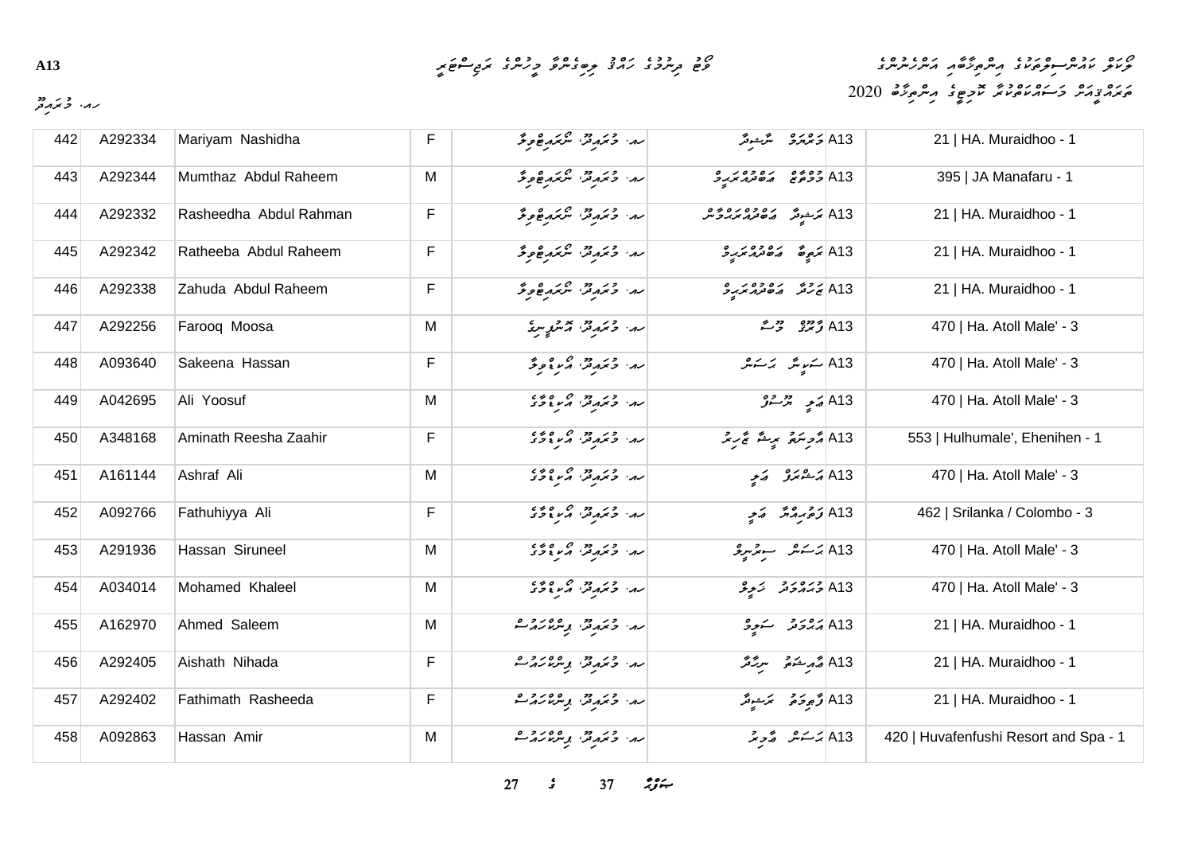| 442 | A292334 | Mariyam Nashidha | F | رە. ۇىترەتر، سرىترەھ ۋېڅ | A13 ۇىترىرو سرشوتر | 21 \| HA. Muraidhoo - 1 |
|---|---|---|---|---|---|---|
| 443 | A292344 | Mumthaz Abdul Raheem | M | رە. ۇىترەتر، سرىترەھ ۋېڅ | A13 ۇۇچ ەھترەترىرۋ | 395 \| JA Manafaru - 1 |
| 444 | A292332 | Rasheedha Abdul Rahman | F | رە. ۇىترەتر، سرىترەھ ۋېڅ | A13 ترشوتر ەھترەترىرەۋىر | 21 \| HA. Muraidhoo - 1 |
| 445 | A292342 | Ratheeba Abdul Raheem | F | رە. ۇىترەتر، سرىترەھ ۋېڅ | A13 ترەوھ ەھترەترىرۋ | 21 \| HA. Muraidhoo - 1 |
| 446 | A292338 | Zahuda Abdul Raheem | F | رە. ۇىترەتر، سرىترەھ ۋېڅ | A13 ىرقر ەھترەترىرۋ | 21 \| HA. Muraidhoo - 1 |
| 447 | A292256 | Farooq Moosa | M | رە. ۇىترەتر، ەترۋسرې | A13 ۇترو ۇسە | 470 \| Ha. Atoll Male' - 3 |
| 448 | A093640 | Sakeena Hassan | F | رە. ۇىترەتر، ەرىۋېڅ | A13 سەرىتر ترسەتر | 470 \| Ha. Atoll Male' - 3 |
| 449 | A042695 | Ali Yoosuf | M | رە. ۇىترەتر، ەرىۋڅ | A13 ەير ترسۇ | 470 \| Ha. Atoll Male' - 3 |
| 450 | A348168 | Aminath Reesha Zaahir | F | رە. ۇىترەتر، ەرىۋڅ | A13 ەۋسرە برشە ئرىر | 553 \| Hulhumale', Ehenihen - 1 |
| 451 | A161144 | Ashraf Ali | M | رە. ۇىترەتر، ەرىۋڅ | A13 ەشەترۇ ەير | 470 \| Ha. Atoll Male' - 3 |
| 452 | A092766 | Fathuhiyya Ali | F | رە. ۇىترەتر، ەرىۋڅ | A13 ۇھىرەتر ەير | 462 \| Srilanka / Colombo - 3 |
| 453 | A291936 | Hassan Siruneel | M | رە. ۇىترەتر، ەرىۋڅ | A13 ترسەتر سوترسرۋ | 470 \| Ha. Atoll Male' - 3 |
| 454 | A034014 | Mohamed Khaleel | M | رە. ۇىترەتر، ەرىۋڅ | A13 ۇترەۇتر ترىرۋ | 470 \| Ha. Atoll Male' - 3 |
| 455 | A162970 | Ahmed Saleem | M | رە. ۇىترەتر، ۋسرىرەسە | A13 ەترۇتر سەرۋ | 21 \| HA. Muraidhoo - 1 |
| 456 | A292405 | Aishath Nihada | F | رە. ۇىترەتر، ۋسرىرەسە | A13 ەرشەھ سرىتر | 21 \| HA. Muraidhoo - 1 |
| 457 | A292402 | Fathimath Rasheeda | F | رە. ۇىترەتر، ۋسرىرەسە | A13 ۇھۇھ ترشوتر | 21 \| HA. Muraidhoo - 1 |
| 458 | A092863 | Hassan Amir | M | رە. ۇىترەتر، ۋسرىرەسە | A13 ترسەتر ەۋتر | 420 \| Huvafenfushi Resort and Spa - 1 |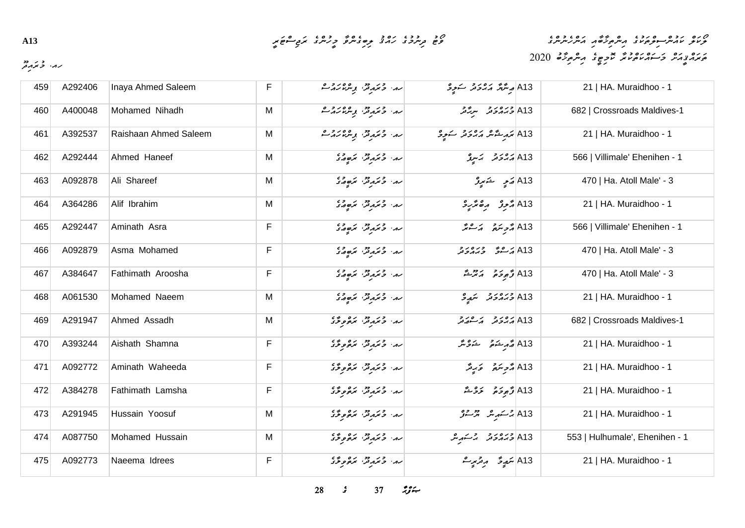| 459 | A292406 | Inaya Ahmed Saleem | F | رە. ۇىمەتر، بوشرىئەر ش | A13 مەشتر مەدەر سىرو | 21 \| HA. Muraidhoo - 1 |
|---|---|---|---|---|---|---|
| 460 | A400048 | Mohamed Nihadh | M | رە. ۇىمەتر، بوشرىئەر ش | A13 دېرەدىر سرگىر | 682 \| Crossroads Maldives-1 |
| 461 | A392537 | Raishaan Ahmed Saleem | M | رە. ۇىمەتر، بوشرىئەر ش | A13 ىمەشگىر مەدەر سىرو | 21 \| HA. Muraidhoo - 1 |
| 462 | A292444 | Ahmed Haneef | M | رە. ۇىمەتر، ىمەدى | A13 مەدەر ىمىرو | 566 \| Villimale' Ehenihen - 1 |
| 463 | A092878 | Ali Shareef | M | رە. ۇىمەتر، ىمەدى | A13 مەبر شەبرو | 470 \| Ha. Atoll Male' - 3 |
| 464 | A364286 | Alif Ibrahim | M | رە. ۇىمەتر، ىمەدى | A13 مەجرو مەھمەرد | 21 \| HA. Muraidhoo - 1 |
| 465 | A292447 | Aminath Asra | F | رە. ۇىمەتر، ىمەدى | A13 مەجرسەد مەسىر | 566 \| Villimale' Ehenihen - 1 |
| 466 | A092879 | Asma Mohamed | F | رە. ۇىمەتر، ىمەدى | A13 مەسىر دېرەدىر | 470 \| Ha. Atoll Male' - 3 |
| 467 | A384647 | Fathimath Aroosha | F | رە. ۇىمەتر، ىمەدى | A13 ۇجودە مەيرشە | 470 \| Ha. Atoll Male' - 3 |
| 468 | A061530 | Mohamed Naeem | M | رە. ۇىمەتر، ىمەدى | A13 دېرەدىر سىرو | 21 \| HA. Muraidhoo - 1 |
| 469 | A291947 | Ahmed Assadh | M | رە. ۇىمەتر، ىمەھوۋى | A13 مەدەر مەسەدىر | 682 \| Crossroads Maldives-1 |
| 470 | A393244 | Aishath Shamna | F | رە. ۇىمەتر، ىمەھوۋى | A13 مەرشەد شەدىر | 21 \| HA. Muraidhoo - 1 |
| 471 | A092772 | Aminath Waheeda | F | رە. ۇىمەتر، ىمەھوۋى | A13 مەجرسەد ەبرىر | 21 \| HA. Muraidhoo - 1 |
| 472 | A384278 | Fathimath Lamsha | F | رە. ۇىمەتر، ىمەھوۋى | A13 ۇجودە ىمەشە | 21 \| HA. Muraidhoo - 1 |
| 473 | A291945 | Hussain Yoosuf | M | رە. ۇىمەتر، ىمەھوۋى | A13 برسەرىر مرسو | 21 \| HA. Muraidhoo - 1 |
| 474 | A087750 | Mohamed Hussain | M | رە. ۇىمەتر، ىمەھوۋى | A13 دېرەدىر برسەرىر | 553 \| Hulhumale', Ehenihen - 1 |
| 475 | A092773 | Naeema Idrees | F | رە. ۇىمەتر، ىمەھوۋى | A13 سەرى مەدىرىشە | 21 \| HA. Muraidhoo - 1 |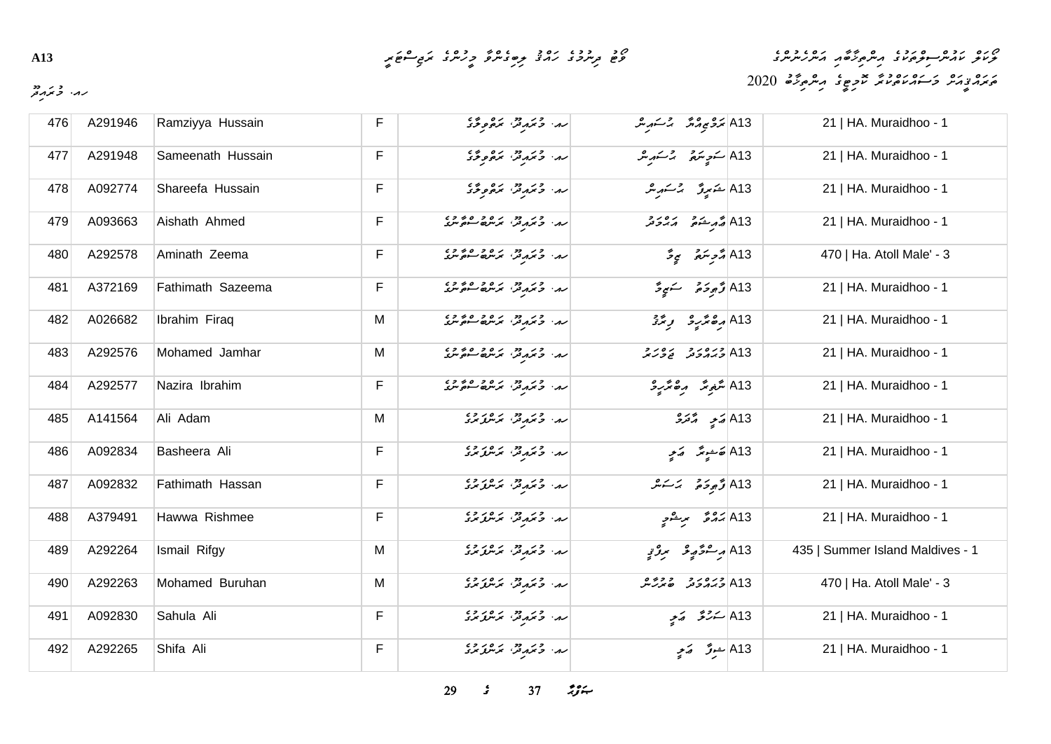| 476 | A291946 | Ramziyya Hussain | F | ره· وَبَرَمِرْ، بَرْهُومُرَّى | A13 بَرُوْبِمُرَّ بِرُسَمَرِيْر | 21 \| HA. Muraidhoo - 1 |
|---|---|---|---|---|---|---|
| 477 | A291948 | Sameenath Hussain | F | ره· وَبَرَمِرْ، بَرْهُومُرَّى | A13 سَوِسَمَ بِرُسَمَرِيْر | 21 \| HA. Muraidhoo - 1 |
| 478 | A092774 | Shareefa Hussain | F | ره· وَبَرَمِرْ، بَرْهُومُرَّى | A13 شَمِيرٌ بِرُسَمَرِيْر | 21 \| HA. Muraidhoo - 1 |
| 479 | A093663 | Aishath Ahmed | F | ره· وَبَرَمِرْ، بَرْسْرَهْ سُوَسْرَى | A13 مُرِشَمَ مَبْرُوَتْر | 21 \| HA. Muraidhoo - 1 |
| 480 | A292578 | Aminath Zeema | F | ره· وَبَرَمِرْ، بَرْسْرَهْ سُوَسْرَى | A13 مُرِسَمَ بِمَّ | 470 \| Ha. Atoll Male' - 3 |
| 481 | A372169 | Fathimath Sazeema | F | ره· وَبَرَمِرْ، بَرْسْرَهْ سُوَسْرَى | A13 وُجِوَمَ سَبِمَّ | 21 \| HA. Muraidhoo - 1 |
| 482 | A026682 | Ibrahim Firaq | M | ره· وَبَرَمِرْ، بَرْسْرَهْ سُوَسْرَى | A13 مِرْهُمَّرِبْ وِبِمَّتْ | 21 \| HA. Muraidhoo - 1 |
| 483 | A292576 | Mohamed Jamhar | M | ره· وَبَرَمِرْ، بَرْسْرَهْ سُوَسْرَى | A13 وَبَرُوَتْر بَحُرُبُر | 21 \| HA. Muraidhoo - 1 |
| 484 | A292577 | Nazira Ibrahim | F | ره· وَبَرَمِرْ، بَرْسْرَهْ سُوَسْرَى | A13 سَّفِرِيَّ مِرْهُمَّرِبْ | 21 \| HA. Muraidhoo - 1 |
| 485 | A141564 | Ali Adam | M | ره· وَبَرَمِرْ، بَرْسْرَوَبْرَى | A13 مَعِ مُرْبَرَدْ | 21 \| HA. Muraidhoo - 1 |
| 486 | A092834 | Basheera Ali | F | ره· وَبَرَمِرْ، بَرْسْرَوَبْرَى | A13 ھَشِبِمَّ مَعِ | 21 \| HA. Muraidhoo - 1 |
| 487 | A092832 | Fathimath Hassan | F | ره· وَبَرَمِرْ، بَرْسْرَوَبْرَى | A13 وُجِوَمَ بَرَسَسْ | 21 \| HA. Muraidhoo - 1 |
| 488 | A379491 | Hawwa Rishmee | F | ره· وَبَرَمِرْ، بَرْسْرَوَبْرَى | A13 بَرْهُمَّ بِرِشْوِ | 21 \| HA. Muraidhoo - 1 |
| 489 | A292264 | Ismail Rifgy | M | ره· وَبَرَمِرْ، بَرْسْرَوَبْرَى | A13 مِرْسُوَّمِبْ بِرُوْتِي | 435 \| Summer Island Maldives - 1 |
| 490 | A292263 | Mohamed Buruhan | M | ره· وَبَرَمِرْ، بَرْسْرَوَبْرَى | A13 وَبَرُوَتْر صَبْرُرَسْ | 470 \| Ha. Atoll Male' - 3 |
| 491 | A092830 | Sahula Ali | F | ره· وَبَرَمِرْ، بَرْسْرَوَبْرَى | A13 سَرُوَّ مَعِ | 21 \| HA. Muraidhoo - 1 |
| 492 | A292265 | Shifa Ali | F | ره· وَبَرَمِرْ، بَرْسْرَوَبْرَى | A13 شِوَّ مَعِ | 21 \| HA. Muraidhoo - 1 |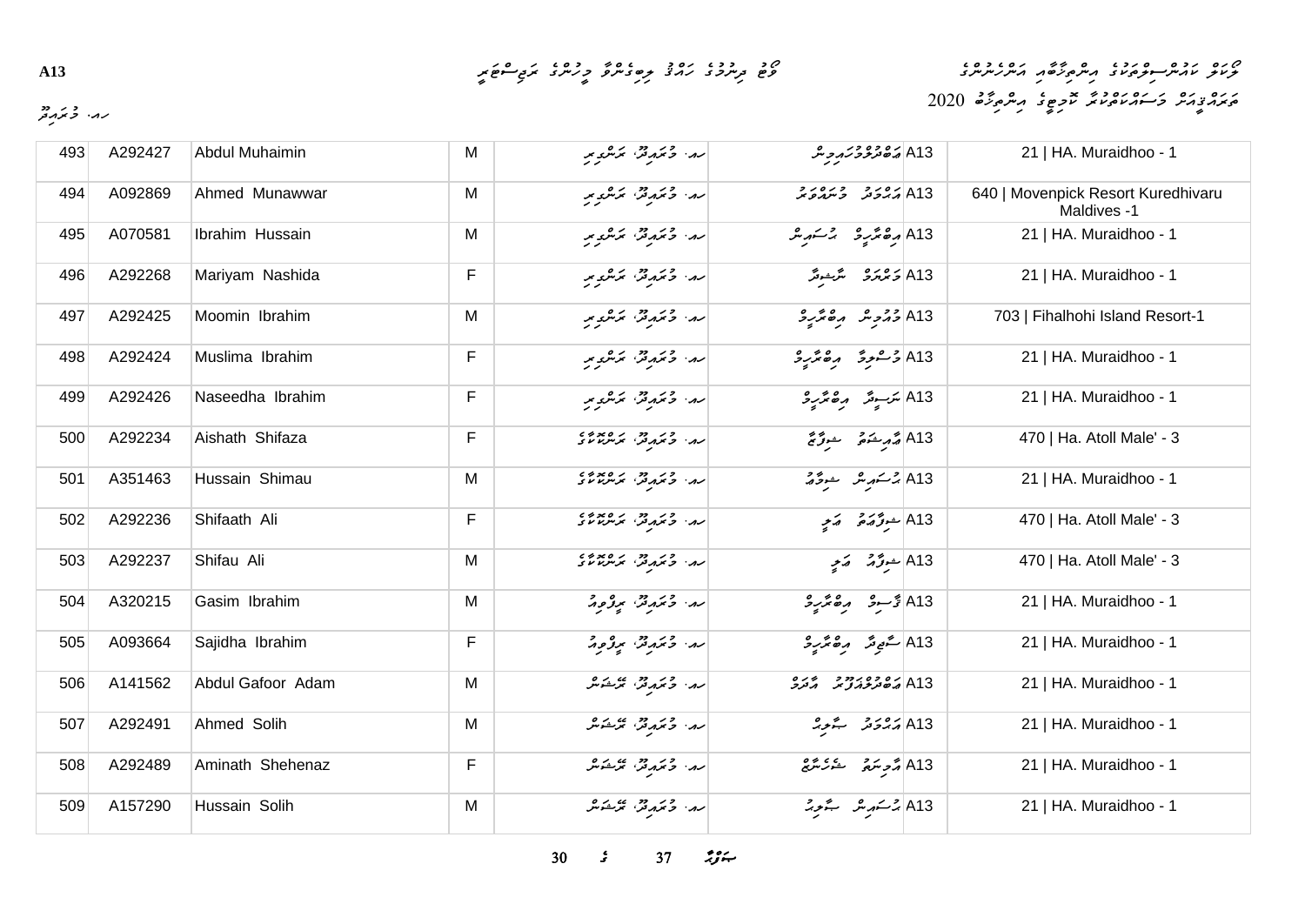| 493 | A292427 | Abdul Muhaimin | M | رە. ۋىترەتر، ترىترىبر | A13 ﻣﻪﻫﺘﺮﻭﺭﯨﺮﻩﺭ ﻭﯨﺘﺮ | 21 \| HA. Muraidhoo - 1 |
|---|---|---|---|---|---|---|
| 494 | A092869 | Ahmed Munawwar | M | رە. ۋىترەتر، ترىترىبر | A13 ﻣﯩﺮﻭﺭﻗﺮ ﻭﺳﺮﯾﻪﻭﺑﺮ | 640 \| Movenpick Resort Kuredhivaru Maldives -1 |
| 495 | A070581 | Ibrahim Hussain | M | رە. ۋىترەتر، ترىترىبر | A13 ﻣﻪﻫﺘﺮﯾﺮﻭ ﺑﺮﺳﺘﻪﺭﺷﺮ | 21 \| HA. Muraidhoo - 1 |
| 496 | A292268 | Mariyam Nashida | F | رە. ۋىترەتر، ترىترىبر | A13 ﻭﺳﺮﯨﺮﻭ ﺳﺮﯨﺸﻮﻗﺮ | 21 \| HA. Muraidhoo - 1 |
| 497 | A292425 | Moomin Ibrahim | M | رە. ۋىترەتر، ترىترىبر | A13 ﻭﺭﻭﻭﺷﺮ ﻣﻪﻫﺘﺮﯾﺮﻭ | 703 \| Fihalhohi Island Resort-1 |
| 498 | A292424 | Muslima Ibrahim | F | رە. ۋىترەتر، ترىترىبر | A13 ﻭﺭﺷﻮﺭﺍ ﻣﻪﻫﺘﺮﯾﺮﻭ | 21 \| HA. Muraidhoo - 1 |
| 499 | A292426 | Naseedha Ibrahim | F | رە. ۋىترەتر، ترىترىبر | A13 ﺳﺮﺳﻮﺗﺮ ﻣﻪﻫﺘﺮﯾﺮﻭ | 21 \| HA. Muraidhoo - 1 |
| 500 | A292234 | Aishath Shifaza | F | رە. ۋىترەتر، ترىترىترىمى | A13 ﻣﻪﺭﺷﺘﻪﻫ ﺷﻮﻭﺗﺢ | 470 \| Ha. Atoll Male' - 3 |
| 501 | A351463 | Hussain Shimau | M | رە. ۋىترەتر، ترىترىترىمى | A13 ﺑﺮﺳﺘﻪﺭﺷﺮ ﺷﻮﻭﻣﻪ | 21 \| HA. Muraidhoo - 1 |
| 502 | A292236 | Shifaath Ali | F | رە. ۋىترەتر، ترىترىترىمى | A13 ﺷﻮﻭﺗﻪﻫ ﻣﻪﺭ | 470 \| Ha. Atoll Male' - 3 |
| 503 | A292237 | Shifau Ali | M | رە. ۋىترەتر، ترىترىترىمى | A13 ﺷﻮﻭﻣﻪ ﻣﻪﺭ | 470 \| Ha. Atoll Male' - 3 |
| 504 | A320215 | Gasim Ibrahim | M | رە. ۋىترەتر، بروورە | A13 ﺗﻮﺳﻮﻭ ﻣﻪﻫﺘﺮﯾﺮﻭ | 21 \| HA. Muraidhoo - 1 |
| 505 | A093664 | Sajidha Ibrahim | F | رە. ۋىترەتر، بروورە | A13 ﺳﺘﻮﻗﺮ ﻣﻪﻫﺘﺮﯾﺮﻭ | 21 \| HA. Muraidhoo - 1 |
| 506 | A141562 | Abdul Gafoor Adam | M | رە. ۋىترەتر، ترىشەر | A13 ﻣﻪﻫﺘﺮﻭﻣﻪﺗﻮﺗﺮ ﻣﺘﺮﻭ | 21 \| HA. Muraidhoo - 1 |
| 507 | A292491 | Ahmed Solih | M | رە. ۋىترەتر، ترىشەر | A13 ﻣﯩﺮﻭﺭﻗﺮ ﺳﺘﻮﺭﺩ | 21 \| HA. Muraidhoo - 1 |
| 508 | A292489 | Aminath Shehenaz | F | رە. ۋىترەتر، ترىشەر | A13 ﻣﺘﻮﺳﺮﻩ ﺷﺘﺮﺳﺮﺢ | 21 \| HA. Muraidhoo - 1 |
| 509 | A157290 | Hussain Solih | M | رە. ۋىترەتر، ترىشەر | A13 ﺑﺮﺳﺘﻪﺭﺷﺮ ﺳﺘﻮﺭﺩ | 21 \| HA. Muraidhoo - 1 |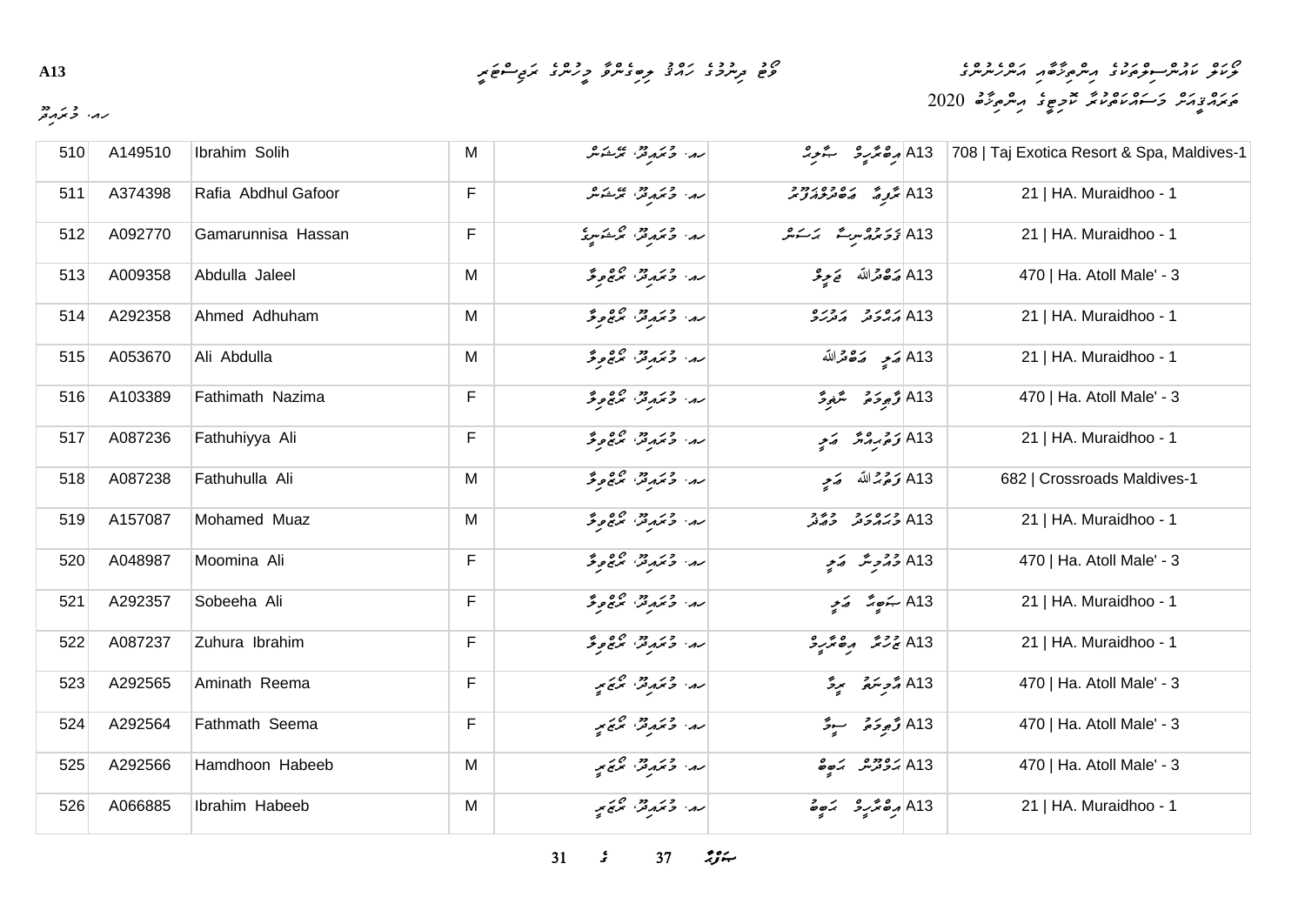| 510 | A149510 | Ibrahim Solih | M | رە. ۇىزەقر، ئۇشەھ | A13 ﺭﻩﭰﺮﯨﺮ ﺳﯘﺭﺭ | 708 \| Taj Exotica Resort & Spa, Maldives-1 |
|---|---|---|---|---|---|---|
| 511 | A374398 | Rafia Abdhul Gafoor | F | رە. ۇىزەقر، ئۇشەھ | A13 ﭘﺮﻭﺭ ﻣﻪﻗﺮﻭﺭﻭﺭ | 21 \| HA. Muraidhoo - 1 |
| 512 | A092770 | Gamarunnisa Hassan | F | رە. ۇىزەقر، ئۇشەسرى | A13 ﻭﻭﺭﻭﺳﺮﻩ ﺑﺮﻩﺵ | 21 \| HA. Muraidhoo - 1 |
| 513 | A009358 | Abdulla Jaleel | M | رە. ۇىزەقر، ئۇﺟﻮﯘ | A13 ﻣﻪﻗﺮﺍﻟﻠﻪ ﻱﻭﻭ | 470 \| Ha. Atoll Male' - 3 |
| 514 | A292358 | Ahmed Adhuham | M | رە. ۇىزەقر، ئۇﺟﻮﯘ | A13 ﻣﺮﻭﺭﻭ ﻣﻘﺮﺭﻭ | 21 \| HA. Muraidhoo - 1 |
| 515 | A053670 | Ali Abdulla | M | رە. ۇىزەقر، ئۇﺟﻮﯘ | A13 ﻣﻪﻭ ﻣﻪﻗﺮﺍﻟﻠﻪ | 21 \| HA. Muraidhoo - 1 |
| 516 | A103389 | Fathimath Nazima | F | رە. ۇىزەقر، ئۇﺟﻮﯘ | A13 ﻭﭘﻮﺭﻭ ﺳﯘﻭﺭ | 470 \| Ha. Atoll Male' - 3 |
| 517 | A087236 | Fathuhiyya Ali | F | رە. ۇىزەقر، ئۇﺟﻮﯘ | A13 ﻭﻭﺭﻩﺭ ﻣﻪﻭ | 21 \| HA. Muraidhoo - 1 |
| 518 | A087238 | Fathuhulla Ali | M | رە. ۇىزەقر، ئۇﺟﻮﯘ | A13 ﻭﻭﺭﺍﻟﻠﻪ ﻣﻪﻭ | 682 \| Crossroads Maldives-1 |
| 519 | A157087 | Mohamed Muaz | M | رە. ۇىزەقر، ئۇﺟﻮﯘ | A13 ﻭﺭﻩﺭﻭ ﻭﻩﻭ | 21 \| HA. Muraidhoo - 1 |
| 520 | A048987 | Moomina Ali | F | رە. ۇىزەقر، ئۇﺟﻮﯘ | A13 ﻭﻩﻭﺵ ﻣﻪﻭ | 470 \| Ha. Atoll Male' - 3 |
| 521 | A292357 | Sobeeha Ali | F | رە. ۇىزەقر، ئۇﺟﻮﯘ | A13 ﺳﻪﻭﺭ ﻣﻪﻭ | 21 \| HA. Muraidhoo - 1 |
| 522 | A087237 | Zuhura Ibrahim | F | رە. ۇىزەقر، ئۇﺟﻮﯘ | A13 ﻱﺭﺵ ﺭﻩﭰﺮﯨﺮ | 21 \| HA. Muraidhoo - 1 |
| 523 | A292565 | Aminath Reema | F | رە. ۇىزەقر، ئۇﻱﻣﺮ | A13 ﻣﻪﻭﺳﺮﻩ ﻣﺮﻭ | 470 \| Ha. Atoll Male' - 3 |
| 524 | A292564 | Fathmath Seema | F | رە. ۇىزەقر، ئۇﻱﻣﺮ | A13 ﻭﭘﻮﺭﻭ ﺳﻮﻭ | 470 \| Ha. Atoll Male' - 3 |
| 525 | A292566 | Hamdhoon Habeeb | M | رە. ۇىزەقر، ئۇﻱﻣﺮ | A13 ﺑﺮﻭﻗﺮﺵ ﺑﺮﻩﻩ | 470 \| Ha. Atoll Male' - 3 |
| 526 | A066885 | Ibrahim Habeeb | M | رە. ۇىزەقر، ئۇﻱﻣﺮ | A13 ﺭﻩﭰﺮﯨﺮ ﺑﺮﻩﻩ | 21 \| HA. Muraidhoo - 1 |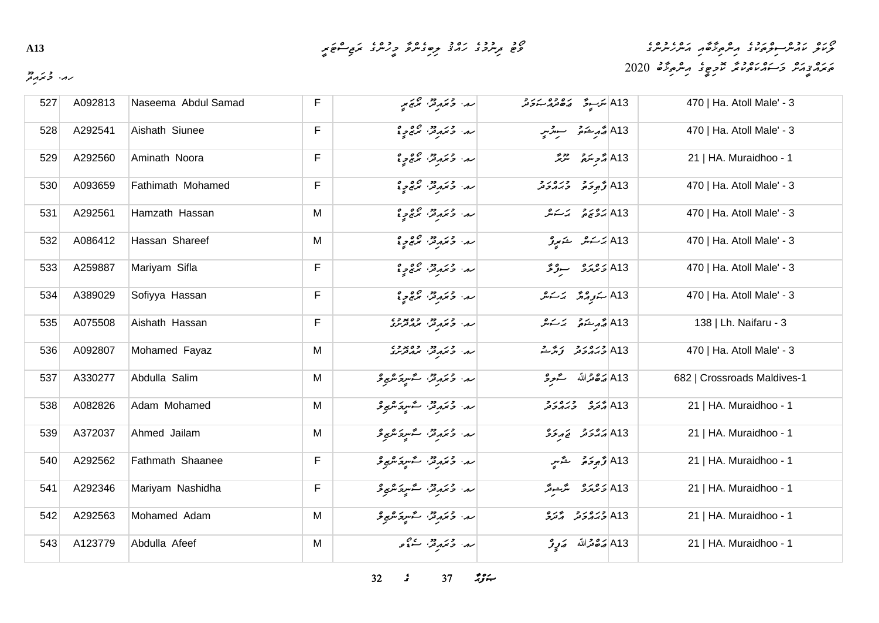| 527 | A092813 | Naseema Abdul Samad | F | ރދ. މުރައިދޫ، ރޫޒަރީ | A13 ނަސީމާ އަބްދުލްސަމަދު | 470 \| Ha. Atoll Male' - 3 |
|---|---|---|---|---|---|---|
| 528 | A292541 | Aishath Siunee | F | ރދ. މުރައިދޫ، ރޫޒްމީޑް | A13 އާއިޝަތު ސިއުނީ | 470 \| Ha. Atoll Male' - 3 |
| 529 | A292560 | Aminath Noora | F | ރދ. މުރައިދޫ، ރޫޒްމީޑް | A13 އާމިނަތު ނޫރާ | 21 \| HA. Muraidhoo - 1 |
| 530 | A093659 | Fathimath Mohamed | F | ރދ. މުރައިދޫ، ރޫޒްމީޑް | A13 ފާތިމަތު މުހައްމަދު | 470 \| Ha. Atoll Male' - 3 |
| 531 | A292561 | Hamzath Hassan | M | ރދ. މުރައިދޫ، ރޫޒްމީޑް | A13 ހަމްޒަތު ހަސަން | 470 \| Ha. Atoll Male' - 3 |
| 532 | A086412 | Hassan Shareef | M | ރދ. މުރައިދޫ، ރޫޒްމީޑް | A13 ހަސަން ޝަރީފު | 470 \| Ha. Atoll Male' - 3 |
| 533 | A259887 | Mariyam Sifla | F | ރދ. މުރައިދޫ، ރޫޒްމީޑް | A13 މަރިޔަމް ސިފްލާ | 470 \| Ha. Atoll Male' - 3 |
| 534 | A389029 | Sofiyya Hassan | F | ރދ. މުރައިދޫ، ރޫޒްމީޑް | A13 ސޯފިއްޔާ ހަސަން | 470 \| Ha. Atoll Male' - 3 |
| 535 | A075508 | Aishath Hassan | F | ރދ. މުރައިދޫ، ރައްދޫރާގެ | A13 އާއިޝަތު ހަސަން | 138 \| Lh. Naifaru - 3 |
| 536 | A092807 | Mohamed Fayaz | M | ރދ. މުރައިދޫ، ރައްދޫރާގެ | A13 މުހައްމަދު ފަޔާޒު | 470 \| Ha. Atoll Male' - 3 |
| 537 | A330277 | Abdulla Salim | M | ރދ. މުރައިދޫ، ސާނިމަންޒިލް | A13 އަބްދުﷲ ސާލިމް | 682 \| Crossroads Maldives-1 |
| 538 | A082826 | Adam Mohamed | M | ރދ. މުރައިދޫ، ސާނިމަންޒިލް | A13 އާދަމް މުހައްމަދު | 21 \| HA. Muraidhoo - 1 |
| 539 | A372037 | Ahmed Jailam | M | ރދ. މުރައިދޫ، ސާނިމަންޒިލް | A13 އަހްމަދު ޖައިލަމް | 21 \| HA. Muraidhoo - 1 |
| 540 | A292562 | Fathmath Shaanee | F | ރދ. މުރައިދޫ، ސާނިމަންޒިލް | A13 ފާތިމަތު ޝާނީ | 21 \| HA. Muraidhoo - 1 |
| 541 | A292346 | Mariyam Nashidha | F | ރދ. މުރައިދޫ، ސާނިމަންޒިލް | A13 މަރިޔަމް ނާޝިދާ | 21 \| HA. Muraidhoo - 1 |
| 542 | A292563 | Mohamed Adam | M | ރދ. މުރައިދޫ، ސާނިމަންޒިލް | A13 މުހައްމަދު އާދަމް | 21 \| HA. Muraidhoo - 1 |
| 543 | A123779 | Abdulla Afeef | M | ރދ. މުރައިދޫ، ސަން | A13 އަބްދުﷲ އަފީފު | 21 \| HA. Muraidhoo - 1 |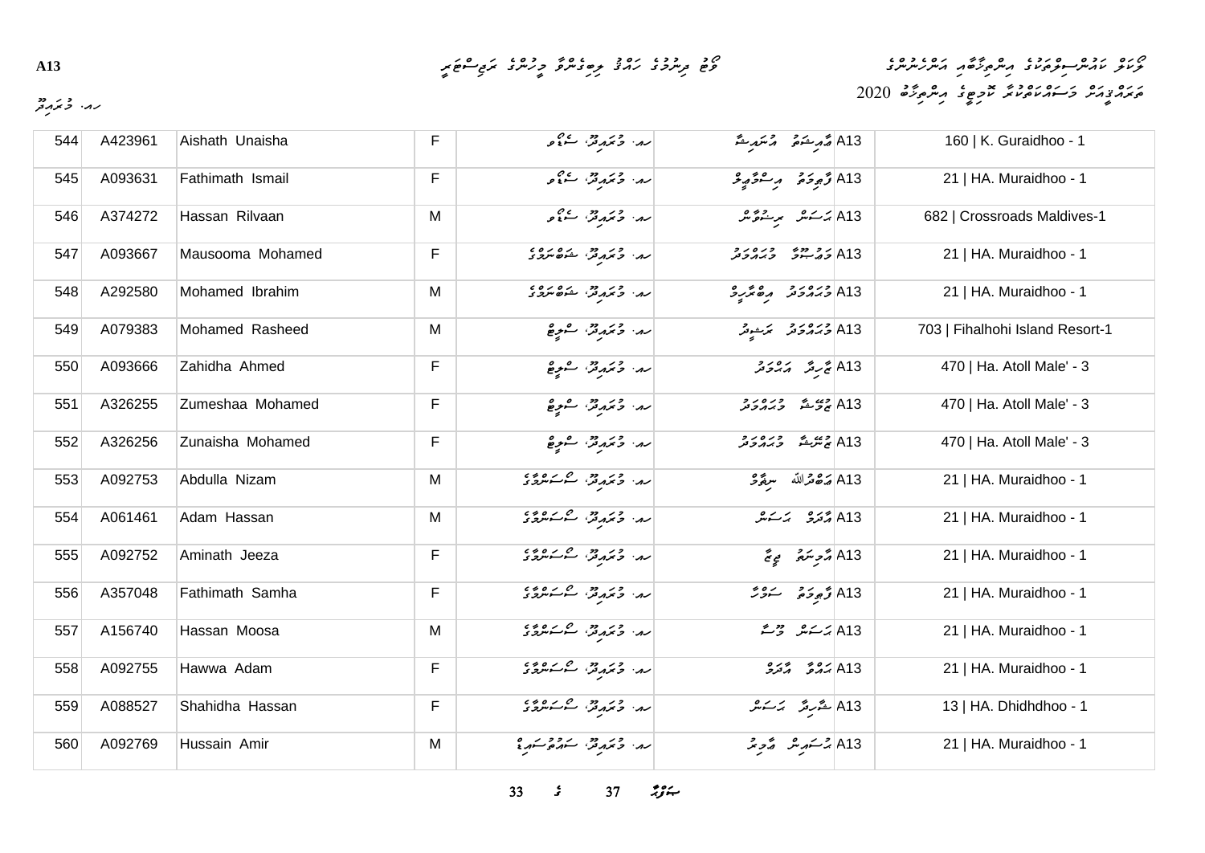| 544 | A423961 | Aishath Unaisha | F | رە. ۋىترەبىرى، سەۋە | A13 ﻣُﻪِﺷَﻪُ ﻪُﺗﻪِﺷَﺔ | 160 \| K. Guraidhoo - 1 |
|---|---|---|---|---|---|---|
| 545 | A093631 | Fathimath Ismail | F | رە. ۋىترەبىرى، سەۋە | A13 ﺗُﻮِﺟَﻮ ﻪِﺳْﺘَﻪِﺑ | 21 \| HA. Muraidhoo - 1 |
| 546 | A374272 | Hassan Rilvaan | M | رە. ۋىترەبىرى، سەۋە | A13 ﺑَﺴَﻨ ﺑِﺮُﺷَﻮ | 682 \| Crossroads Maldives-1 |
| 547 | A093667 | Mausooma Mohamed | F | رە. ۋىترەبىرى، شەھىرىۋى | A13 ﻭَﻣُﺴُﻮﻡَ ﻭُﺭَﻣَﺪَ | 21 \| HA. Muraidhoo - 1 |
| 548 | A292580 | Mohamed Ibrahim | M | رە. ۋىترەبىرى، شەھىرىۋى | A13 ﻭُﺭَﻣَﺪَ ﻣِﻬَﺮُﺑِﻮ | 21 \| HA. Muraidhoo - 1 |
| 549 | A079383 | Mohamed Rasheed | M | رە. ۋىترەبىرى، سوۋى | A13 ﻭُﺭَﻣَﺪَ ﺑَﺸِﻮَ | 703 \| Fihalhohi Island Resort-1 |
| 550 | A093666 | Zahidha Ahmed | F | رە. ۋىترەبىرى، سوۋى | A13 ﺗُﺮِﺗ ﻣَﺮُﻭَﺗ | 470 \| Ha. Atoll Male' - 3 |
| 551 | A326255 | Zumeshaa Mohamed | F | رە. ۋىترەبىرى، سوۋى | A13 ﻳُﻮِﺷَ ﻭُﺭَﻣَﺪَ | 470 \| Ha. Atoll Male' - 3 |
| 552 | A326256 | Zunaisha Mohamed | F | رە. ۋىترەبىرى، سوۋى | A13 ﻳُﻨَﻴْﺸَ ﻭُﺭَﻣَﺪَ | 470 \| Ha. Atoll Male' - 3 |
| 553 | A092753 | Abdulla Nizam | M | رە. ۋىترەبىرى، سەسەسرۋى | A13 ﻣَﻬﻮﺗﺮالله ﺳِﻴَﻮَ | 21 \| HA. Muraidhoo - 1 |
| 554 | A061461 | Adam Hassan | M | رە. ۋىترەبىرى، سەسەسرۋى | A13 ﻣُﺘَﺮَﻭ ﺑَﺴَﻨ | 21 \| HA. Muraidhoo - 1 |
| 555 | A092752 | Aminath Jeeza | F | رە. ۋىترەبىرى، سەسەسرۋى | A13 ﻣُﻮِﺳَﻬ ﻳِﻮَ | 21 \| HA. Muraidhoo - 1 |
| 556 | A357048 | Fathimath Samha | F | رە. ۋىترەبىرى، سەسەسرۋى | A13 ﺗُﻮِﺟَﻮ ﺳَﻮُﺗ | 21 \| HA. Muraidhoo - 1 |
| 557 | A156740 | Hassan Moosa | M | رە. ۋىترەبىرى، سەسەسرۋى | A13 ﺑَﺴَﻨ ﻭُﺳَ | 21 \| HA. Muraidhoo - 1 |
| 558 | A092755 | Hawwa Adam | F | رە. ۋىترەبىرى، سەسەسرۋى | A13 ﺑَﺮُﻭَ ﻣُﺘَﺮَﻭ | 21 \| HA. Muraidhoo - 1 |
| 559 | A088527 | Shahidha Hassan | F | رە. ۋىترەبىرى، سەسەسرۋى | A13 ﺷَﺮِﺗ ﺑَﺴَﻨ | 13 \| HA. Dhidhdhoo - 1 |
| 560 | A092769 | Hussain Amir | M | رە. ۋىترەبىرى، سەرەۋسەرى | A13 ﺑُﺴَﻤِﺮ ﻣُﻮِﺑ | 21 \| HA. Muraidhoo - 1 |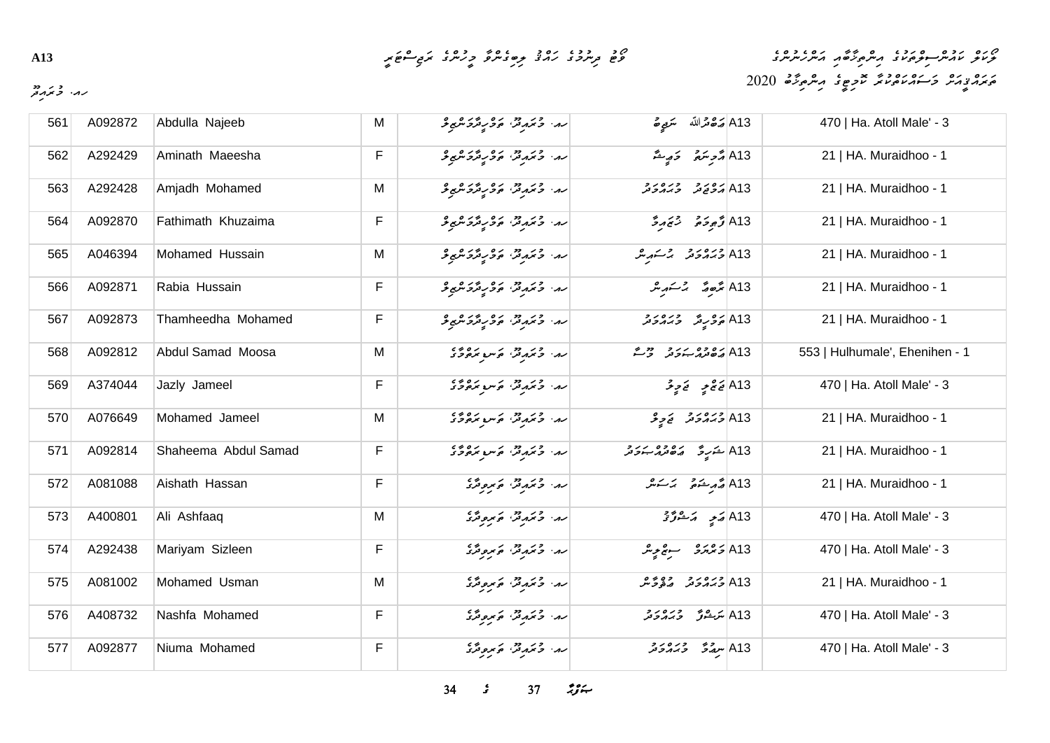| 561 | A092872 | Abdulla Najeeb | M | ހދ. މުރައިދޫ، ތަވްޒީދުމަންޒިލް | A13 އަބްދުﷲ ނަޖީބު | 470 \| Ha. Atoll Male' - 3 |
|---|---|---|---|---|---|---|
| 562 | A292429 | Aminath Maeesha | F | ހދ. މުރައިދޫ، ތަވްޒީދުމަންޒިލް | A13 އާމިނަތު މައީޝާ | 21 \| HA. Muraidhoo - 1 |
| 563 | A292428 | Amjadh Mohamed | M | ހދ. މުރައިދޫ، ތަވްޒީދުމަންޒިލް | A13 އަމްޖަދު މުހައްމަދު | 21 \| HA. Muraidhoo - 1 |
| 564 | A092870 | Fathimath Khuzaima | F | ހދ. މުރައިދޫ، ތަވްޒީދުމަންޒިލް | A13 ފާތިމަތު ޚުޒައިމާ | 21 \| HA. Muraidhoo - 1 |
| 565 | A046394 | Mohamed Hussain | M | ހދ. މުރައިދޫ، ތަވްޒީދުމަންޒިލް | A13 މުހައްމަދު ހުސައިން | 21 \| HA. Muraidhoo - 1 |
| 566 | A092871 | Rabia Hussain | F | ހދ. މުރައިދޫ، ތަވްޒީދުމަންޒިލް | A13 ރާބިޔާ ހުސައިން | 21 \| HA. Muraidhoo - 1 |
| 567 | A092873 | Thamheedha Mohamed | F | ހދ. މުރައިދޫ، ތަވްޒީދުމަންޒިލް | A13 ތަމްހީދާ މުހައްމަދު | 21 \| HA. Muraidhoo - 1 |
| 568 | A092812 | Abdul Samad Moosa | M | ހދ. މުރައިދޫ، ތަސްނީމްވާދީ | A13 އަބްދުއްސަމަދު މޫސާ | 553 \| Hulhumale', Ehenihen - 1 |
| 569 | A374044 | Jazly Jameel | F | ހދ. މުރައިދޫ، ތަސްނީމްވާދީ | A13 ޖަޒްލީ ޖަމީލް | 470 \| Ha. Atoll Male' - 3 |
| 570 | A076649 | Mohamed Jameel | M | ހދ. މުރައިދޫ، ތަސްނީމްވާދީ | A13 މުހައްމަދު ޖަމީލް | 21 \| HA. Muraidhoo - 1 |
| 571 | A092814 | Shaheema Abdul Samad | F | ހދ. މުރައިދޫ، ތަސްނީމްވާދީ | A13 ޝަހީމާ އަބްދުއްސަމަދު | 21 \| HA. Muraidhoo - 1 |
| 572 | A081088 | Aishath Hassan | F | ހދ. މުރައިދޫ، ތަރިވަރީ | A13 އާއިޝަތު ހަސަން | 21 \| HA. Muraidhoo - 1 |
| 573 | A400801 | Ali Ashfaaq | M | ހދ. މުރައިދޫ، ތަރިވަރީ | A13 އަލީ އަޝްފާޤު | 470 \| Ha. Atoll Male' - 3 |
| 574 | A292438 | Mariyam Sizleen | F | ހދ. މުރައިދޫ، ތަރިވަރީ | A13 މަރިޔަމް ސިޒްލީން | 470 \| Ha. Atoll Male' - 3 |
| 575 | A081002 | Mohamed Usman | M | ހދ. މުރައިދޫ، ތަރިވަރީ | A13 މުހައްމަދު އުސްމާން | 21 \| HA. Muraidhoo - 1 |
| 576 | A408732 | Nashfa Mohamed | F | ހދ. މުރައިދޫ، ތަރިވަރީ | A13 ނަޝްފާ މުހައްމަދު | 470 \| Ha. Atoll Male' - 3 |
| 577 | A092877 | Niuma Mohamed | F | ހދ. މުރައިދޫ، ތަރިވަރީ | A13 ނިޢުމާ މުހައްމަދު | 470 \| Ha. Atoll Male' - 3 |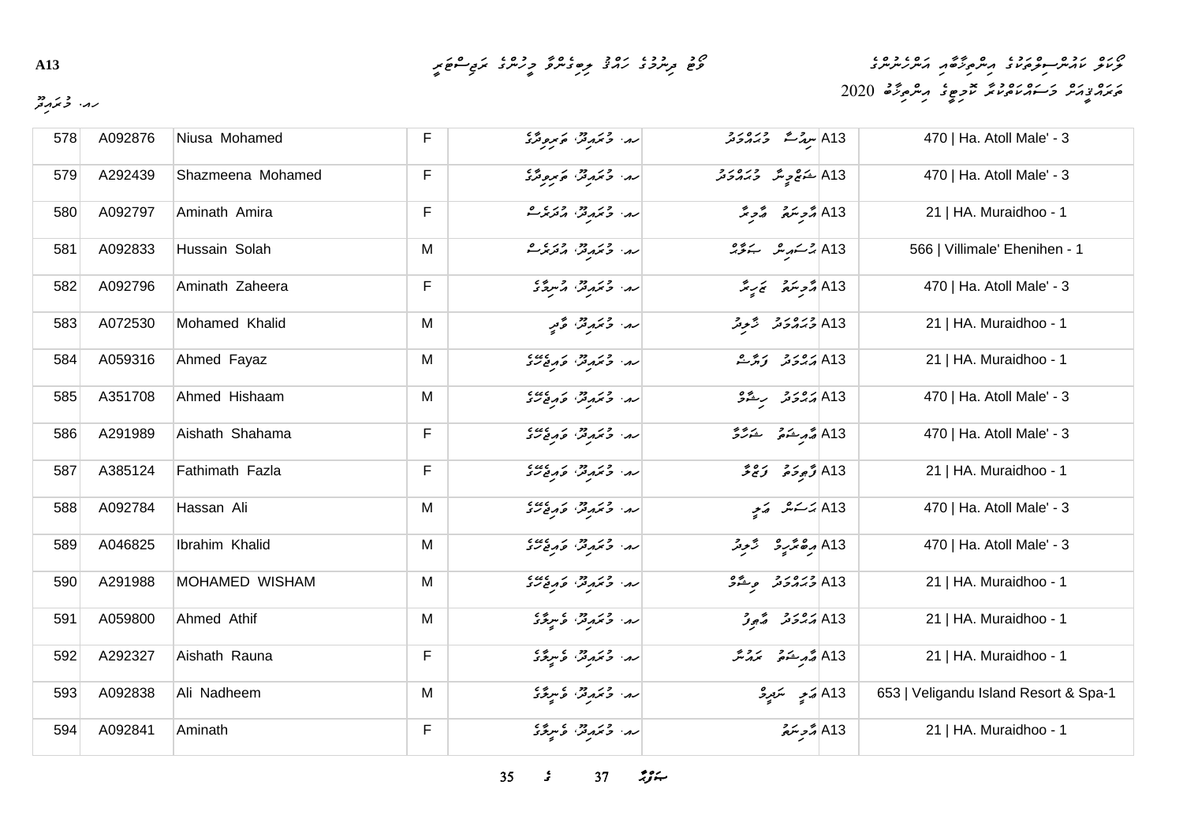| 578 | A092876 | Niusa Mohamed | F | رە. ۋىترەپىر، ئەبرە ترى | A13 سرچە ئەبرە دىر | 470 \| Ha. Atoll Male' - 3 |
|---|---|---|---|---|---|---|
| 579 | A292439 | Shazmeena Mohamed | F | رە. ۋىترەپىر، ئەبرە ترى | A13 شەنج پەتر ئەبرە دىر | 470 \| Ha. Atoll Male' - 3 |
| 580 | A092797 | Aminath Amira | F | رە. ۋىترەپىر، ئەترىر ھ | A13 ئەر سرە ئەر بر | 21 \| HA. Muraidhoo - 1 |
| 581 | A092833 | Hussain Solah | M | رە. ۋىترەپىر، ئەترىر ھ | A13 بر سەر بىر بىنە ئەر | 566 \| Villimale' Ehenihen - 1 |
| 582 | A092796 | Aminath Zaheera | F | رە. ۋىترەپىر، ئەسرەتى | A13 ئەر سرە ئ ير بر | 470 \| Ha. Atoll Male' - 3 |
| 583 | A072530 | Mohamed Khalid | M | رە. ۋىترەپىر، ئەمپر | A13 ئەبرە دىر ئ بىر | 21 \| HA. Muraidhoo - 1 |
| 584 | A059316 | Ahmed Fayaz | M | رە. ۋىترەپىر، ئەرە ئەرە | A13 ئەبرە دىر ئە بىر ھ | 21 \| HA. Muraidhoo - 1 |
| 585 | A351708 | Ahmed Hishaam | M | رە. ۋىترەپىر، ئەرە ئەرە | A13 ئەبرە دىر برىشەد | 470 \| Ha. Atoll Male' - 3 |
| 586 | A291989 | Aishath Shahama | F | رە. ۋىترەپىر، ئەرە ئەرە | A13 ئەر شەمر شەرگ | 470 \| Ha. Atoll Male' - 3 |
| 587 | A385124 | Fathimath Fazla | F | رە. ۋىترەپىر، ئەرە ئەرە | A13 ئەبرە ئەرە ئەر | 21 \| HA. Muraidhoo - 1 |
| 588 | A092784 | Hassan Ali | M | رە. ۋىترەپىر، ئەرە ئەرە | A13 برسەش ئەمپر | 470 \| Ha. Atoll Male' - 3 |
| 589 | A046825 | Ibrahim Khalid | M | رە. ۋىترەپىر، ئەرە ئەرە | A13 رە ئەرە ئ بىر | 470 \| Ha. Atoll Male' - 3 |
| 590 | A291988 | MOHAMED WISHAM | M | رە. ۋىترەپىر، ئەرە ئەرە | A13 ئەبرە دىر بىشەد | 21 \| HA. Muraidhoo - 1 |
| 591 | A059800 | Ahmed Athif | M | رە. ۋىترەپىر، ئەسرەتى | A13 ئەبرە دىر ئەبو | 21 \| HA. Muraidhoo - 1 |
| 592 | A292327 | Aishath Rauna | F | رە. ۋىترەپىر، ئەسرەتى | A13 ئەر شەمر برە بىر | 21 \| HA. Muraidhoo - 1 |
| 593 | A092838 | Ali Nadheem | M | رە. ۋىترەپىر، ئەسرەتى | A13 ئەمپر سرىرى | 653 \| Veligandu Island Resort & Spa-1 |
| 594 | A092841 | Aminath | F | رە. ۋىترەپىر، ئەسرەتى | A13 ئەر سرە | 21 \| HA. Muraidhoo - 1 |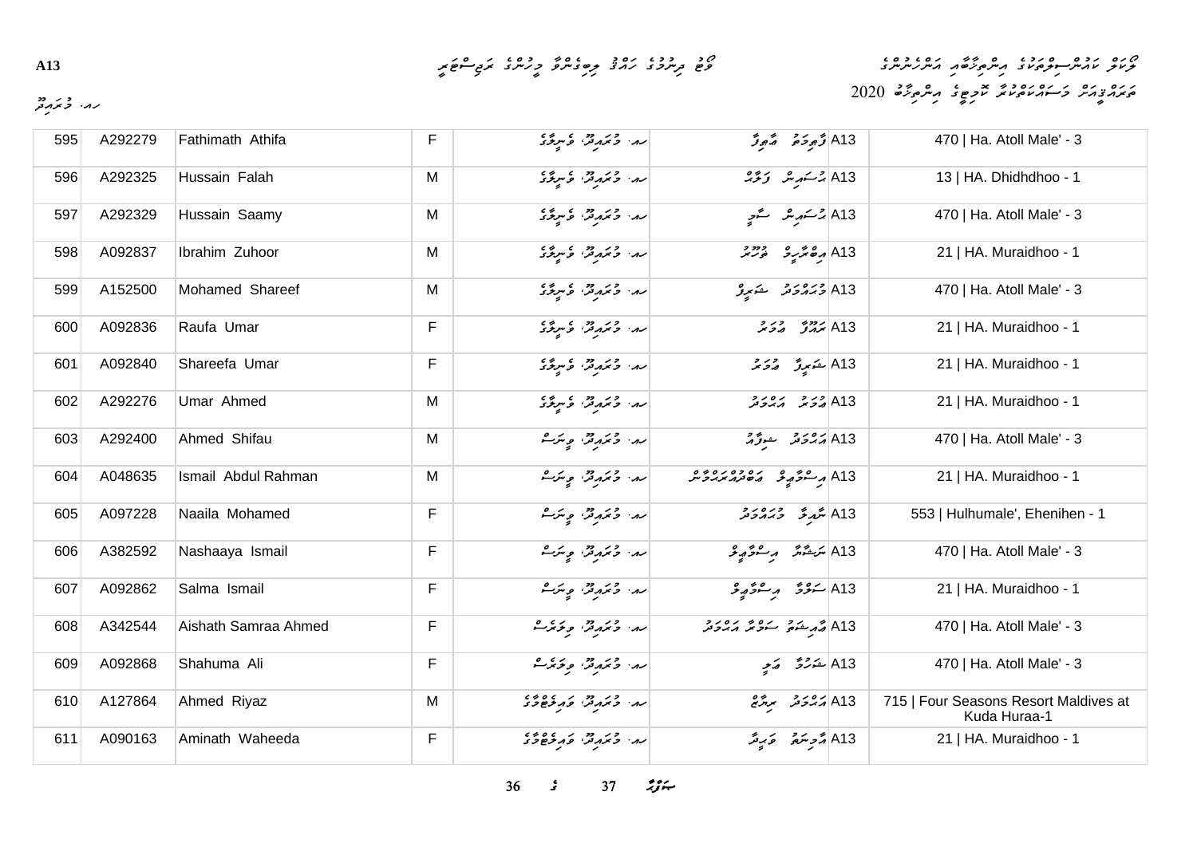| 595 | A292279 | Fathimath Athifa | F | رە. دېمەرىق، ۋىرى ئ | A13 ۋەچە ھەرگە | 470 \| Ha. Atoll Male' - 3 |
|---|---|---|---|---|---|---|
| 596 | A292325 | Hussain Falah | M | رە. دېمەرىق، ۋىرى ئ | A13 جەسىر ئەقۇر | 13 \| HA. Dhidhdhoo - 1 |
| 597 | A292329 | Hussain Saamy | M | رە. دېمەرىق، ۋىرى ئ | A13 جەسىر سەبىي | 470 \| Ha. Atoll Male' - 3 |
| 598 | A092837 | Ibrahim Zuhoor | M | رە. دېمەرىق، ۋىرى ئ | A13 مەھترىرى ئەرد | 21 \| HA. Muraidhoo - 1 |
| 599 | A152500 | Mohamed Shareef | M | رە. دېمەرىق، ۋىرى ئ | A13 دېرەدىر شەمرۇ | 470 \| Ha. Atoll Male' - 3 |
| 600 | A092836 | Raufa Umar | F | رە. دېمەرىق، ۋىرى ئ | A13 برودق مەدىر | 21 \| HA. Muraidhoo - 1 |
| 601 | A092840 | Shareefa Umar | F | رە. دېمەرىق، ۋىرى ئ | A13 شەمرۇ مەدىر | 21 \| HA. Muraidhoo - 1 |
| 602 | A292276 | Umar Ahmed | M | رە. دېمەرىق، ۋىرى ئ | A13 مەدىر مەرەدىر | 21 \| HA. Muraidhoo - 1 |
| 603 | A292400 | Ahmed Shifau | M | رە. دېمەرىق، ۋىسرى | A13 مەرەدىر شىۋەر | 470 \| Ha. Atoll Male' - 3 |
| 604 | A048635 | Ismail Abdul Rahman | M | رە. دېمەرىق، ۋىسرى | A13 مەسىۋەمۇ مەھىرمىرىزىر | 21 \| HA. Muraidhoo - 1 |
| 605 | A097228 | Naaila Mohamed | F | رە. دېمەرىق، ۋىسرى | A13 سەمرى دېرەدىر | 553 \| Hulhumale', Ehenihen - 1 |
| 606 | A382592 | Nashaaya Ismail | F | رە. دېمەرىق، ۋىسرى | A13 سىشەر مەسىۋەمۇ | 470 \| Ha. Atoll Male' - 3 |
| 607 | A092862 | Salma Ismail | F | رە. دېمەرىق، ۋىسرى | A13 سەۋۇ مەسىۋەمۇ | 21 \| HA. Muraidhoo - 1 |
| 608 | A342544 | Aishath Samraa Ahmed | F | رە. دېمەرىق، ۋەكىرى | A13 مەرشەم سەۋىر مەرەدىر | 470 \| Ha. Atoll Male' - 3 |
| 609 | A092868 | Shahuma Ali | F | رە. دېمەرىق، ۋەكىرى | A13 شەرىۋ مەر | 470 \| Ha. Atoll Male' - 3 |
| 610 | A127864 | Ahmed Riyaz | M | رە. دېمەرىق، ۋەرۋەۋى | A13 مەرەدىر بىرمىج | 715 \| Four Seasons Resort Maldives at Kuda Huraa-1 |
| 611 | A090163 | Aminath Waheeda | F | رە. دېمەرىق، ۋەرۋەۋى | A13 مەمىسى ۋەبىر | 21 \| HA. Muraidhoo - 1 |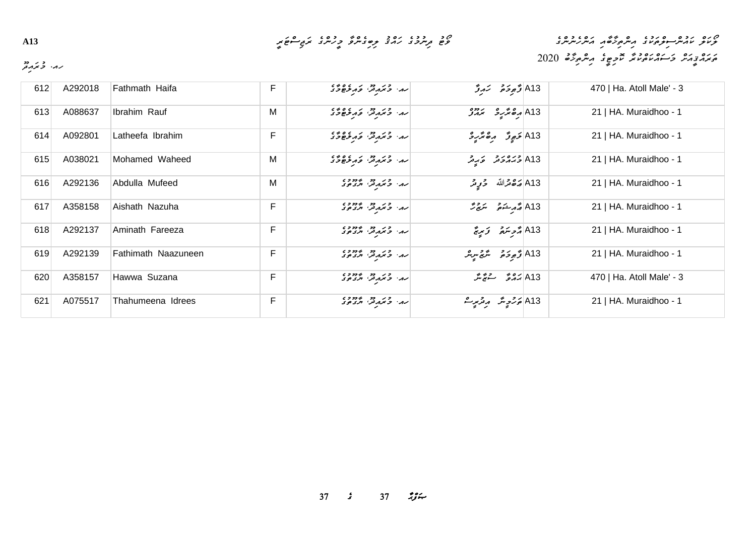| | | | | | | |
|---|---|---|---|---|---|---|
| 612 | A292018 | Fathmath Haifa | F | ހއ. މުރައިދޫ، ވައިލެޓްވޭ | A13 ފާތިމަތު ހައިފާ | 470 \| Ha. Atoll Male' - 3 |
| 613 | A088637 | Ibrahim Rauf | M | ހއ. މުރައިދޫ، ވައިލެޓްވޭ | A13 އިބްރާހީމް ރައުފް | 21 \| HA. Muraidhoo - 1 |
| 614 | A092801 | Latheefa Ibrahim | F | ހއ. މުރައިދޫ، ވައިލެޓްވޭ | A13 ލަތީފާ އިބްރާހީމް | 21 \| HA. Muraidhoo - 1 |
| 615 | A038021 | Mohamed Waheed | M | ހއ. މުރައިދޫ، ވައިލެޓްވޭ | A13 މުހައްމަދު ވަޙީދު | 21 \| HA. Muraidhoo - 1 |
| 616 | A292136 | Abdulla Mufeed | M | ހއ. މުރައިދޫ، ނޫމޫސް | A13 އަބްދުﷲ މުފީދު | 21 \| HA. Muraidhoo - 1 |
| 617 | A358158 | Aishath Nazuha | F | ހއ. މުރައިދޫ، ނޫމޫސް | A13 އާއިޝަތު ނަޒުހާ | 21 \| HA. Muraidhoo - 1 |
| 618 | A292137 | Aminath Fareeza | F | ހއ. މުރައިދޫ، ނޫމޫސް | A13 އާމިނަތު ފަރީޒާ | 21 \| HA. Muraidhoo - 1 |
| 619 | A292139 | Fathimath Naazuneen | F | ހއ. މުރައިދޫ، ނޫމޫސް | A13 ފާތިމަތު ނާޒުނީން | 21 \| HA. Muraidhoo - 1 |
| 620 | A358157 | Hawwa Suzana | F | ހއ. މުރައިދޫ، ނޫމޫސް | A13 ހައްވާ ސުޒާނާ | 470 \| Ha. Atoll Male' - 3 |
| 621 | A075517 | Thahumeena Idrees | F | ހއ. މުރައިދޫ، ނޫމޫސް | A13 ތަހުމީނާ އިދްރީސް | 21 \| HA. Muraidhoo - 1 |